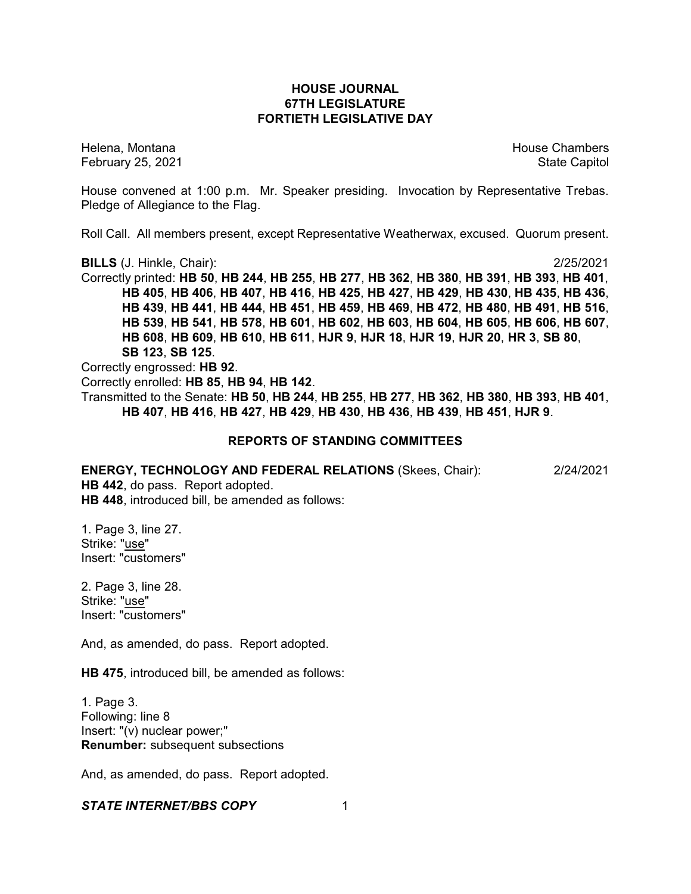**HOUSE JOURNAL**
**67TH LEGISLATURE**
**FORTIETH LEGISLATIVE DAY**

Helena, Montana House Chambers
February 25, 2021 State Capitol

House convened at 1:00 p.m. Mr. Speaker presiding. Invocation by Representative Trebas. Pledge of Allegiance to the Flag.

Roll Call. All members present, except Representative Weatherwax, excused. Quorum present.

**BILLS** (J. Hinkle, Chair): 2/25/2021

Correctly printed: **HB 50**, **HB 244**, **HB 255**, **HB 277**, **HB 362**, **HB 380**, **HB 391**, **HB 393**, **HB 401**, **HB 405**, **HB 406**, **HB 407**, **HB 416**, **HB 425**, **HB 427**, **HB 429**, **HB 430**, **HB 435**, **HB 436**, **HB 439**, **HB 441**, **HB 444**, **HB 451**, **HB 459**, **HB 469**, **HB 472**, **HB 480**, **HB 491**, **HB 516**, **HB 539**, **HB 541**, **HB 578**, **HB 601**, **HB 602**, **HB 603**, **HB 604**, **HB 605**, **HB 606**, **HB 607**, **HB 608**, **HB 609**, **HB 610**, **HB 611**, **HJR 9**, **HJR 18**, **HJR 19**, **HJR 20**, **HR 3**, **SB 80**, **SB 123**, **SB 125**.

Correctly engrossed: **HB 92**.

Correctly enrolled: **HB 85**, **HB 94**, **HB 142**.

Transmitted to the Senate: **HB 50**, **HB 244**, **HB 255**, **HB 277**, **HB 362**, **HB 380**, **HB 393**, **HB 401**, **HB 407**, **HB 416**, **HB 427**, **HB 429**, **HB 430**, **HB 436**, **HB 439**, **HB 451**, **HJR 9**.

## REPORTS OF STANDING COMMITTEES

**ENERGY, TECHNOLOGY AND FEDERAL RELATIONS** (Skees, Chair): 2/24/2021

**HB 442**, do pass. Report adopted.

**HB 448**, introduced bill, be amended as follows:

1. Page 3, line 27.
Strike: "use"
Insert: "customers"

2. Page 3, line 28.
Strike: "use"
Insert: "customers"

And, as amended, do pass. Report adopted.

**HB 475**, introduced bill, be amended as follows:

1. Page 3.
Following: line 8
Insert: "(v) nuclear power;"
**Renumber:** subsequent subsections

And, as amended, do pass. Report adopted.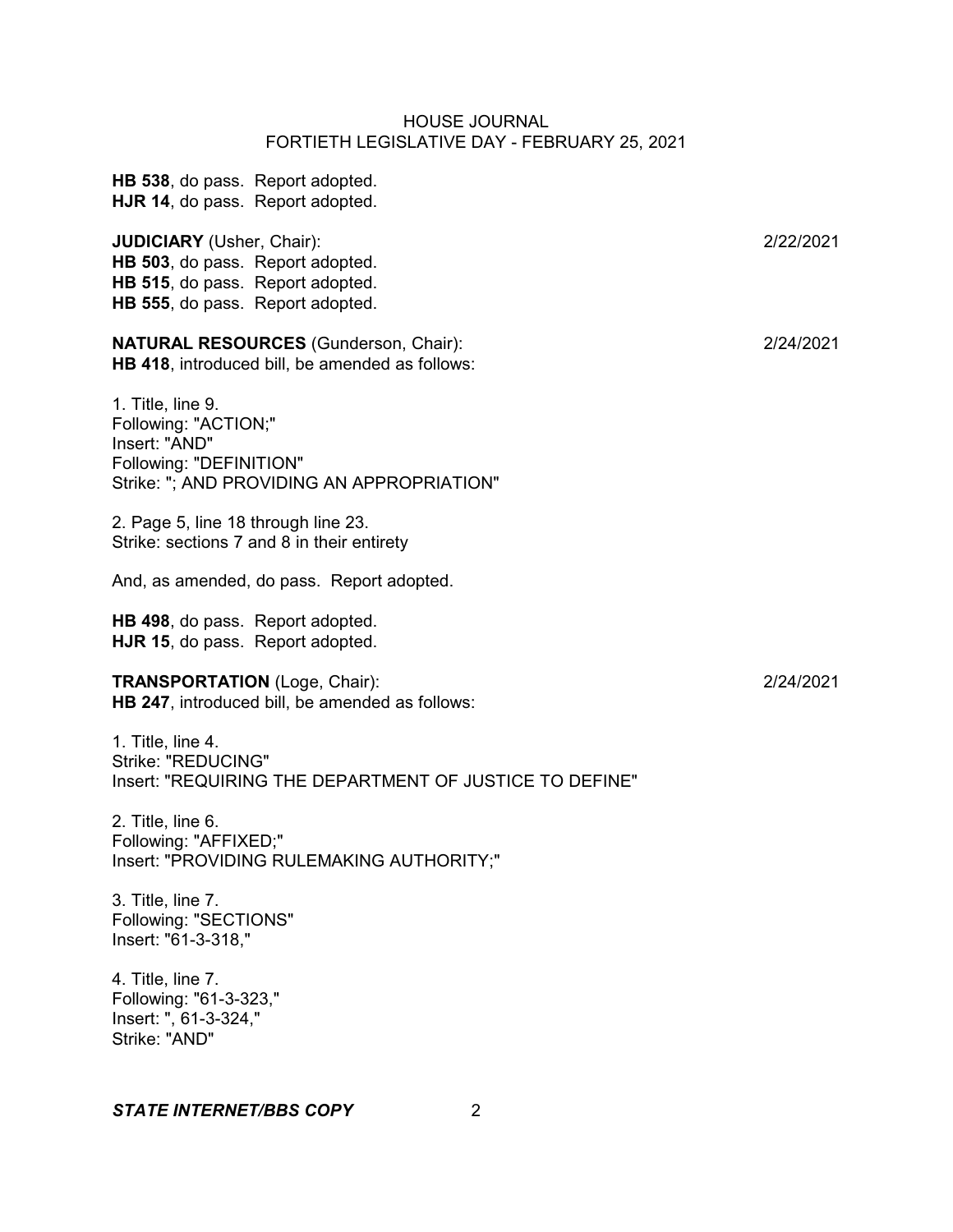**HB 538**, do pass. Report adopted.
**HJR 14**, do pass. Report adopted.

**JUDICIARY** (Usher, Chair): 2/22/2021
**HB 503**, do pass. Report adopted.
**HB 515**, do pass. Report adopted.
**HB 555**, do pass. Report adopted.

**NATURAL RESOURCES** (Gunderson, Chair): 2/24/2021
**HB 418**, introduced bill, be amended as follows:

1. Title, line 9.
Following: "ACTION;"
Insert: "AND"
Following: "DEFINITION"
Strike: "; AND PROVIDING AN APPROPRIATION"

2. Page 5, line 18 through line 23.
Strike: sections 7 and 8 in their entirety

And, as amended, do pass. Report adopted.

**HB 498**, do pass. Report adopted.
**HJR 15**, do pass. Report adopted.

**TRANSPORTATION** (Loge, Chair): 2/24/2021
**HB 247**, introduced bill, be amended as follows:

1. Title, line 4.
Strike: "REDUCING"
Insert: "REQUIRING THE DEPARTMENT OF JUSTICE TO DEFINE"

2. Title, line 6.
Following: "AFFIXED;"
Insert: "PROVIDING RULEMAKING AUTHORITY;"

3. Title, line 7.
Following: "SECTIONS"
Insert: "61-3-318,"

4. Title, line 7.
Following: "61-3-323,"
Insert: ", 61-3-324,"
Strike: "AND"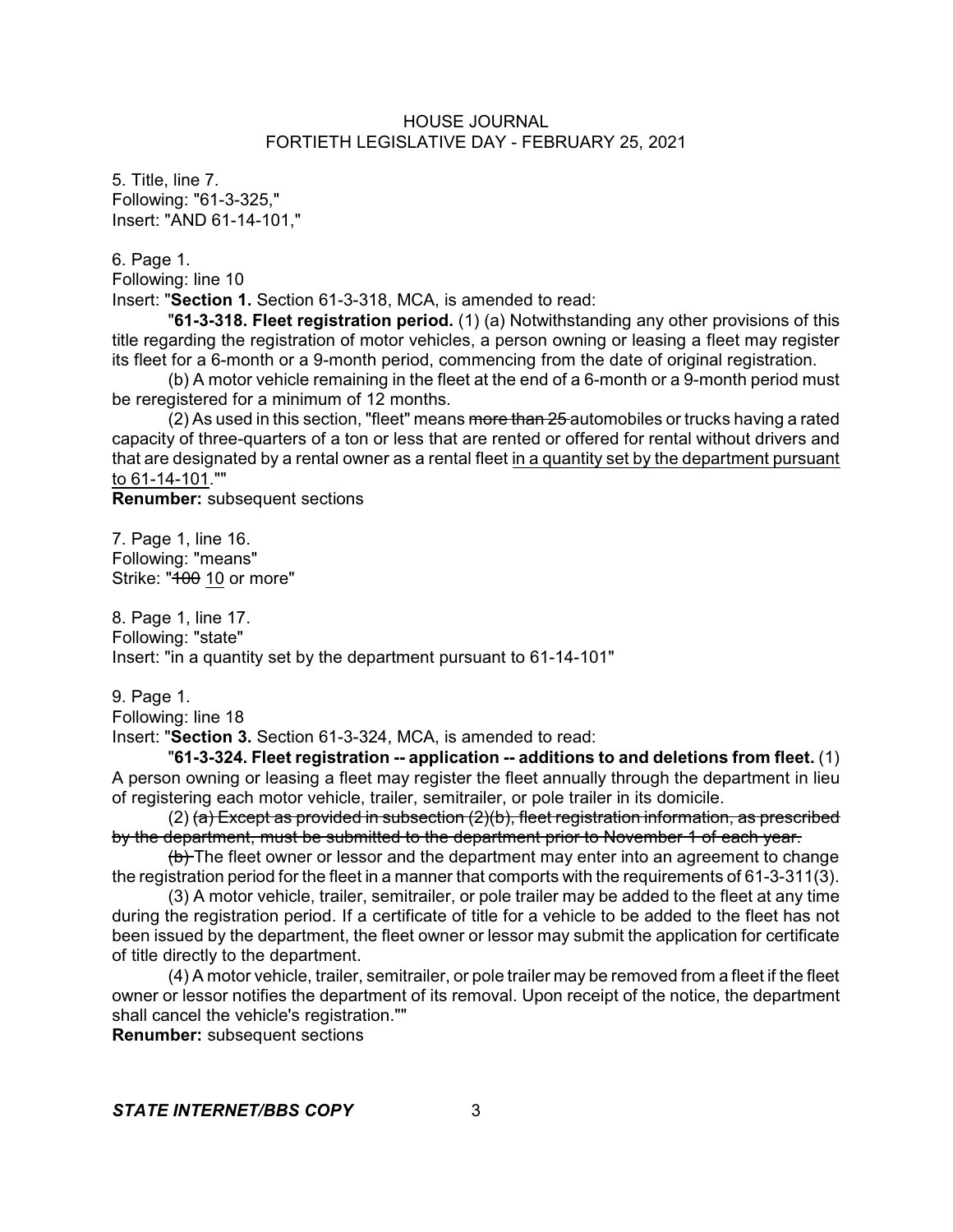5. Title, line 7.
Following: "61-3-325,"
Insert: "AND 61-14-101,"

6. Page 1.
Following: line 10
Insert: "**Section 1.** Section 61-3-318, MCA, is amended to read:

"**61-3-318. Fleet registration period.** (1) (a) Notwithstanding any other provisions of this title regarding the registration of motor vehicles, a person owning or leasing a fleet may register its fleet for a 6-month or a 9-month period, commencing from the date of original registration.

(b) A motor vehicle remaining in the fleet at the end of a 6-month or a 9-month period must be reregistered for a minimum of 12 months.

(2) As used in this section, "fleet" means ~~more than 25~~ automobiles or trucks having a rated capacity of three-quarters of a ton or less that are rented or offered for rental without drivers and that are designated by a rental owner as a rental fleet <u>in a quantity set by the department pursuant to 61-14-101</u>.""

**Renumber:** subsequent sections

7. Page 1, line 16.
Following: "means"
Strike: "~~100~~ <u>10</u> or more"

8. Page 1, line 17.
Following: "state"
Insert: "in a quantity set by the department pursuant to 61-14-101"

9. Page 1.
Following: line 18
Insert: "**Section 3.** Section 61-3-324, MCA, is amended to read:

"**61-3-324. Fleet registration -- application -- additions to and deletions from fleet.** (1) A person owning or leasing a fleet may register the fleet annually through the department in lieu of registering each motor vehicle, trailer, semitrailer, or pole trailer in its domicile.

(2) ~~(a) Except as provided in subsection (2)(b), fleet registration information, as prescribed by the department, must be submitted to the department prior to November 1 of each year.~~

~~(b)~~ The fleet owner or lessor and the department may enter into an agreement to change the registration period for the fleet in a manner that comports with the requirements of 61-3-311(3).

(3) A motor vehicle, trailer, semitrailer, or pole trailer may be added to the fleet at any time during the registration period. If a certificate of title for a vehicle to be added to the fleet has not been issued by the department, the fleet owner or lessor may submit the application for certificate of title directly to the department.

(4) A motor vehicle, trailer, semitrailer, or pole trailer may be removed from a fleet if the fleet owner or lessor notifies the department of its removal. Upon receipt of the notice, the department shall cancel the vehicle's registration.""

**Renumber:** subsequent sections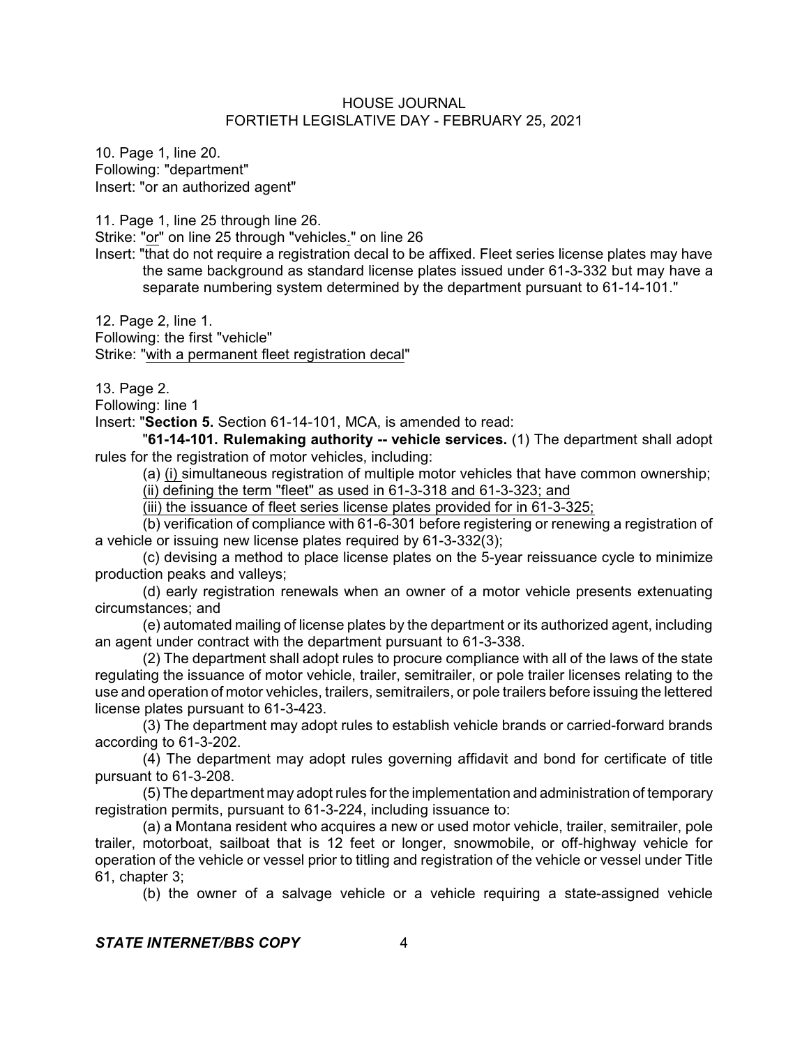10. Page 1, line 20.
Following: "department"
Insert: "or an authorized agent"

11. Page 1, line 25 through line 26.
Strike: "or" on line 25 through "vehicles." on line 26
Insert: "that do not require a registration decal to be affixed. Fleet series license plates may have the same background as standard license plates issued under 61-3-332 but may have a separate numbering system determined by the department pursuant to 61-14-101."

12. Page 2, line 1.
Following: the first "vehicle"
Strike: "with a permanent fleet registration decal"

13. Page 2.
Following: line 1
Insert: "**Section 5.** Section 61-14-101, MCA, is amended to read:

"**61-14-101. Rulemaking authority -- vehicle services.** (1) The department shall adopt rules for the registration of motor vehicles, including:

(a) (i) simultaneous registration of multiple motor vehicles that have common ownership;

(ii) defining the term "fleet" as used in 61-3-318 and 61-3-323; and

(iii) the issuance of fleet series license plates provided for in 61-3-325;

(b) verification of compliance with 61-6-301 before registering or renewing a registration of a vehicle or issuing new license plates required by 61-3-332(3);

(c) devising a method to place license plates on the 5-year reissuance cycle to minimize production peaks and valleys;

(d) early registration renewals when an owner of a motor vehicle presents extenuating circumstances; and

(e) automated mailing of license plates by the department or its authorized agent, including an agent under contract with the department pursuant to 61-3-338.

(2) The department shall adopt rules to procure compliance with all of the laws of the state regulating the issuance of motor vehicle, trailer, semitrailer, or pole trailer licenses relating to the use and operation of motor vehicles, trailers, semitrailers, or pole trailers before issuing the lettered license plates pursuant to 61-3-423.

(3) The department may adopt rules to establish vehicle brands or carried-forward brands according to 61-3-202.

(4) The department may adopt rules governing affidavit and bond for certificate of title pursuant to 61-3-208.

(5) The department may adopt rules for the implementation and administration of temporary registration permits, pursuant to 61-3-224, including issuance to:

(a) a Montana resident who acquires a new or used motor vehicle, trailer, semitrailer, pole trailer, motorboat, sailboat that is 12 feet or longer, snowmobile, or off-highway vehicle for operation of the vehicle or vessel prior to titling and registration of the vehicle or vessel under Title 61, chapter 3;

(b) the owner of a salvage vehicle or a vehicle requiring a state-assigned vehicle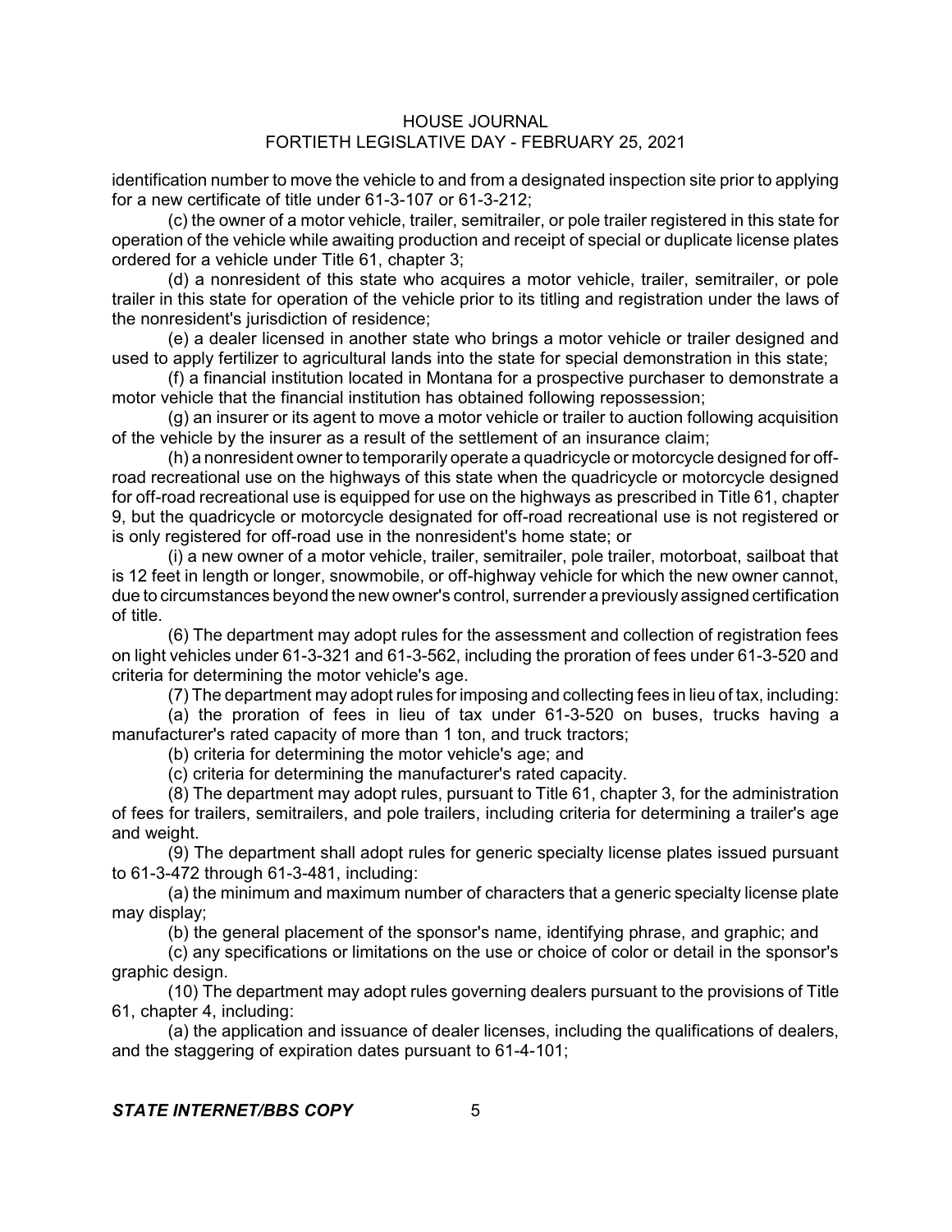identification number to move the vehicle to and from a designated inspection site prior to applying for a new certificate of title under 61-3-107 or 61-3-212;

(c) the owner of a motor vehicle, trailer, semitrailer, or pole trailer registered in this state for operation of the vehicle while awaiting production and receipt of special or duplicate license plates ordered for a vehicle under Title 61, chapter 3;

(d) a nonresident of this state who acquires a motor vehicle, trailer, semitrailer, or pole trailer in this state for operation of the vehicle prior to its titling and registration under the laws of the nonresident's jurisdiction of residence;

(e) a dealer licensed in another state who brings a motor vehicle or trailer designed and used to apply fertilizer to agricultural lands into the state for special demonstration in this state;

(f) a financial institution located in Montana for a prospective purchaser to demonstrate a motor vehicle that the financial institution has obtained following repossession;

(g) an insurer or its agent to move a motor vehicle or trailer to auction following acquisition of the vehicle by the insurer as a result of the settlement of an insurance claim;

(h) a nonresident owner to temporarily operate a quadricycle or motorcycle designed for off-road recreational use on the highways of this state when the quadricycle or motorcycle designed for off-road recreational use is equipped for use on the highways as prescribed in Title 61, chapter 9, but the quadricycle or motorcycle designated for off-road recreational use is not registered or is only registered for off-road use in the nonresident's home state; or

(i) a new owner of a motor vehicle, trailer, semitrailer, pole trailer, motorboat, sailboat that is 12 feet in length or longer, snowmobile, or off-highway vehicle for which the new owner cannot, due to circumstances beyond the new owner's control, surrender a previously assigned certification of title.

(6) The department may adopt rules for the assessment and collection of registration fees on light vehicles under 61-3-321 and 61-3-562, including the proration of fees under 61-3-520 and criteria for determining the motor vehicle's age.

(7) The department may adopt rules for imposing and collecting fees in lieu of tax, including:

(a) the proration of fees in lieu of tax under 61-3-520 on buses, trucks having a manufacturer's rated capacity of more than 1 ton, and truck tractors;

(b) criteria for determining the motor vehicle's age; and

(c) criteria for determining the manufacturer's rated capacity.

(8) The department may adopt rules, pursuant to Title 61, chapter 3, for the administration of fees for trailers, semitrailers, and pole trailers, including criteria for determining a trailer's age and weight.

(9) The department shall adopt rules for generic specialty license plates issued pursuant to 61-3-472 through 61-3-481, including:

(a) the minimum and maximum number of characters that a generic specialty license plate may display;

(b) the general placement of the sponsor's name, identifying phrase, and graphic; and

(c) any specifications or limitations on the use or choice of color or detail in the sponsor's graphic design.

(10) The department may adopt rules governing dealers pursuant to the provisions of Title 61, chapter 4, including:

(a) the application and issuance of dealer licenses, including the qualifications of dealers, and the staggering of expiration dates pursuant to 61-4-101;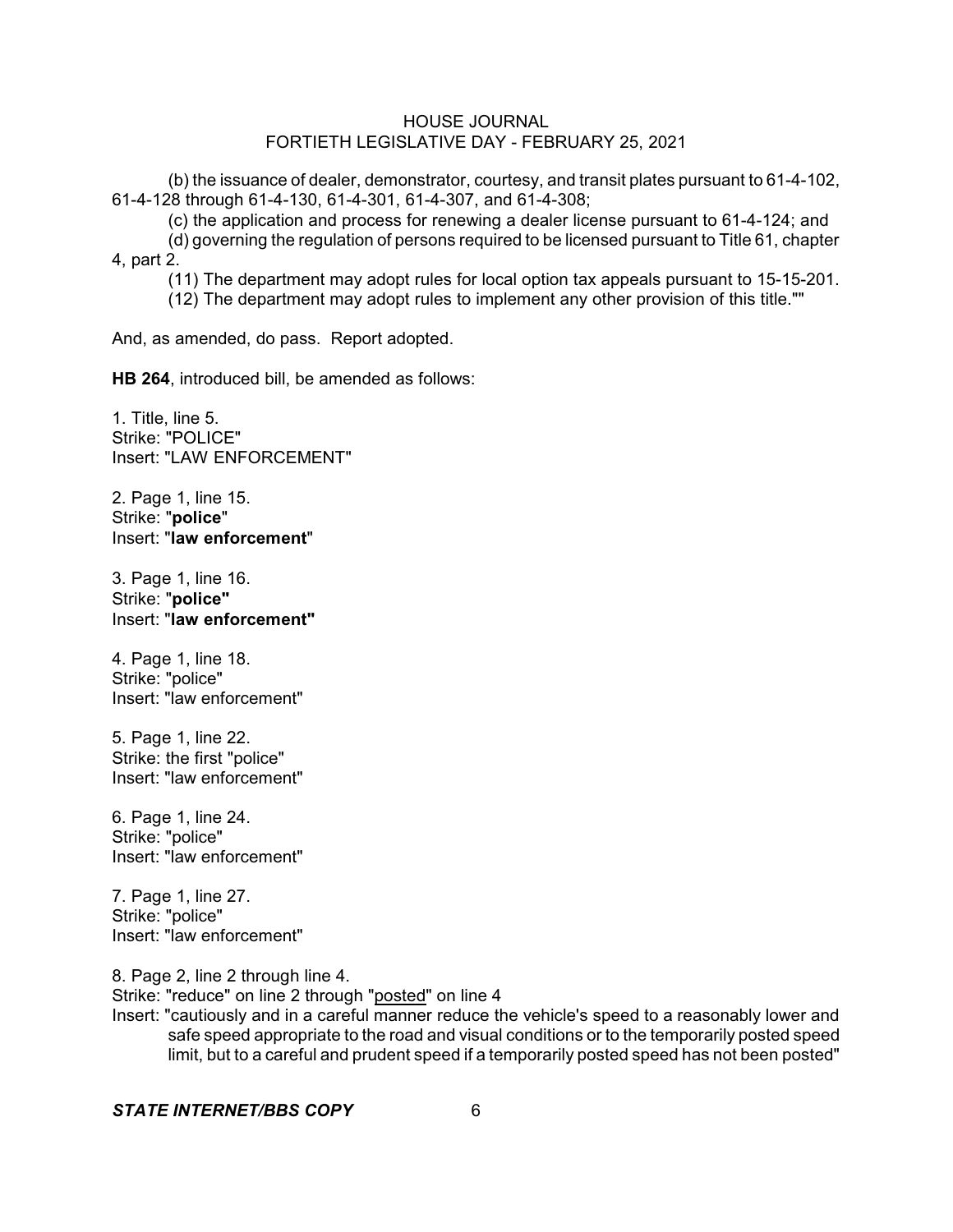(b) the issuance of dealer, demonstrator, courtesy, and transit plates pursuant to 61-4-102, 61-4-128 through 61-4-130, 61-4-301, 61-4-307, and 61-4-308;

(c) the application and process for renewing a dealer license pursuant to 61-4-124; and

(d) governing the regulation of persons required to be licensed pursuant to Title 61, chapter 4, part 2.

(11) The department may adopt rules for local option tax appeals pursuant to 15-15-201.

(12) The department may adopt rules to implement any other provision of this title.""

And, as amended, do pass. Report adopted.

**HB 264**, introduced bill, be amended as follows:

1. Title, line 5.
Strike: "POLICE"
Insert: "LAW ENFORCEMENT"

2. Page 1, line 15.
Strike: "**police**"
Insert: "**law enforcement**"

3. Page 1, line 16.
Strike: "**police"**
Insert: "**law enforcement"**

4. Page 1, line 18.
Strike: "police"
Insert: "law enforcement"

5. Page 1, line 22.
Strike: the first "police"
Insert: "law enforcement"

6. Page 1, line 24.
Strike: "police"
Insert: "law enforcement"

7. Page 1, line 27.
Strike: "police"
Insert: "law enforcement"

8. Page 2, line 2 through line 4.
Strike: "reduce" on line 2 through "<u>posted</u>" on line 4
Insert: "cautiously and in a careful manner reduce the vehicle's speed to a reasonably lower and safe speed appropriate to the road and visual conditions or to the temporarily posted speed limit, but to a careful and prudent speed if a temporarily posted speed has not been posted"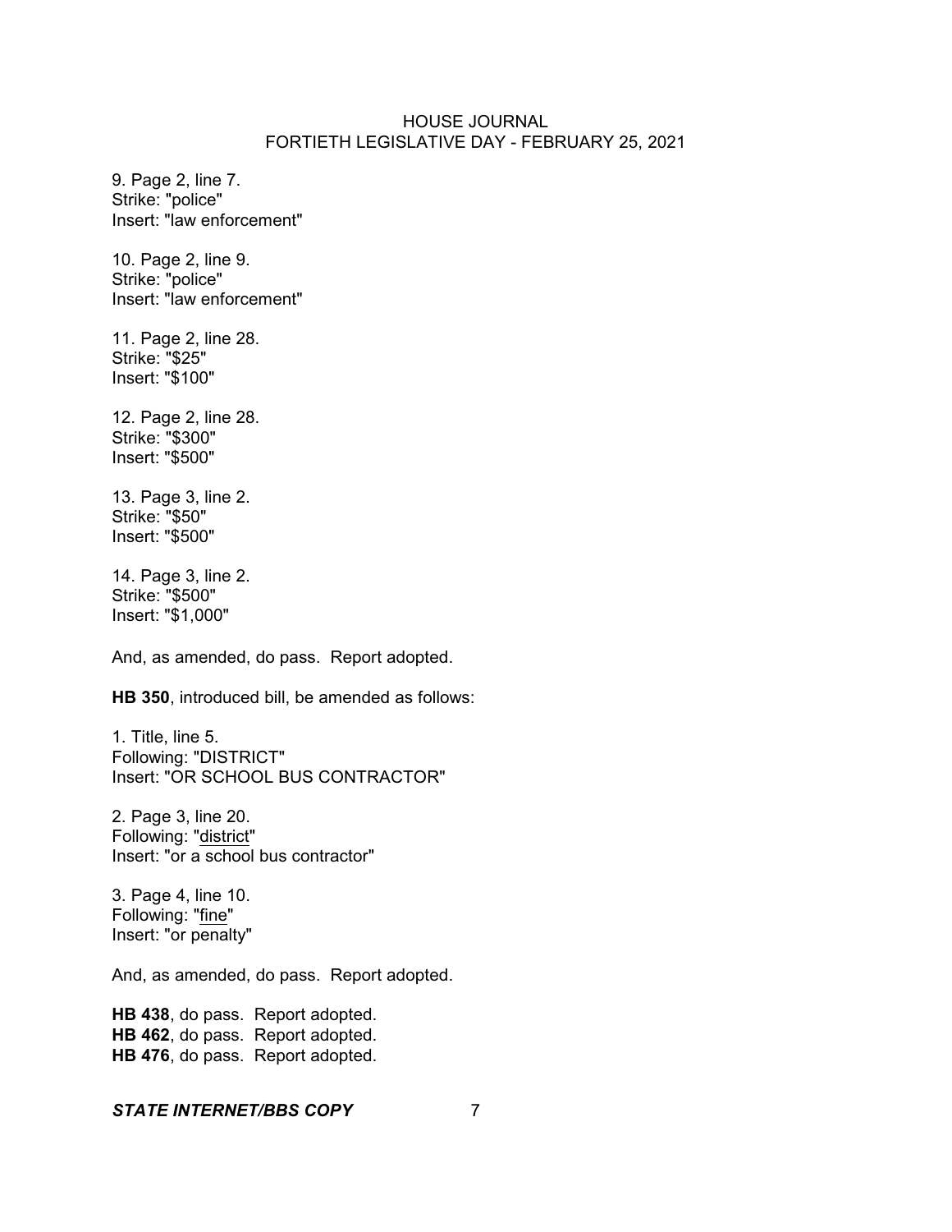9. Page 2, line 7.
Strike: "police"
Insert: "law enforcement"

10. Page 2, line 9.
Strike: "police"
Insert: "law enforcement"

11. Page 2, line 28.
Strike: "$25"
Insert: "$100"

12. Page 2, line 28.
Strike: "$300"
Insert: "$500"

13. Page 3, line 2.
Strike: "$50"
Insert: "$500"

14. Page 3, line 2.
Strike: "$500"
Insert: "$1,000"

And, as amended, do pass. Report adopted.

**HB 350**, introduced bill, be amended as follows:

1. Title, line 5.
Following: "DISTRICT"
Insert: "OR SCHOOL BUS CONTRACTOR"

2. Page 3, line 20.
Following: "<u>district</u>"
Insert: "or a school bus contractor"

3. Page 4, line 10.
Following: "<u>fine</u>"
Insert: "or penalty"

And, as amended, do pass. Report adopted.

**HB 438**, do pass. Report adopted.
**HB 462**, do pass. Report adopted.
**HB 476**, do pass. Report adopted.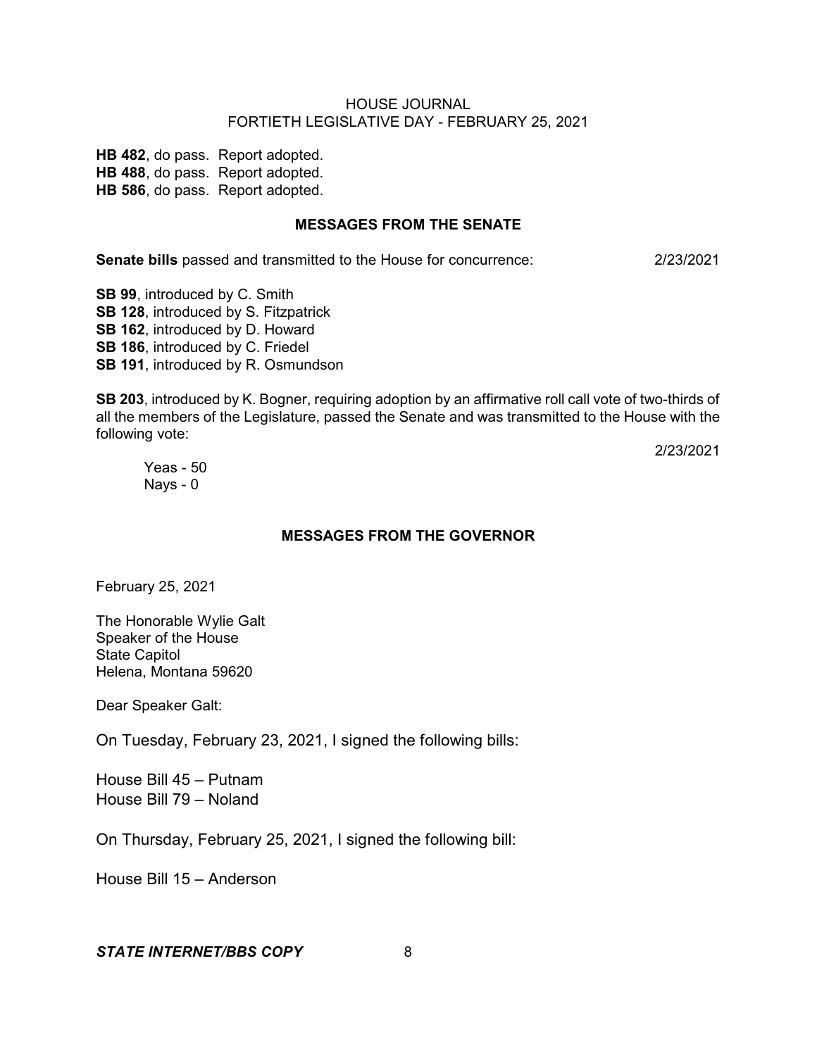**HB 482**, do pass. Report adopted.
**HB 488**, do pass. Report adopted.
**HB 586**, do pass. Report adopted.

## MESSAGES FROM THE SENATE

**Senate bills** passed and transmitted to the House for concurrence: 2/23/2021

**SB 99**, introduced by C. Smith
**SB 128**, introduced by S. Fitzpatrick
**SB 162**, introduced by D. Howard
**SB 186**, introduced by C. Friedel
**SB 191**, introduced by R. Osmundson

**SB 203**, introduced by K. Bogner, requiring adoption by an affirmative roll call vote of two-thirds of all the members of the Legislature, passed the Senate and was transmitted to the House with the following vote:

2/23/2021

Yeas - 50
Nays - 0

## MESSAGES FROM THE GOVERNOR

February 25, 2021

The Honorable Wylie Galt
Speaker of the House
State Capitol
Helena, Montana 59620

Dear Speaker Galt:

On Tuesday, February 23, 2021, I signed the following bills:

House Bill 45 – Putnam
House Bill 79 – Noland

On Thursday, February 25, 2021, I signed the following bill:

House Bill 15 – Anderson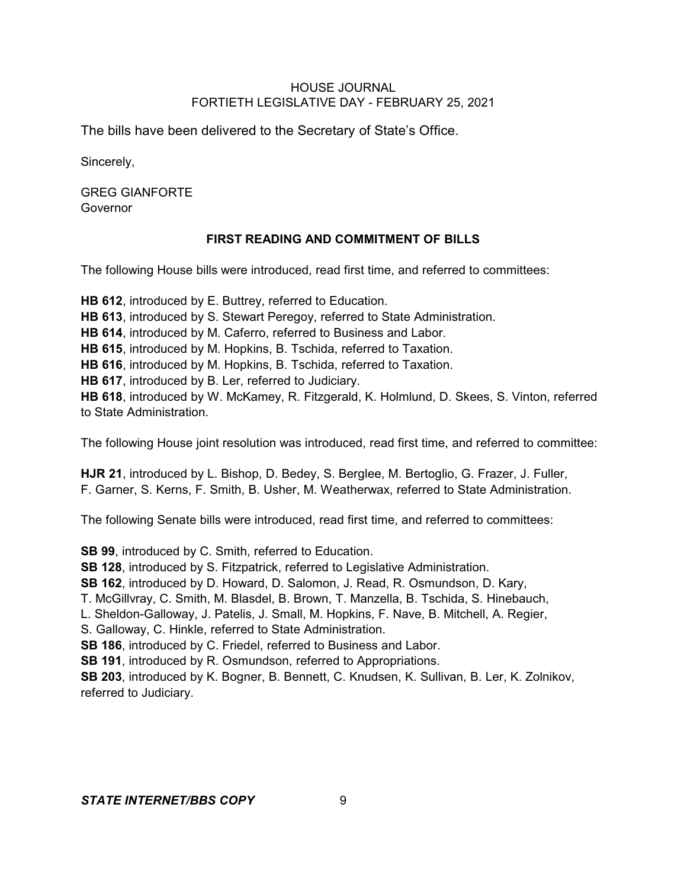The bills have been delivered to the Secretary of State's Office.

Sincerely,

GREG GIANFORTE
Governor

## FIRST READING AND COMMITMENT OF BILLS

The following House bills were introduced, read first time, and referred to committees:

**HB 612**, introduced by E. Buttrey, referred to Education.
**HB 613**, introduced by S. Stewart Peregoy, referred to State Administration.
**HB 614**, introduced by M. Caferro, referred to Business and Labor.
**HB 615**, introduced by M. Hopkins, B. Tschida, referred to Taxation.
**HB 616**, introduced by M. Hopkins, B. Tschida, referred to Taxation.
**HB 617**, introduced by B. Ler, referred to Judiciary.
**HB 618**, introduced by W. McKamey, R. Fitzgerald, K. Holmlund, D. Skees, S. Vinton, referred to State Administration.

The following House joint resolution was introduced, read first time, and referred to committee:

**HJR 21**, introduced by L. Bishop, D. Bedey, S. Berglee, M. Bertoglio, G. Frazer, J. Fuller, F. Garner, S. Kerns, F. Smith, B. Usher, M. Weatherwax, referred to State Administration.

The following Senate bills were introduced, read first time, and referred to committees:

**SB 99**, introduced by C. Smith, referred to Education.
**SB 128**, introduced by S. Fitzpatrick, referred to Legislative Administration.
**SB 162**, introduced by D. Howard, D. Salomon, J. Read, R. Osmundson, D. Kary, T. McGillvray, C. Smith, M. Blasdel, B. Brown, T. Manzella, B. Tschida, S. Hinebauch, L. Sheldon-Galloway, J. Patelis, J. Small, M. Hopkins, F. Nave, B. Mitchell, A. Regier, S. Galloway, C. Hinkle, referred to State Administration.
**SB 186**, introduced by C. Friedel, referred to Business and Labor.
**SB 191**, introduced by R. Osmundson, referred to Appropriations.
**SB 203**, introduced by K. Bogner, B. Bennett, C. Knudsen, K. Sullivan, B. Ler, K. Zolnikov, referred to Judiciary.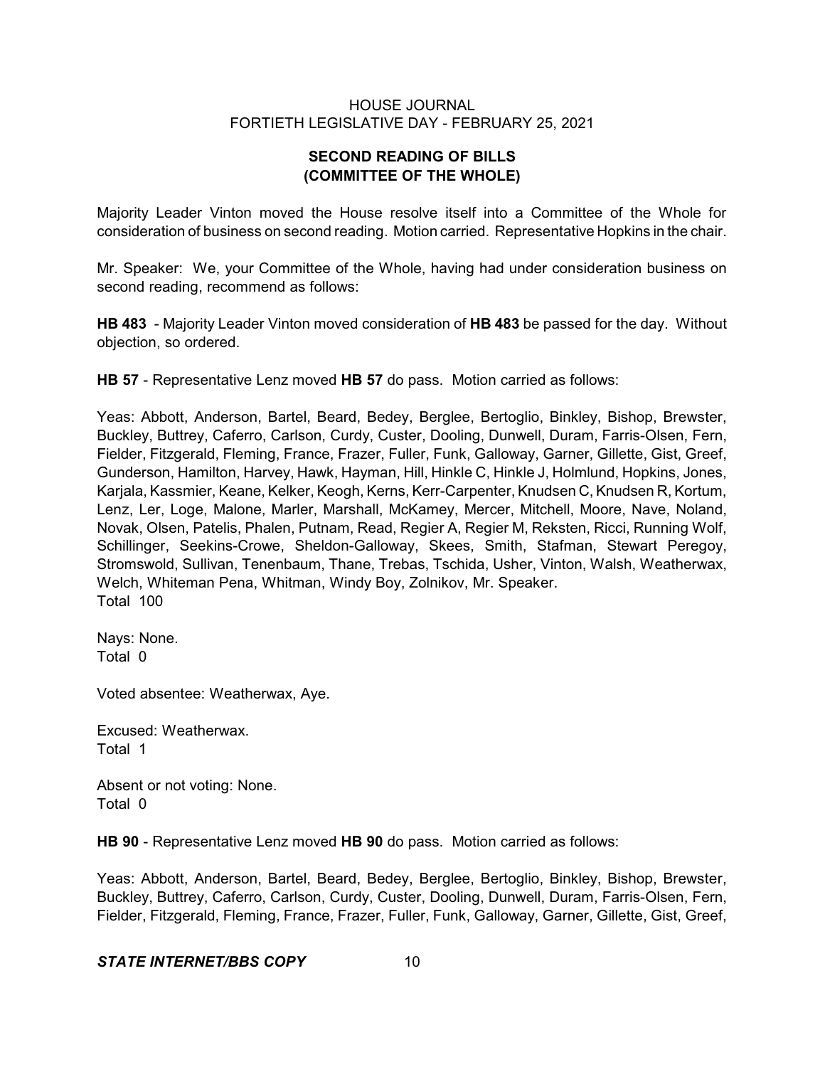## SECOND READING OF BILLS (COMMITTEE OF THE WHOLE)

Majority Leader Vinton moved the House resolve itself into a Committee of the Whole for consideration of business on second reading. Motion carried. Representative Hopkins in the chair.

Mr. Speaker: We, your Committee of the Whole, having had under consideration business on second reading, recommend as follows:

**HB 483** - Majority Leader Vinton moved consideration of **HB 483** be passed for the day. Without objection, so ordered.

**HB 57** - Representative Lenz moved **HB 57** do pass. Motion carried as follows:

Yeas: Abbott, Anderson, Bartel, Beard, Bedey, Berglee, Bertoglio, Binkley, Bishop, Brewster, Buckley, Buttrey, Caferro, Carlson, Curdy, Custer, Dooling, Dunwell, Duram, Farris-Olsen, Fern, Fielder, Fitzgerald, Fleming, France, Frazer, Fuller, Funk, Galloway, Garner, Gillette, Gist, Greef, Gunderson, Hamilton, Harvey, Hawk, Hayman, Hill, Hinkle C, Hinkle J, Holmlund, Hopkins, Jones, Karjala, Kassmier, Keane, Kelker, Keogh, Kerns, Kerr-Carpenter, Knudsen C, Knudsen R, Kortum, Lenz, Ler, Loge, Malone, Marler, Marshall, McKamey, Mercer, Mitchell, Moore, Nave, Noland, Novak, Olsen, Patelis, Phalen, Putnam, Read, Regier A, Regier M, Reksten, Ricci, Running Wolf, Schillinger, Seekins-Crowe, Sheldon-Galloway, Skees, Smith, Stafman, Stewart Peregoy, Stromswold, Sullivan, Tenenbaum, Thane, Trebas, Tschida, Usher, Vinton, Walsh, Weatherwax, Welch, Whiteman Pena, Whitman, Windy Boy, Zolnikov, Mr. Speaker.
Total 100

Nays: None.
Total 0

Voted absentee: Weatherwax, Aye.

Excused: Weatherwax.
Total 1

Absent or not voting: None.
Total 0

**HB 90** - Representative Lenz moved **HB 90** do pass. Motion carried as follows:

Yeas: Abbott, Anderson, Bartel, Beard, Bedey, Berglee, Bertoglio, Binkley, Bishop, Brewster, Buckley, Buttrey, Caferro, Carlson, Curdy, Custer, Dooling, Dunwell, Duram, Farris-Olsen, Fern, Fielder, Fitzgerald, Fleming, France, Frazer, Fuller, Funk, Galloway, Garner, Gillette, Gist, Greef,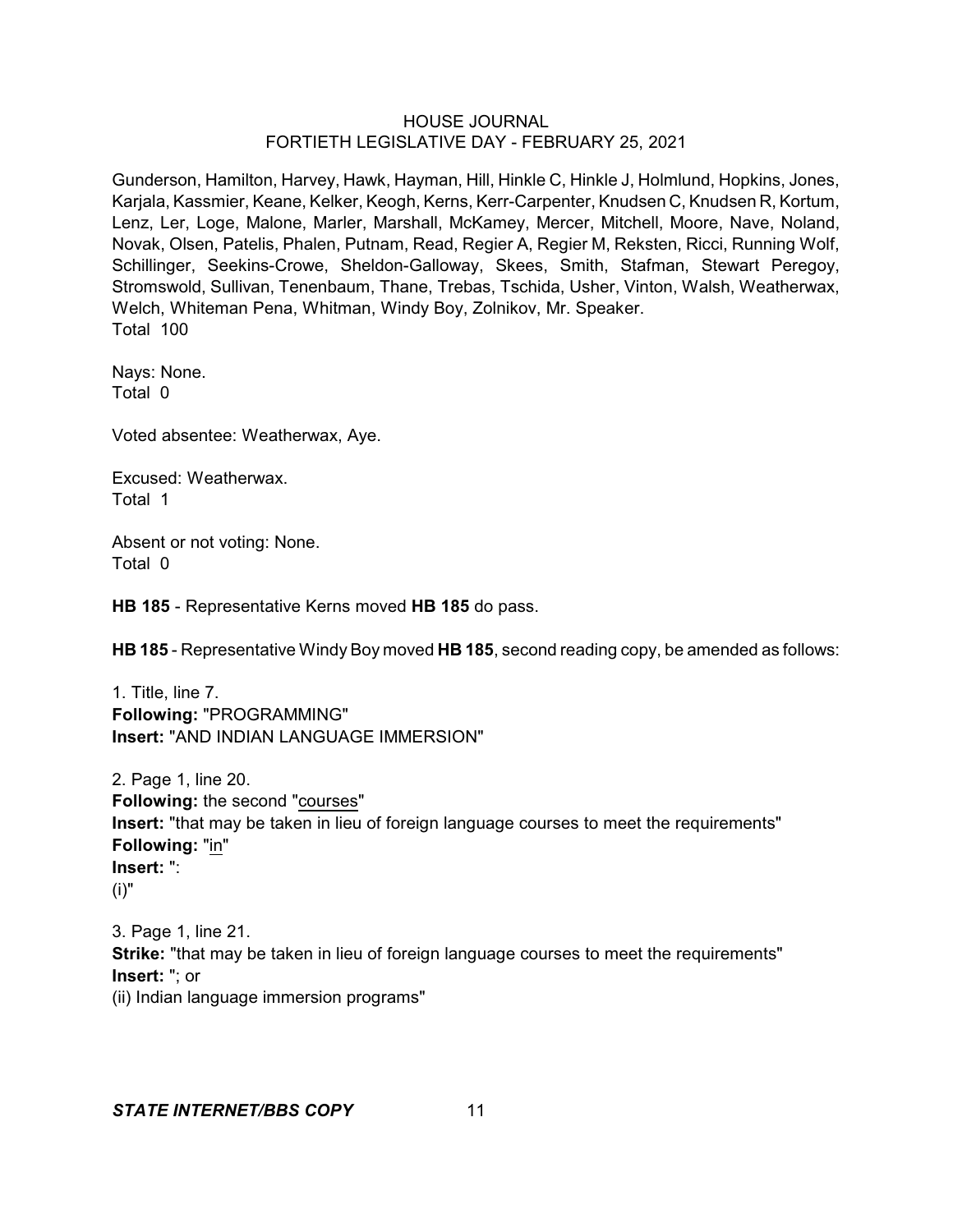Gunderson, Hamilton, Harvey, Hawk, Hayman, Hill, Hinkle C, Hinkle J, Holmlund, Hopkins, Jones, Karjala, Kassmier, Keane, Kelker, Keogh, Kerns, Kerr-Carpenter, Knudsen C, Knudsen R, Kortum, Lenz, Ler, Loge, Malone, Marler, Marshall, McKamey, Mercer, Mitchell, Moore, Nave, Noland, Novak, Olsen, Patelis, Phalen, Putnam, Read, Regier A, Regier M, Reksten, Ricci, Running Wolf, Schillinger, Seekins-Crowe, Sheldon-Galloway, Skees, Smith, Stafman, Stewart Peregoy, Stromswold, Sullivan, Tenenbaum, Thane, Trebas, Tschida, Usher, Vinton, Walsh, Weatherwax, Welch, Whiteman Pena, Whitman, Windy Boy, Zolnikov, Mr. Speaker.
Total 100

Nays: None.
Total 0

Voted absentee: Weatherwax, Aye.

Excused: Weatherwax.
Total 1

Absent or not voting: None.
Total 0

**HB 185** - Representative Kerns moved **HB 185** do pass.

**HB 185** - Representative Windy Boy moved **HB 185**, second reading copy, be amended as follows:

1. Title, line 7.
**Following:** "PROGRAMMING"
**Insert:** "AND INDIAN LANGUAGE IMMERSION"

2. Page 1, line 20.
**Following:** the second "courses"
**Insert:** "that may be taken in lieu of foreign language courses to meet the requirements"
**Following:** "in"
**Insert:** ":
(i)"

3. Page 1, line 21.
**Strike:** "that may be taken in lieu of foreign language courses to meet the requirements"
**Insert:** "; or
(ii) Indian language immersion programs"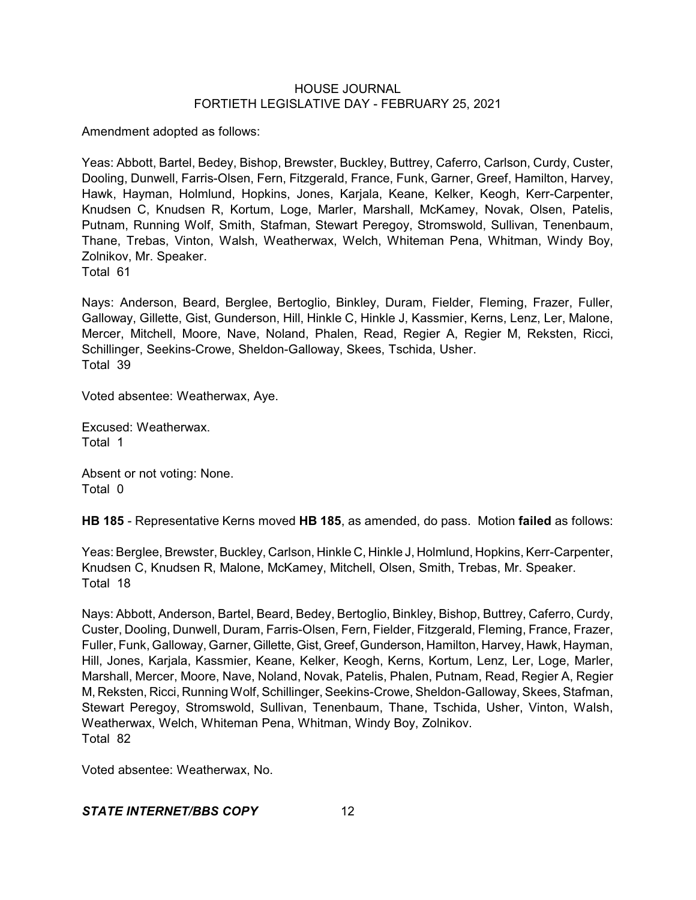Amendment adopted as follows:

Yeas: Abbott, Bartel, Bedey, Bishop, Brewster, Buckley, Buttrey, Caferro, Carlson, Curdy, Custer, Dooling, Dunwell, Farris-Olsen, Fern, Fitzgerald, France, Funk, Garner, Greef, Hamilton, Harvey, Hawk, Hayman, Holmlund, Hopkins, Jones, Karjala, Keane, Kelker, Keogh, Kerr-Carpenter, Knudsen C, Knudsen R, Kortum, Loge, Marler, Marshall, McKamey, Novak, Olsen, Patelis, Putnam, Running Wolf, Smith, Stafman, Stewart Peregoy, Stromswold, Sullivan, Tenenbaum, Thane, Trebas, Vinton, Walsh, Weatherwax, Welch, Whiteman Pena, Whitman, Windy Boy, Zolnikov, Mr. Speaker.
Total 61

Nays: Anderson, Beard, Berglee, Bertoglio, Binkley, Duram, Fielder, Fleming, Frazer, Fuller, Galloway, Gillette, Gist, Gunderson, Hill, Hinkle C, Hinkle J, Kassmier, Kerns, Lenz, Ler, Malone, Mercer, Mitchell, Moore, Nave, Noland, Phalen, Read, Regier A, Regier M, Reksten, Ricci, Schillinger, Seekins-Crowe, Sheldon-Galloway, Skees, Tschida, Usher.
Total 39

Voted absentee: Weatherwax, Aye.

Excused: Weatherwax.
Total 1

Absent or not voting: None.
Total 0

**HB 185** - Representative Kerns moved **HB 185**, as amended, do pass. Motion **failed** as follows:

Yeas: Berglee, Brewster, Buckley, Carlson, Hinkle C, Hinkle J, Holmlund, Hopkins, Kerr-Carpenter, Knudsen C, Knudsen R, Malone, McKamey, Mitchell, Olsen, Smith, Trebas, Mr. Speaker.
Total 18

Nays: Abbott, Anderson, Bartel, Beard, Bedey, Bertoglio, Binkley, Bishop, Buttrey, Caferro, Curdy, Custer, Dooling, Dunwell, Duram, Farris-Olsen, Fern, Fielder, Fitzgerald, Fleming, France, Frazer, Fuller, Funk, Galloway, Garner, Gillette, Gist, Greef, Gunderson, Hamilton, Harvey, Hawk, Hayman, Hill, Jones, Karjala, Kassmier, Keane, Kelker, Keogh, Kerns, Kortum, Lenz, Ler, Loge, Marler, Marshall, Mercer, Moore, Nave, Noland, Novak, Patelis, Phalen, Putnam, Read, Regier A, Regier M, Reksten, Ricci, Running Wolf, Schillinger, Seekins-Crowe, Sheldon-Galloway, Skees, Stafman, Stewart Peregoy, Stromswold, Sullivan, Tenenbaum, Thane, Tschida, Usher, Vinton, Walsh, Weatherwax, Welch, Whiteman Pena, Whitman, Windy Boy, Zolnikov.
Total 82

Voted absentee: Weatherwax, No.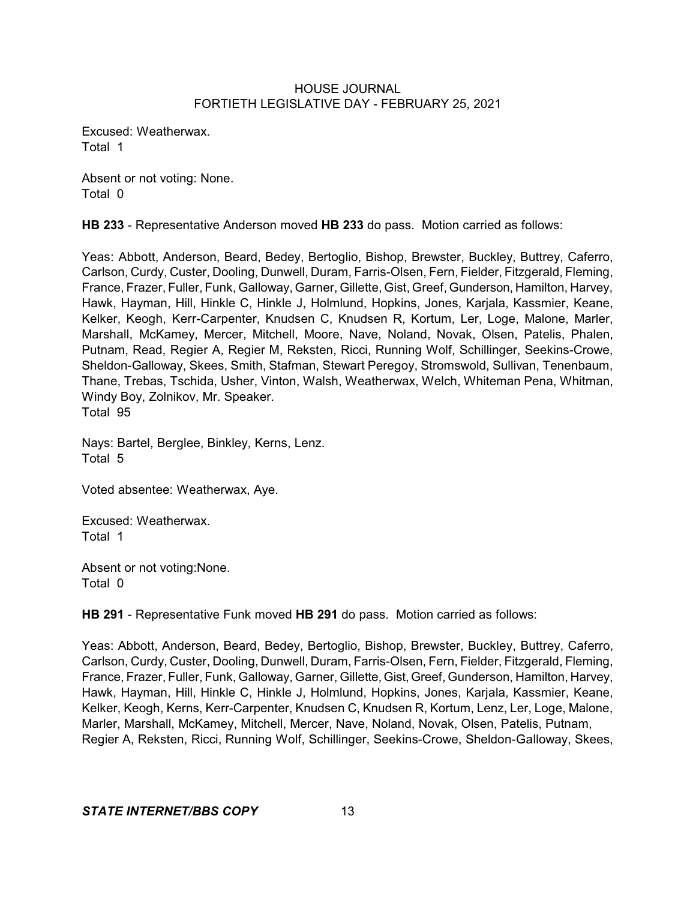Excused: Weatherwax.
Total 1

Absent or not voting: None.
Total 0

**HB 233** - Representative Anderson moved **HB 233** do pass. Motion carried as follows:

Yeas: Abbott, Anderson, Beard, Bedey, Bertoglio, Bishop, Brewster, Buckley, Buttrey, Caferro, Carlson, Curdy, Custer, Dooling, Dunwell, Duram, Farris-Olsen, Fern, Fielder, Fitzgerald, Fleming, France, Frazer, Fuller, Funk, Galloway, Garner, Gillette, Gist, Greef, Gunderson, Hamilton, Harvey, Hawk, Hayman, Hill, Hinkle C, Hinkle J, Holmlund, Hopkins, Jones, Karjala, Kassmier, Keane, Kelker, Keogh, Kerr-Carpenter, Knudsen C, Knudsen R, Kortum, Ler, Loge, Malone, Marler, Marshall, McKamey, Mercer, Mitchell, Moore, Nave, Noland, Novak, Olsen, Patelis, Phalen, Putnam, Read, Regier A, Regier M, Reksten, Ricci, Running Wolf, Schillinger, Seekins-Crowe, Sheldon-Galloway, Skees, Smith, Stafman, Stewart Peregoy, Stromswold, Sullivan, Tenenbaum, Thane, Trebas, Tschida, Usher, Vinton, Walsh, Weatherwax, Welch, Whiteman Pena, Whitman, Windy Boy, Zolnikov, Mr. Speaker.
Total 95

Nays: Bartel, Berglee, Binkley, Kerns, Lenz.
Total 5

Voted absentee: Weatherwax, Aye.

Excused: Weatherwax.
Total 1

Absent or not voting:None.
Total 0

**HB 291** - Representative Funk moved **HB 291** do pass. Motion carried as follows:

Yeas: Abbott, Anderson, Beard, Bedey, Bertoglio, Bishop, Brewster, Buckley, Buttrey, Caferro, Carlson, Curdy, Custer, Dooling, Dunwell, Duram, Farris-Olsen, Fern, Fielder, Fitzgerald, Fleming, France, Frazer, Fuller, Funk, Galloway, Garner, Gillette, Gist, Greef, Gunderson, Hamilton, Harvey, Hawk, Hayman, Hill, Hinkle C, Hinkle J, Holmlund, Hopkins, Jones, Karjala, Kassmier, Keane, Kelker, Keogh, Kerns, Kerr-Carpenter, Knudsen C, Knudsen R, Kortum, Lenz, Ler, Loge, Malone, Marler, Marshall, McKamey, Mitchell, Mercer, Nave, Noland, Novak, Olsen, Patelis, Putnam, Regier A, Reksten, Ricci, Running Wolf, Schillinger, Seekins-Crowe, Sheldon-Galloway, Skees,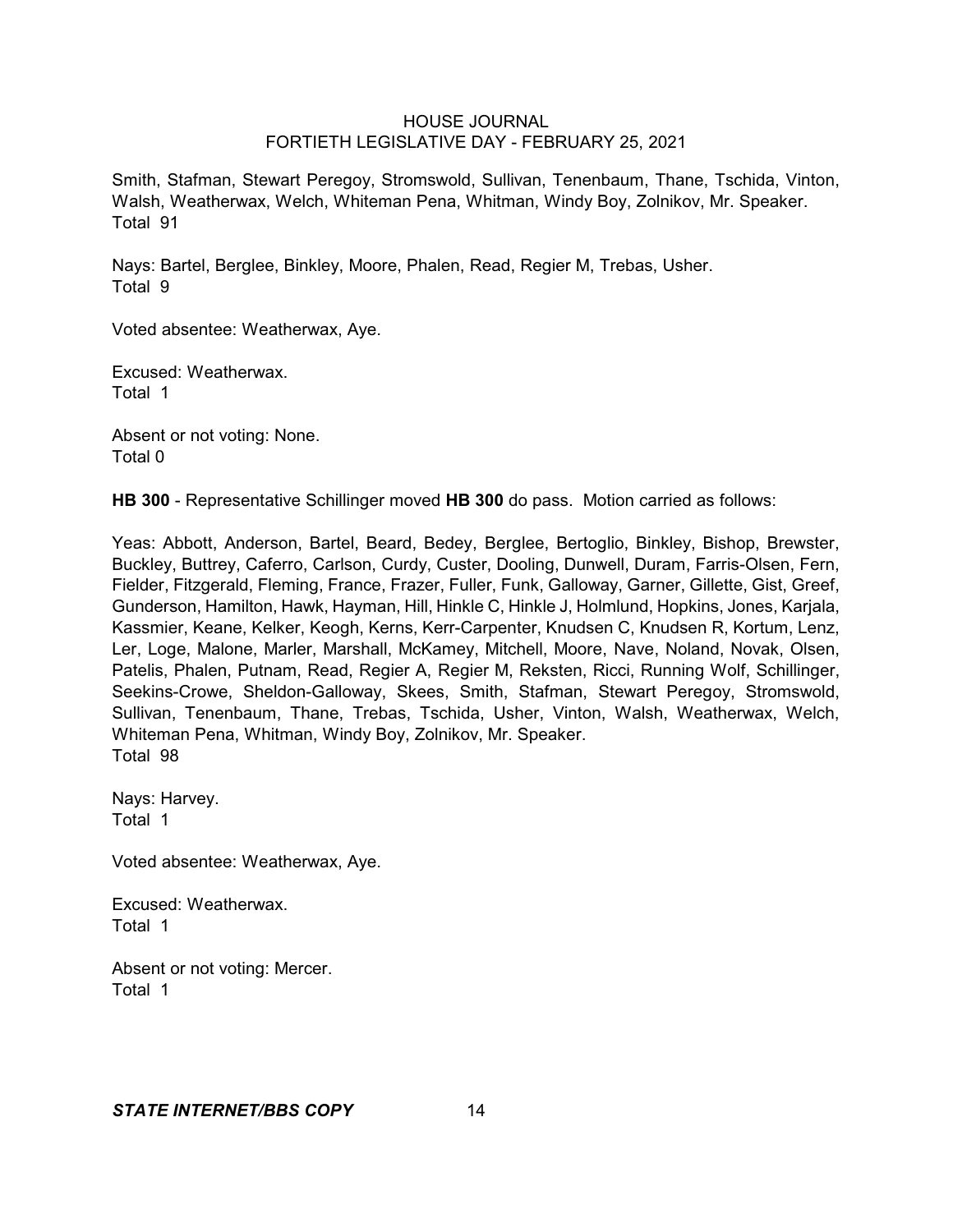Smith, Stafman, Stewart Peregoy, Stromswold, Sullivan, Tenenbaum, Thane, Tschida, Vinton, Walsh, Weatherwax, Welch, Whiteman Pena, Whitman, Windy Boy, Zolnikov, Mr. Speaker.
Total 91

Nays: Bartel, Berglee, Binkley, Moore, Phalen, Read, Regier M, Trebas, Usher.
Total 9

Voted absentee: Weatherwax, Aye.

Excused: Weatherwax.
Total 1

Absent or not voting: None.
Total 0

**HB 300** - Representative Schillinger moved **HB 300** do pass. Motion carried as follows:

Yeas: Abbott, Anderson, Bartel, Beard, Bedey, Berglee, Bertoglio, Binkley, Bishop, Brewster, Buckley, Buttrey, Caferro, Carlson, Curdy, Custer, Dooling, Dunwell, Duram, Farris-Olsen, Fern, Fielder, Fitzgerald, Fleming, France, Frazer, Fuller, Funk, Galloway, Garner, Gillette, Gist, Greef, Gunderson, Hamilton, Hawk, Hayman, Hill, Hinkle C, Hinkle J, Holmlund, Hopkins, Jones, Karjala, Kassmier, Keane, Kelker, Keogh, Kerns, Kerr-Carpenter, Knudsen C, Knudsen R, Kortum, Lenz, Ler, Loge, Malone, Marler, Marshall, McKamey, Mitchell, Moore, Nave, Noland, Novak, Olsen, Patelis, Phalen, Putnam, Read, Regier A, Regier M, Reksten, Ricci, Running Wolf, Schillinger, Seekins-Crowe, Sheldon-Galloway, Skees, Smith, Stafman, Stewart Peregoy, Stromswold, Sullivan, Tenenbaum, Thane, Trebas, Tschida, Usher, Vinton, Walsh, Weatherwax, Welch, Whiteman Pena, Whitman, Windy Boy, Zolnikov, Mr. Speaker.
Total 98

Nays: Harvey.
Total 1

Voted absentee: Weatherwax, Aye.

Excused: Weatherwax.
Total 1

Absent or not voting: Mercer.
Total 1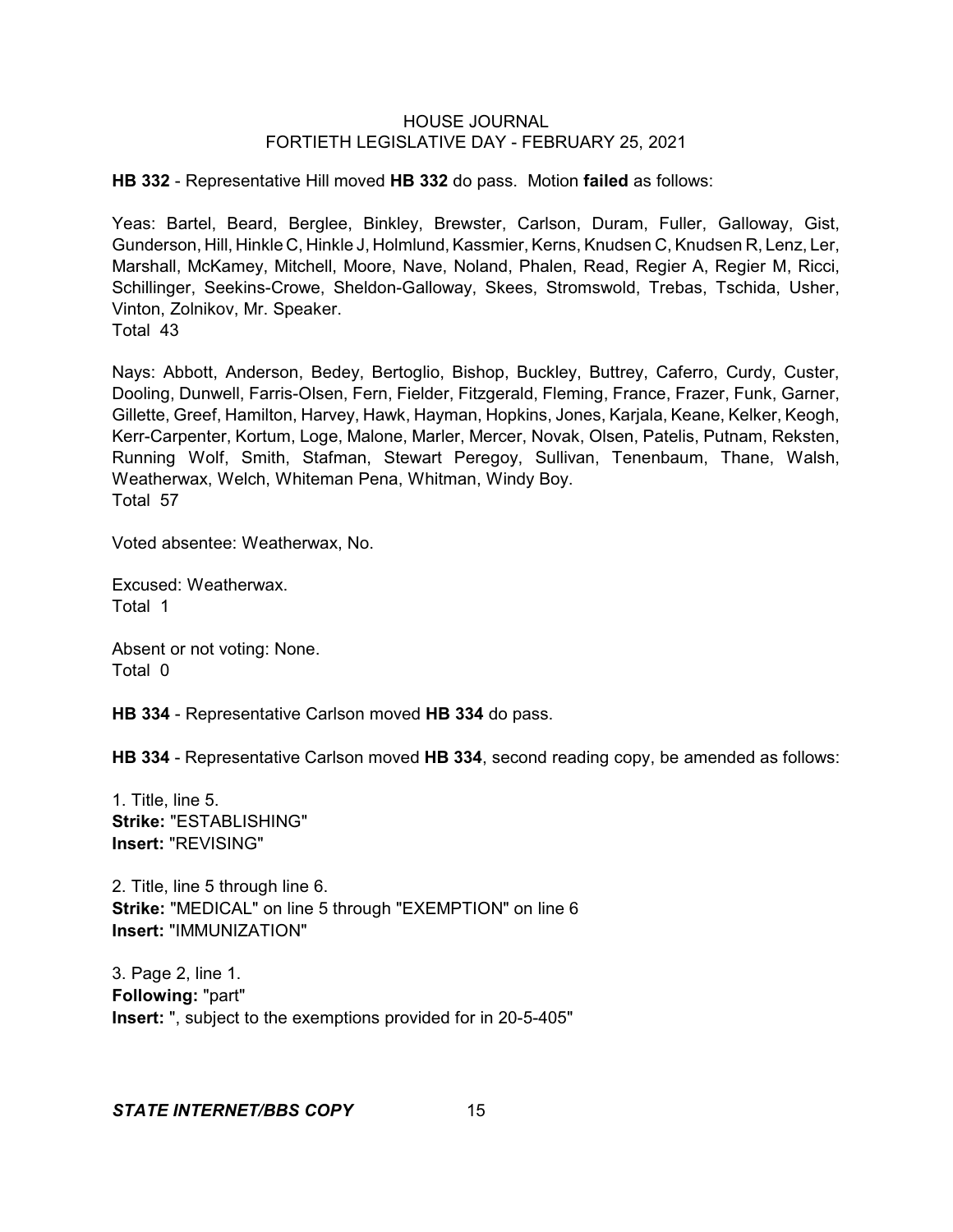**HB 332** - Representative Hill moved **HB 332** do pass. Motion **failed** as follows:

Yeas: Bartel, Beard, Berglee, Binkley, Brewster, Carlson, Duram, Fuller, Galloway, Gist, Gunderson, Hill, Hinkle C, Hinkle J, Holmlund, Kassmier, Kerns, Knudsen C, Knudsen R, Lenz, Ler, Marshall, McKamey, Mitchell, Moore, Nave, Noland, Phalen, Read, Regier A, Regier M, Ricci, Schillinger, Seekins-Crowe, Sheldon-Galloway, Skees, Stromswold, Trebas, Tschida, Usher, Vinton, Zolnikov, Mr. Speaker.
Total 43

Nays: Abbott, Anderson, Bedey, Bertoglio, Bishop, Buckley, Buttrey, Caferro, Curdy, Custer, Dooling, Dunwell, Farris-Olsen, Fern, Fielder, Fitzgerald, Fleming, France, Frazer, Funk, Garner, Gillette, Greef, Hamilton, Harvey, Hawk, Hayman, Hopkins, Jones, Karjala, Keane, Kelker, Keogh, Kerr-Carpenter, Kortum, Loge, Malone, Marler, Mercer, Novak, Olsen, Patelis, Putnam, Reksten, Running Wolf, Smith, Stafman, Stewart Peregoy, Sullivan, Tenenbaum, Thane, Walsh, Weatherwax, Welch, Whiteman Pena, Whitman, Windy Boy.
Total 57

Voted absentee: Weatherwax, No.

Excused: Weatherwax.
Total 1

Absent or not voting: None.
Total 0

**HB 334** - Representative Carlson moved **HB 334** do pass.

**HB 334** - Representative Carlson moved **HB 334**, second reading copy, be amended as follows:

1. Title, line 5.
**Strike:** "ESTABLISHING"
**Insert:** "REVISING"

2. Title, line 5 through line 6.
**Strike:** "MEDICAL" on line 5 through "EXEMPTION" on line 6
**Insert:** "IMMUNIZATION"

3. Page 2, line 1.
**Following:** "part"
**Insert:** ", subject to the exemptions provided for in 20-5-405"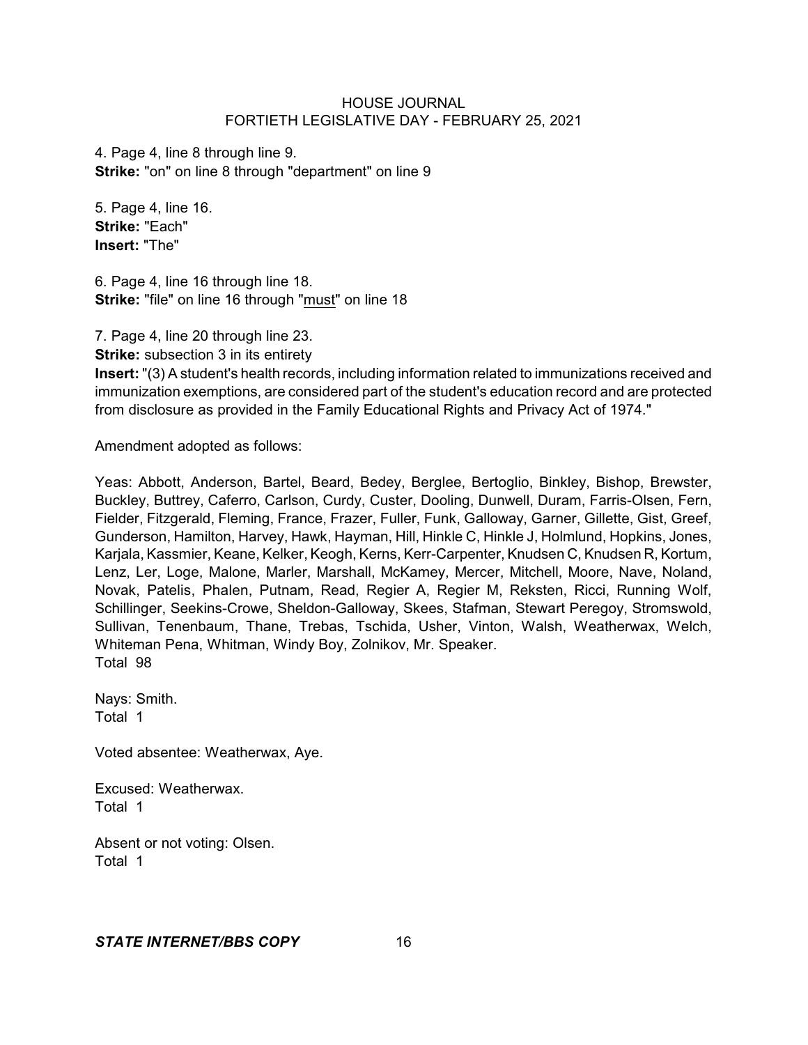4. Page 4, line 8 through line 9.
**Strike:** "on" on line 8 through "department" on line 9

5. Page 4, line 16.
**Strike:** "Each"
**Insert:** "The"

6. Page 4, line 16 through line 18.
**Strike:** "file" on line 16 through "must" on line 18

7. Page 4, line 20 through line 23.
**Strike:** subsection 3 in its entirety
**Insert:** "(3) A student's health records, including information related to immunizations received and immunization exemptions, are considered part of the student's education record and are protected from disclosure as provided in the Family Educational Rights and Privacy Act of 1974."

Amendment adopted as follows:

Yeas: Abbott, Anderson, Bartel, Beard, Bedey, Berglee, Bertoglio, Binkley, Bishop, Brewster, Buckley, Buttrey, Caferro, Carlson, Curdy, Custer, Dooling, Dunwell, Duram, Farris-Olsen, Fern, Fielder, Fitzgerald, Fleming, France, Frazer, Fuller, Funk, Galloway, Garner, Gillette, Gist, Greef, Gunderson, Hamilton, Harvey, Hawk, Hayman, Hill, Hinkle C, Hinkle J, Holmlund, Hopkins, Jones, Karjala, Kassmier, Keane, Kelker, Keogh, Kerns, Kerr-Carpenter, Knudsen C, Knudsen R, Kortum, Lenz, Ler, Loge, Malone, Marler, Marshall, McKamey, Mercer, Mitchell, Moore, Nave, Noland, Novak, Patelis, Phalen, Putnam, Read, Regier A, Regier M, Reksten, Ricci, Running Wolf, Schillinger, Seekins-Crowe, Sheldon-Galloway, Skees, Stafman, Stewart Peregoy, Stromswold, Sullivan, Tenenbaum, Thane, Trebas, Tschida, Usher, Vinton, Walsh, Weatherwax, Welch, Whiteman Pena, Whitman, Windy Boy, Zolnikov, Mr. Speaker.
Total 98

Nays: Smith.
Total 1

Voted absentee: Weatherwax, Aye.

Excused: Weatherwax.
Total 1

Absent or not voting: Olsen.
Total 1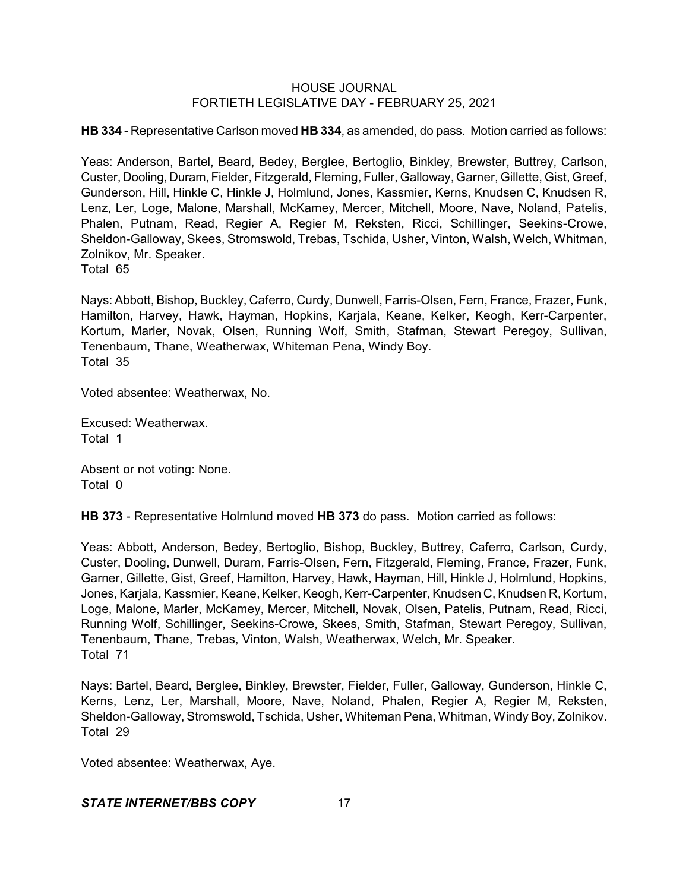**HB 334** - Representative Carlson moved **HB 334**, as amended, do pass. Motion carried as follows:

Yeas: Anderson, Bartel, Beard, Bedey, Berglee, Bertoglio, Binkley, Brewster, Buttrey, Carlson, Custer, Dooling, Duram, Fielder, Fitzgerald, Fleming, Fuller, Galloway, Garner, Gillette, Gist, Greef, Gunderson, Hill, Hinkle C, Hinkle J, Holmlund, Jones, Kassmier, Kerns, Knudsen C, Knudsen R, Lenz, Ler, Loge, Malone, Marshall, McKamey, Mercer, Mitchell, Moore, Nave, Noland, Patelis, Phalen, Putnam, Read, Regier A, Regier M, Reksten, Ricci, Schillinger, Seekins-Crowe, Sheldon-Galloway, Skees, Stromswold, Trebas, Tschida, Usher, Vinton, Walsh, Welch, Whitman, Zolnikov, Mr. Speaker.
Total 65

Nays: Abbott, Bishop, Buckley, Caferro, Curdy, Dunwell, Farris-Olsen, Fern, France, Frazer, Funk, Hamilton, Harvey, Hawk, Hayman, Hopkins, Karjala, Keane, Kelker, Keogh, Kerr-Carpenter, Kortum, Marler, Novak, Olsen, Running Wolf, Smith, Stafman, Stewart Peregoy, Sullivan, Tenenbaum, Thane, Weatherwax, Whiteman Pena, Windy Boy.
Total 35

Voted absentee: Weatherwax, No.

Excused: Weatherwax.
Total 1

Absent or not voting: None.
Total 0

**HB 373** - Representative Holmlund moved **HB 373** do pass. Motion carried as follows:

Yeas: Abbott, Anderson, Bedey, Bertoglio, Bishop, Buckley, Buttrey, Caferro, Carlson, Curdy, Custer, Dooling, Dunwell, Duram, Farris-Olsen, Fern, Fitzgerald, Fleming, France, Frazer, Funk, Garner, Gillette, Gist, Greef, Hamilton, Harvey, Hawk, Hayman, Hill, Hinkle J, Holmlund, Hopkins, Jones, Karjala, Kassmier, Keane, Kelker, Keogh, Kerr-Carpenter, Knudsen C, Knudsen R, Kortum, Loge, Malone, Marler, McKamey, Mercer, Mitchell, Novak, Olsen, Patelis, Putnam, Read, Ricci, Running Wolf, Schillinger, Seekins-Crowe, Skees, Smith, Stafman, Stewart Peregoy, Sullivan, Tenenbaum, Thane, Trebas, Vinton, Walsh, Weatherwax, Welch, Mr. Speaker.
Total 71

Nays: Bartel, Beard, Berglee, Binkley, Brewster, Fielder, Fuller, Galloway, Gunderson, Hinkle C, Kerns, Lenz, Ler, Marshall, Moore, Nave, Noland, Phalen, Regier A, Regier M, Reksten, Sheldon-Galloway, Stromswold, Tschida, Usher, Whiteman Pena, Whitman, Windy Boy, Zolnikov.
Total 29

Voted absentee: Weatherwax, Aye.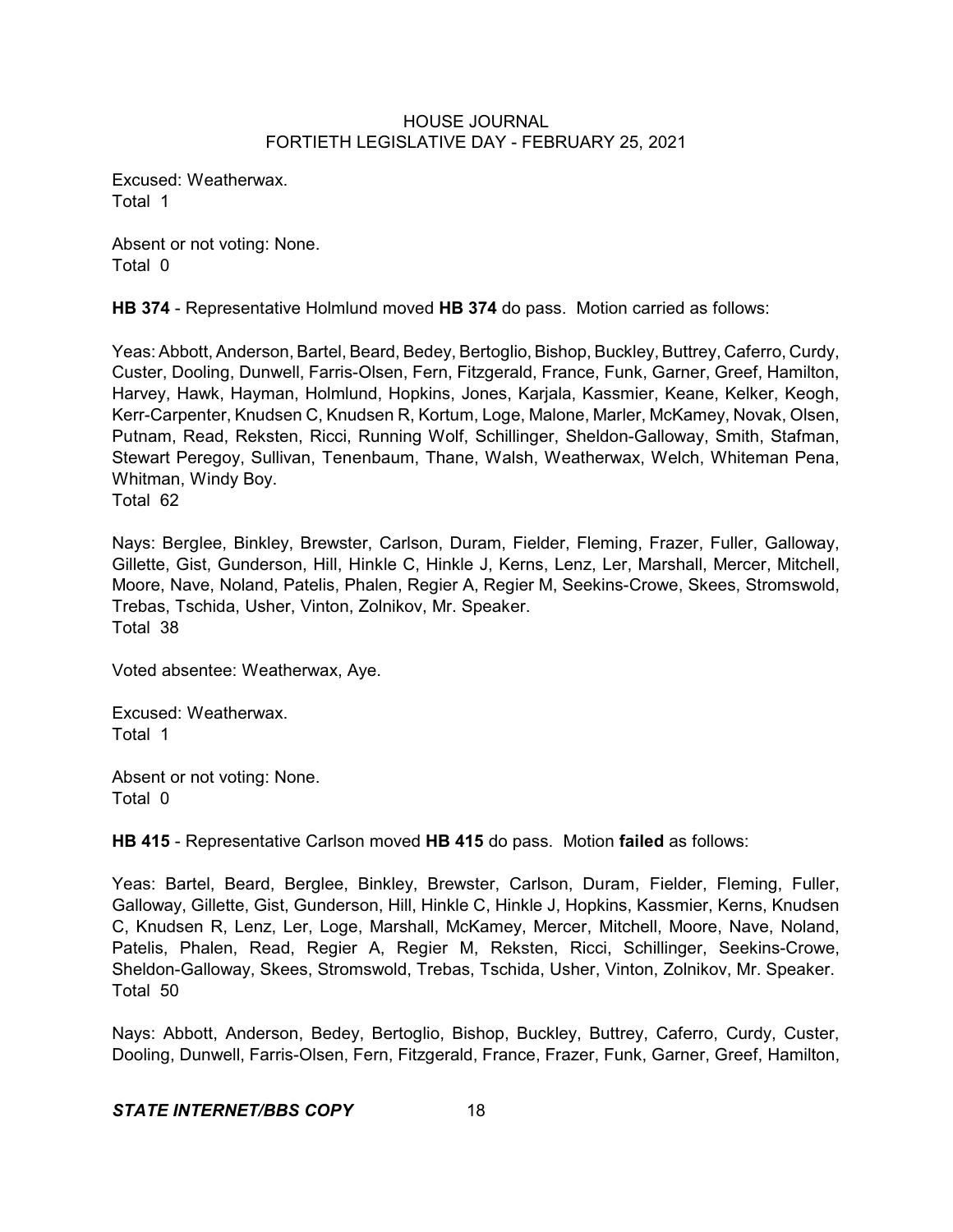Excused: Weatherwax.
Total 1

Absent or not voting: None.
Total 0

**HB 374** - Representative Holmlund moved **HB 374** do pass. Motion carried as follows:

Yeas: Abbott, Anderson, Bartel, Beard, Bedey, Bertoglio, Bishop, Buckley, Buttrey, Caferro, Curdy, Custer, Dooling, Dunwell, Farris-Olsen, Fern, Fitzgerald, France, Funk, Garner, Greef, Hamilton, Harvey, Hawk, Hayman, Holmlund, Hopkins, Jones, Karjala, Kassmier, Keane, Kelker, Keogh, Kerr-Carpenter, Knudsen C, Knudsen R, Kortum, Loge, Malone, Marler, McKamey, Novak, Olsen, Putnam, Read, Reksten, Ricci, Running Wolf, Schillinger, Sheldon-Galloway, Smith, Stafman, Stewart Peregoy, Sullivan, Tenenbaum, Thane, Walsh, Weatherwax, Welch, Whiteman Pena, Whitman, Windy Boy.
Total 62

Nays: Berglee, Binkley, Brewster, Carlson, Duram, Fielder, Fleming, Frazer, Fuller, Galloway, Gillette, Gist, Gunderson, Hill, Hinkle C, Hinkle J, Kerns, Lenz, Ler, Marshall, Mercer, Mitchell, Moore, Nave, Noland, Patelis, Phalen, Regier A, Regier M, Seekins-Crowe, Skees, Stromswold, Trebas, Tschida, Usher, Vinton, Zolnikov, Mr. Speaker.
Total 38

Voted absentee: Weatherwax, Aye.

Excused: Weatherwax.
Total 1

Absent or not voting: None.
Total 0

**HB 415** - Representative Carlson moved **HB 415** do pass. Motion **failed** as follows:

Yeas: Bartel, Beard, Berglee, Binkley, Brewster, Carlson, Duram, Fielder, Fleming, Fuller, Galloway, Gillette, Gist, Gunderson, Hill, Hinkle C, Hinkle J, Hopkins, Kassmier, Kerns, Knudsen C, Knudsen R, Lenz, Ler, Loge, Marshall, McKamey, Mercer, Mitchell, Moore, Nave, Noland, Patelis, Phalen, Read, Regier A, Regier M, Reksten, Ricci, Schillinger, Seekins-Crowe, Sheldon-Galloway, Skees, Stromswold, Trebas, Tschida, Usher, Vinton, Zolnikov, Mr. Speaker.
Total 50

Nays: Abbott, Anderson, Bedey, Bertoglio, Bishop, Buckley, Buttrey, Caferro, Curdy, Custer, Dooling, Dunwell, Farris-Olsen, Fern, Fitzgerald, France, Frazer, Funk, Garner, Greef, Hamilton,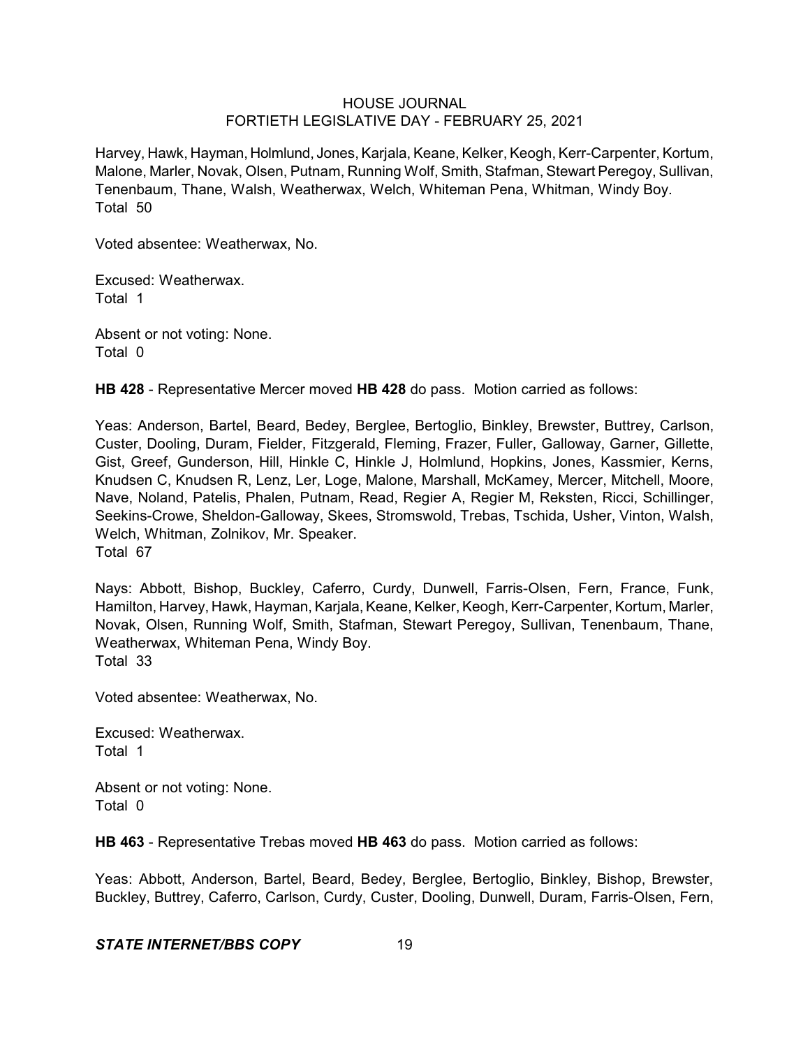Harvey, Hawk, Hayman, Holmlund, Jones, Karjala, Keane, Kelker, Keogh, Kerr-Carpenter, Kortum, Malone, Marler, Novak, Olsen, Putnam, Running Wolf, Smith, Stafman, Stewart Peregoy, Sullivan, Tenenbaum, Thane, Walsh, Weatherwax, Welch, Whiteman Pena, Whitman, Windy Boy.
Total 50

Voted absentee: Weatherwax, No.

Excused: Weatherwax.
Total 1

Absent or not voting: None.
Total 0

**HB 428** - Representative Mercer moved **HB 428** do pass. Motion carried as follows:

Yeas: Anderson, Bartel, Beard, Bedey, Berglee, Bertoglio, Binkley, Brewster, Buttrey, Carlson, Custer, Dooling, Duram, Fielder, Fitzgerald, Fleming, Frazer, Fuller, Galloway, Garner, Gillette, Gist, Greef, Gunderson, Hill, Hinkle C, Hinkle J, Holmlund, Hopkins, Jones, Kassmier, Kerns, Knudsen C, Knudsen R, Lenz, Ler, Loge, Malone, Marshall, McKamey, Mercer, Mitchell, Moore, Nave, Noland, Patelis, Phalen, Putnam, Read, Regier A, Regier M, Reksten, Ricci, Schillinger, Seekins-Crowe, Sheldon-Galloway, Skees, Stromswold, Trebas, Tschida, Usher, Vinton, Walsh, Welch, Whitman, Zolnikov, Mr. Speaker.
Total 67

Nays: Abbott, Bishop, Buckley, Caferro, Curdy, Dunwell, Farris-Olsen, Fern, France, Funk, Hamilton, Harvey, Hawk, Hayman, Karjala, Keane, Kelker, Keogh, Kerr-Carpenter, Kortum, Marler, Novak, Olsen, Running Wolf, Smith, Stafman, Stewart Peregoy, Sullivan, Tenenbaum, Thane, Weatherwax, Whiteman Pena, Windy Boy.
Total 33

Voted absentee: Weatherwax, No.

Excused: Weatherwax.
Total 1

Absent or not voting: None.
Total 0

**HB 463** - Representative Trebas moved **HB 463** do pass. Motion carried as follows:

Yeas: Abbott, Anderson, Bartel, Beard, Bedey, Berglee, Bertoglio, Binkley, Bishop, Brewster, Buckley, Buttrey, Caferro, Carlson, Curdy, Custer, Dooling, Dunwell, Duram, Farris-Olsen, Fern,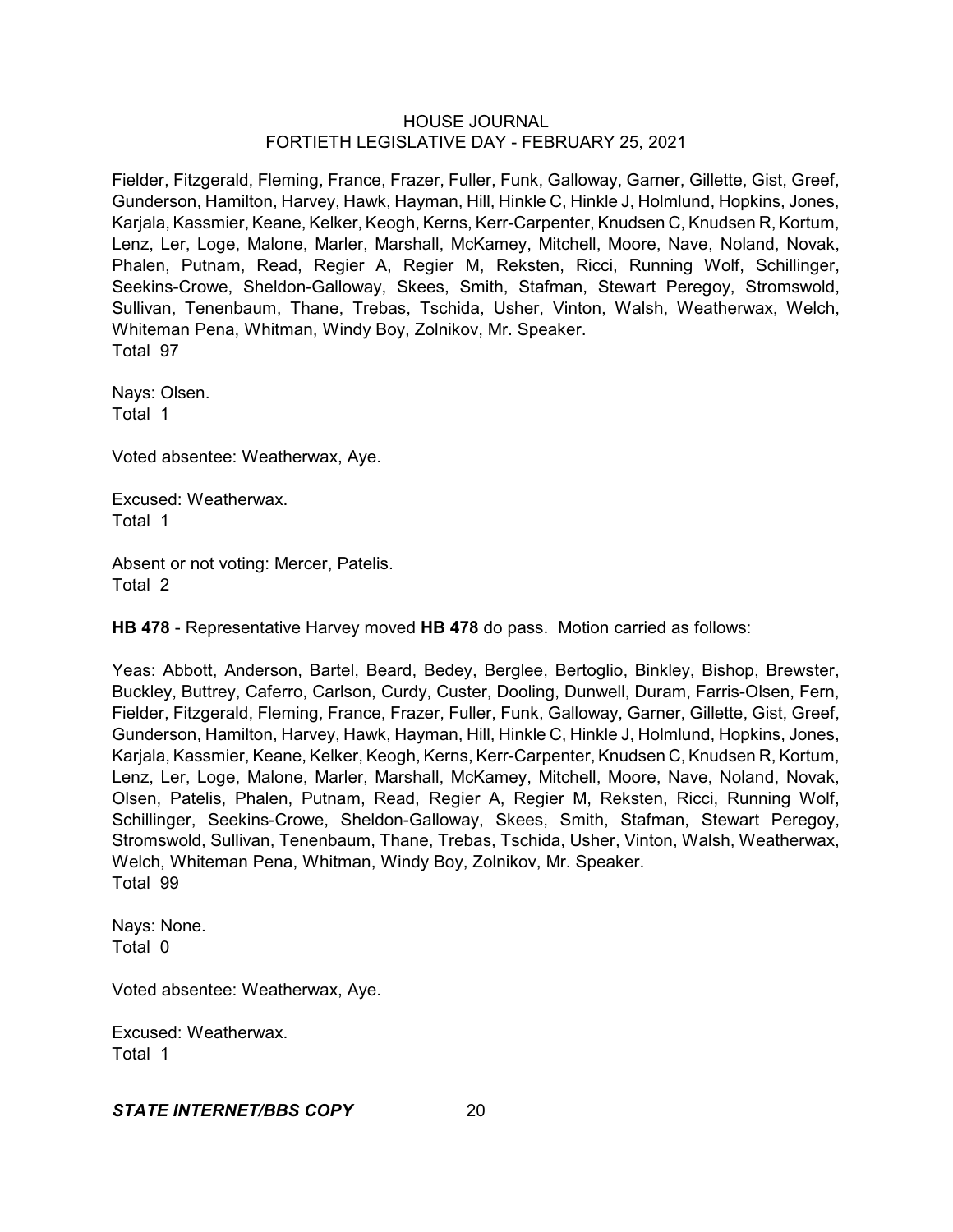Fielder, Fitzgerald, Fleming, France, Frazer, Fuller, Funk, Galloway, Garner, Gillette, Gist, Greef, Gunderson, Hamilton, Harvey, Hawk, Hayman, Hill, Hinkle C, Hinkle J, Holmlund, Hopkins, Jones, Karjala, Kassmier, Keane, Kelker, Keogh, Kerns, Kerr-Carpenter, Knudsen C, Knudsen R, Kortum, Lenz, Ler, Loge, Malone, Marler, Marshall, McKamey, Mitchell, Moore, Nave, Noland, Novak, Phalen, Putnam, Read, Regier A, Regier M, Reksten, Ricci, Running Wolf, Schillinger, Seekins-Crowe, Sheldon-Galloway, Skees, Smith, Stafman, Stewart Peregoy, Stromswold, Sullivan, Tenenbaum, Thane, Trebas, Tschida, Usher, Vinton, Walsh, Weatherwax, Welch, Whiteman Pena, Whitman, Windy Boy, Zolnikov, Mr. Speaker.
Total 97

Nays: Olsen.
Total 1

Voted absentee: Weatherwax, Aye.

Excused: Weatherwax.
Total 1

Absent or not voting: Mercer, Patelis.
Total 2

**HB 478** - Representative Harvey moved **HB 478** do pass. Motion carried as follows:

Yeas: Abbott, Anderson, Bartel, Beard, Bedey, Berglee, Bertoglio, Binkley, Bishop, Brewster, Buckley, Buttrey, Caferro, Carlson, Curdy, Custer, Dooling, Dunwell, Duram, Farris-Olsen, Fern, Fielder, Fitzgerald, Fleming, France, Frazer, Fuller, Funk, Galloway, Garner, Gillette, Gist, Greef, Gunderson, Hamilton, Harvey, Hawk, Hayman, Hill, Hinkle C, Hinkle J, Holmlund, Hopkins, Jones, Karjala, Kassmier, Keane, Kelker, Keogh, Kerns, Kerr-Carpenter, Knudsen C, Knudsen R, Kortum, Lenz, Ler, Loge, Malone, Marler, Marshall, McKamey, Mitchell, Moore, Nave, Noland, Novak, Olsen, Patelis, Phalen, Putnam, Read, Regier A, Regier M, Reksten, Ricci, Running Wolf, Schillinger, Seekins-Crowe, Sheldon-Galloway, Skees, Smith, Stafman, Stewart Peregoy, Stromswold, Sullivan, Tenenbaum, Thane, Trebas, Tschida, Usher, Vinton, Walsh, Weatherwax, Welch, Whiteman Pena, Whitman, Windy Boy, Zolnikov, Mr. Speaker.
Total 99

Nays: None.
Total 0

Voted absentee: Weatherwax, Aye.

Excused: Weatherwax.
Total 1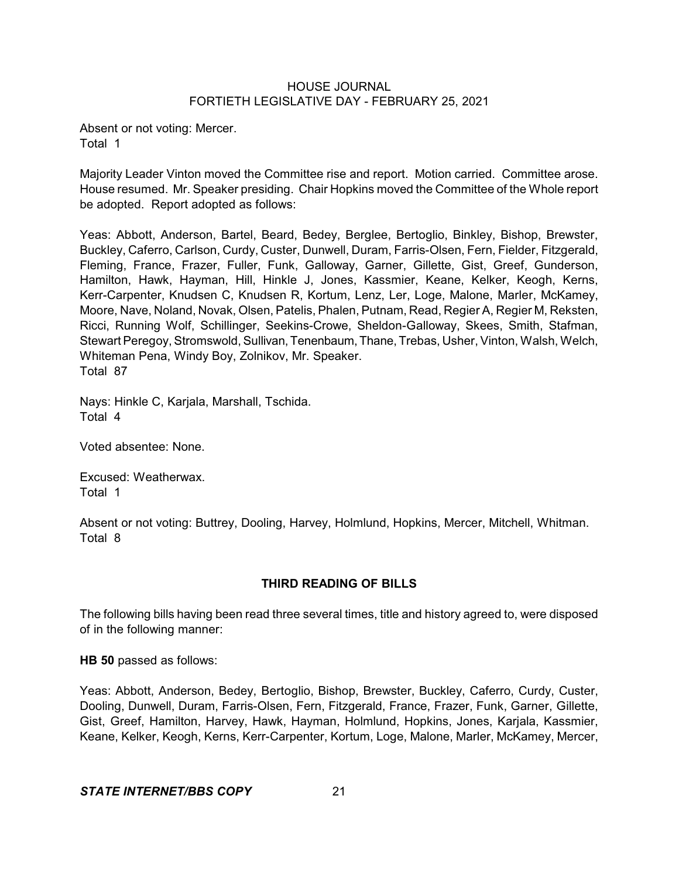Absent or not voting: Mercer.
Total 1

Majority Leader Vinton moved the Committee rise and report. Motion carried. Committee arose. House resumed. Mr. Speaker presiding. Chair Hopkins moved the Committee of the Whole report be adopted. Report adopted as follows:

Yeas: Abbott, Anderson, Bartel, Beard, Bedey, Berglee, Bertoglio, Binkley, Bishop, Brewster, Buckley, Caferro, Carlson, Curdy, Custer, Dunwell, Duram, Farris-Olsen, Fern, Fielder, Fitzgerald, Fleming, France, Frazer, Fuller, Funk, Galloway, Garner, Gillette, Gist, Greef, Gunderson, Hamilton, Hawk, Hayman, Hill, Hinkle J, Jones, Kassmier, Keane, Kelker, Keogh, Kerns, Kerr-Carpenter, Knudsen C, Knudsen R, Kortum, Lenz, Ler, Loge, Malone, Marler, McKamey, Moore, Nave, Noland, Novak, Olsen, Patelis, Phalen, Putnam, Read, Regier A, Regier M, Reksten, Ricci, Running Wolf, Schillinger, Seekins-Crowe, Sheldon-Galloway, Skees, Smith, Stafman, Stewart Peregoy, Stromswold, Sullivan, Tenenbaum, Thane, Trebas, Usher, Vinton, Walsh, Welch, Whiteman Pena, Windy Boy, Zolnikov, Mr. Speaker.
Total 87

Nays: Hinkle C, Karjala, Marshall, Tschida.
Total 4

Voted absentee: None.

Excused: Weatherwax.
Total 1

Absent or not voting: Buttrey, Dooling, Harvey, Holmlund, Hopkins, Mercer, Mitchell, Whitman.
Total 8

## THIRD READING OF BILLS

The following bills having been read three several times, title and history agreed to, were disposed of in the following manner:

**HB 50** passed as follows:

Yeas: Abbott, Anderson, Bedey, Bertoglio, Bishop, Brewster, Buckley, Caferro, Curdy, Custer, Dooling, Dunwell, Duram, Farris-Olsen, Fern, Fitzgerald, France, Frazer, Funk, Garner, Gillette, Gist, Greef, Hamilton, Harvey, Hawk, Hayman, Holmlund, Hopkins, Jones, Karjala, Kassmier, Keane, Kelker, Keogh, Kerns, Kerr-Carpenter, Kortum, Loge, Malone, Marler, McKamey, Mercer,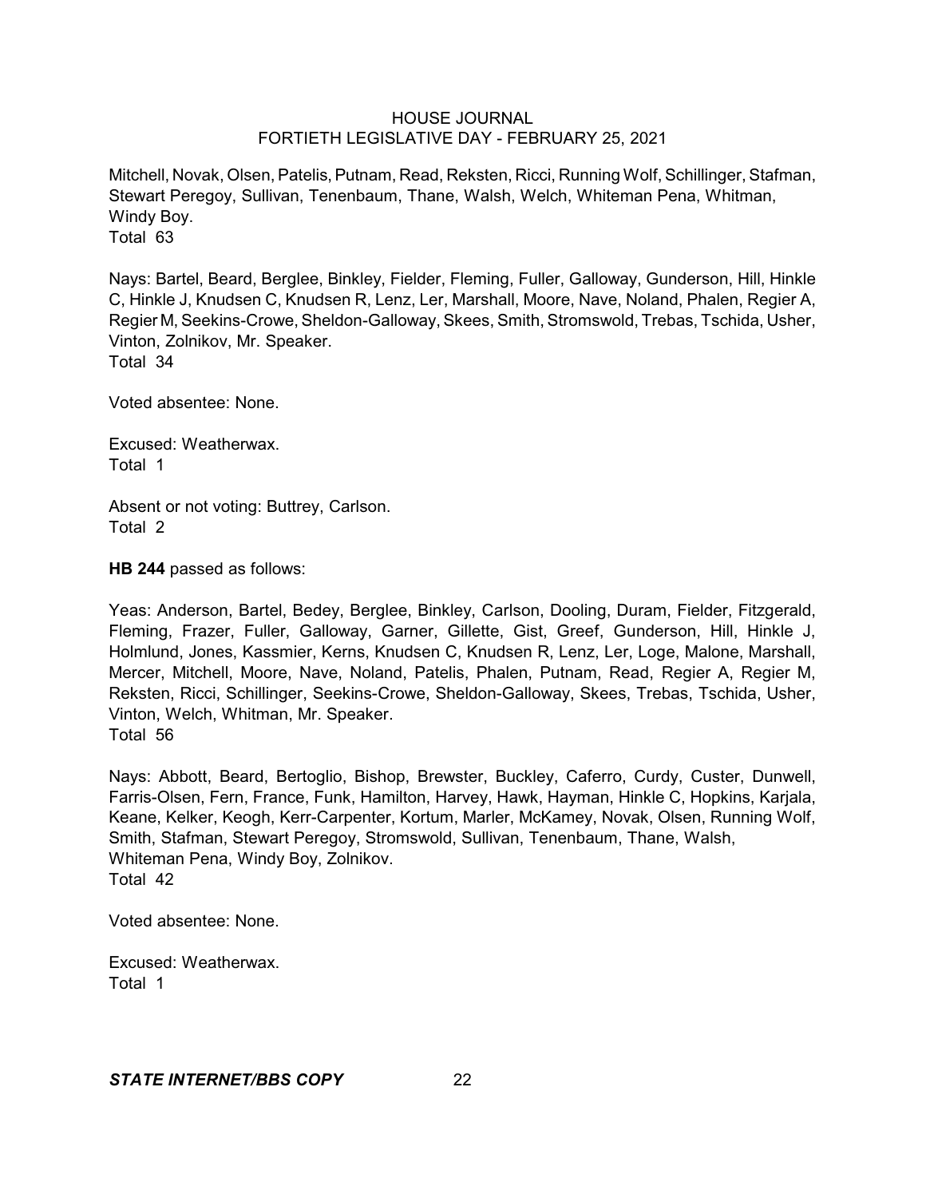Mitchell, Novak, Olsen, Patelis, Putnam, Read, Reksten, Ricci, Running Wolf, Schillinger, Stafman, Stewart Peregoy, Sullivan, Tenenbaum, Thane, Walsh, Welch, Whiteman Pena, Whitman, Windy Boy.
Total 63

Nays: Bartel, Beard, Berglee, Binkley, Fielder, Fleming, Fuller, Galloway, Gunderson, Hill, Hinkle C, Hinkle J, Knudsen C, Knudsen R, Lenz, Ler, Marshall, Moore, Nave, Noland, Phalen, Regier A, Regier M, Seekins-Crowe, Sheldon-Galloway, Skees, Smith, Stromswold, Trebas, Tschida, Usher, Vinton, Zolnikov, Mr. Speaker.
Total 34

Voted absentee: None.

Excused: Weatherwax.
Total 1

Absent or not voting: Buttrey, Carlson.
Total 2

**HB 244** passed as follows:

Yeas: Anderson, Bartel, Bedey, Berglee, Binkley, Carlson, Dooling, Duram, Fielder, Fitzgerald, Fleming, Frazer, Fuller, Galloway, Garner, Gillette, Gist, Greef, Gunderson, Hill, Hinkle J, Holmlund, Jones, Kassmier, Kerns, Knudsen C, Knudsen R, Lenz, Ler, Loge, Malone, Marshall, Mercer, Mitchell, Moore, Nave, Noland, Patelis, Phalen, Putnam, Read, Regier A, Regier M, Reksten, Ricci, Schillinger, Seekins-Crowe, Sheldon-Galloway, Skees, Trebas, Tschida, Usher, Vinton, Welch, Whitman, Mr. Speaker.
Total 56

Nays: Abbott, Beard, Bertoglio, Bishop, Brewster, Buckley, Caferro, Curdy, Custer, Dunwell, Farris-Olsen, Fern, France, Funk, Hamilton, Harvey, Hawk, Hayman, Hinkle C, Hopkins, Karjala, Keane, Kelker, Keogh, Kerr-Carpenter, Kortum, Marler, McKamey, Novak, Olsen, Running Wolf, Smith, Stafman, Stewart Peregoy, Stromswold, Sullivan, Tenenbaum, Thane, Walsh, Whiteman Pena, Windy Boy, Zolnikov.
Total 42

Voted absentee: None.

Excused: Weatherwax.
Total 1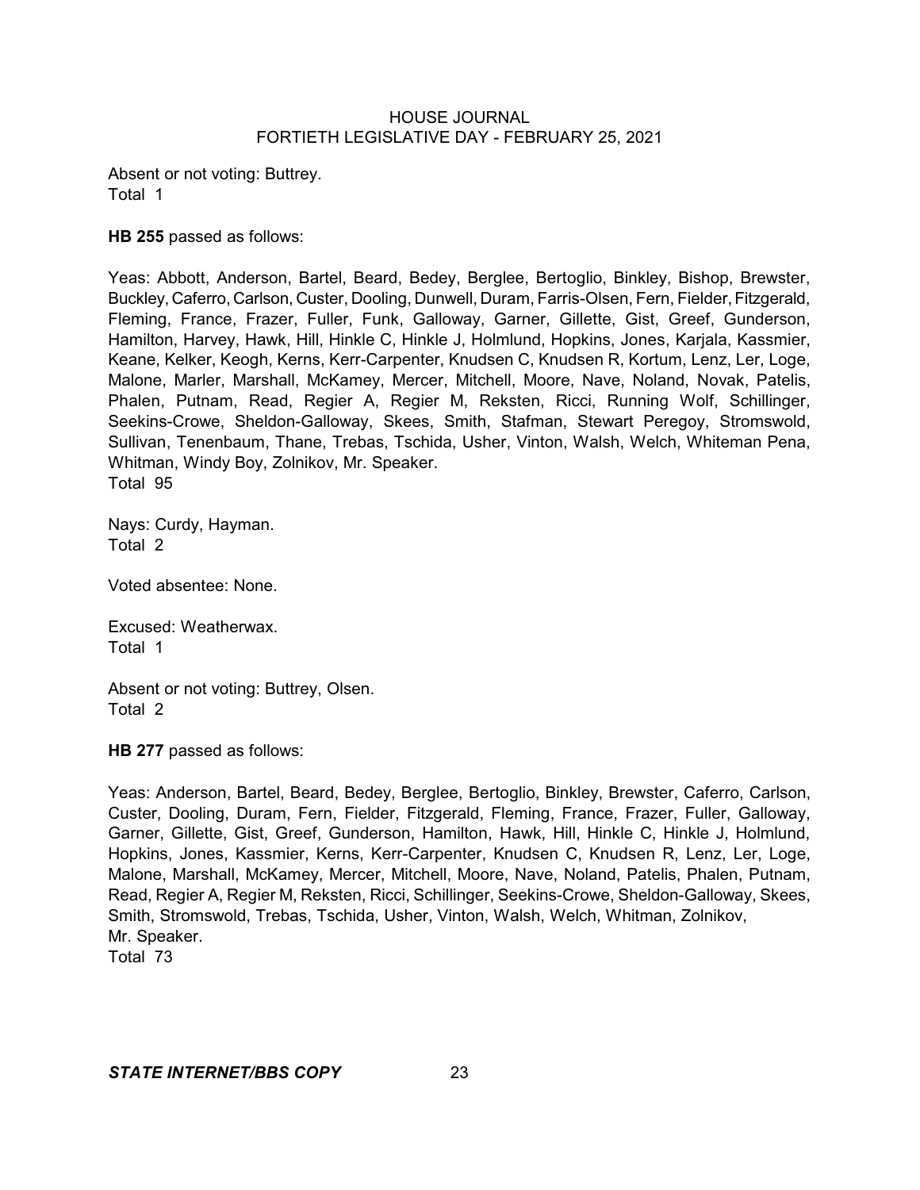Absent or not voting: Buttrey.
Total 1

**HB 255** passed as follows:

Yeas: Abbott, Anderson, Bartel, Beard, Bedey, Berglee, Bertoglio, Binkley, Bishop, Brewster, Buckley, Caferro, Carlson, Custer, Dooling, Dunwell, Duram, Farris-Olsen, Fern, Fielder, Fitzgerald, Fleming, France, Frazer, Fuller, Funk, Galloway, Garner, Gillette, Gist, Greef, Gunderson, Hamilton, Harvey, Hawk, Hill, Hinkle C, Hinkle J, Holmlund, Hopkins, Jones, Karjala, Kassmier, Keane, Kelker, Keogh, Kerns, Kerr-Carpenter, Knudsen C, Knudsen R, Kortum, Lenz, Ler, Loge, Malone, Marler, Marshall, McKamey, Mercer, Mitchell, Moore, Nave, Noland, Novak, Patelis, Phalen, Putnam, Read, Regier A, Regier M, Reksten, Ricci, Running Wolf, Schillinger, Seekins-Crowe, Sheldon-Galloway, Skees, Smith, Stafman, Stewart Peregoy, Stromswold, Sullivan, Tenenbaum, Thane, Trebas, Tschida, Usher, Vinton, Walsh, Welch, Whiteman Pena, Whitman, Windy Boy, Zolnikov, Mr. Speaker.
Total 95

Nays: Curdy, Hayman.
Total 2

Voted absentee: None.

Excused: Weatherwax.
Total 1

Absent or not voting: Buttrey, Olsen.
Total 2

**HB 277** passed as follows:

Yeas: Anderson, Bartel, Beard, Bedey, Berglee, Bertoglio, Binkley, Brewster, Caferro, Carlson, Custer, Dooling, Duram, Fern, Fielder, Fitzgerald, Fleming, France, Frazer, Fuller, Galloway, Garner, Gillette, Gist, Greef, Gunderson, Hamilton, Hawk, Hill, Hinkle C, Hinkle J, Holmlund, Hopkins, Jones, Kassmier, Kerns, Kerr-Carpenter, Knudsen C, Knudsen R, Lenz, Ler, Loge, Malone, Marshall, McKamey, Mercer, Mitchell, Moore, Nave, Noland, Patelis, Phalen, Putnam, Read, Regier A, Regier M, Reksten, Ricci, Schillinger, Seekins-Crowe, Sheldon-Galloway, Skees, Smith, Stromswold, Trebas, Tschida, Usher, Vinton, Walsh, Welch, Whitman, Zolnikov, Mr. Speaker.
Total 73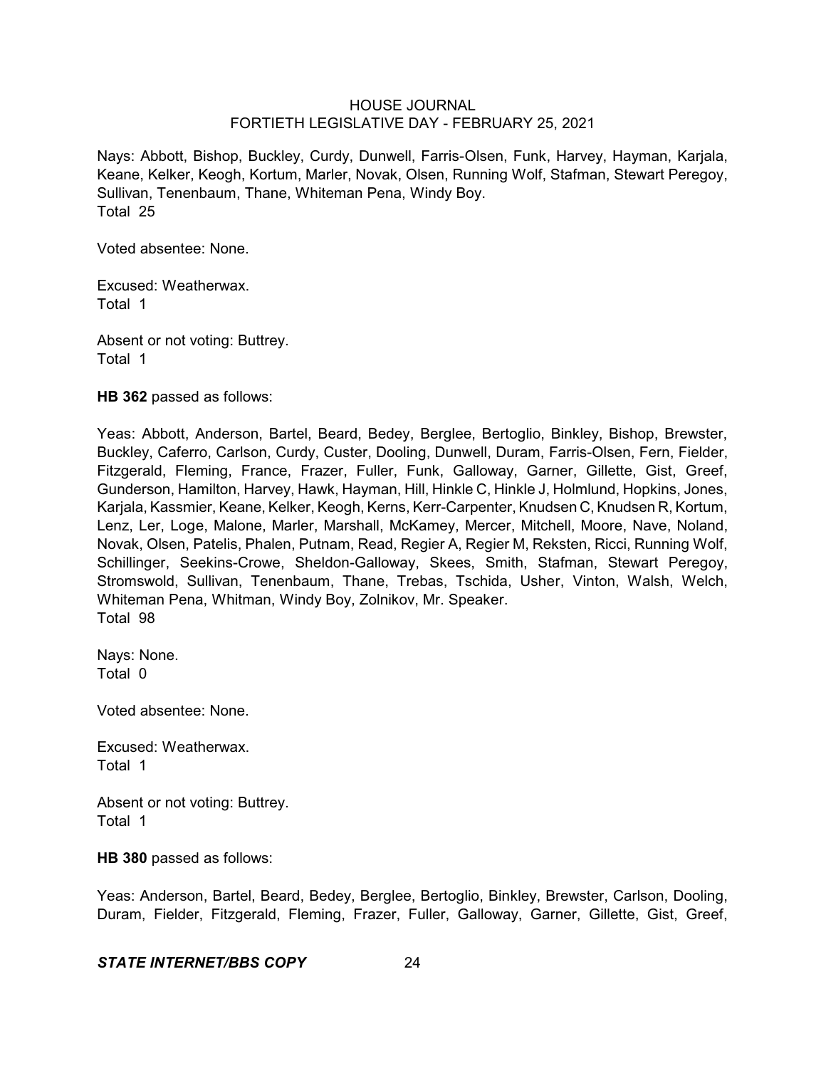Nays: Abbott, Bishop, Buckley, Curdy, Dunwell, Farris-Olsen, Funk, Harvey, Hayman, Karjala, Keane, Kelker, Keogh, Kortum, Marler, Novak, Olsen, Running Wolf, Stafman, Stewart Peregoy, Sullivan, Tenenbaum, Thane, Whiteman Pena, Windy Boy.
Total 25

Voted absentee: None.

Excused: Weatherwax.
Total 1

Absent or not voting: Buttrey.
Total 1

**HB 362** passed as follows:

Yeas: Abbott, Anderson, Bartel, Beard, Bedey, Berglee, Bertoglio, Binkley, Bishop, Brewster, Buckley, Caferro, Carlson, Curdy, Custer, Dooling, Dunwell, Duram, Farris-Olsen, Fern, Fielder, Fitzgerald, Fleming, France, Frazer, Fuller, Funk, Galloway, Garner, Gillette, Gist, Greef, Gunderson, Hamilton, Harvey, Hawk, Hayman, Hill, Hinkle C, Hinkle J, Holmlund, Hopkins, Jones, Karjala, Kassmier, Keane, Kelker, Keogh, Kerns, Kerr-Carpenter, Knudsen C, Knudsen R, Kortum, Lenz, Ler, Loge, Malone, Marler, Marshall, McKamey, Mercer, Mitchell, Moore, Nave, Noland, Novak, Olsen, Patelis, Phalen, Putnam, Read, Regier A, Regier M, Reksten, Ricci, Running Wolf, Schillinger, Seekins-Crowe, Sheldon-Galloway, Skees, Smith, Stafman, Stewart Peregoy, Stromswold, Sullivan, Tenenbaum, Thane, Trebas, Tschida, Usher, Vinton, Walsh, Welch, Whiteman Pena, Whitman, Windy Boy, Zolnikov, Mr. Speaker.
Total 98

Nays: None.
Total 0

Voted absentee: None.

Excused: Weatherwax.
Total 1

Absent or not voting: Buttrey.
Total 1

**HB 380** passed as follows:

Yeas: Anderson, Bartel, Beard, Bedey, Berglee, Bertoglio, Binkley, Brewster, Carlson, Dooling, Duram, Fielder, Fitzgerald, Fleming, Frazer, Fuller, Galloway, Garner, Gillette, Gist, Greef,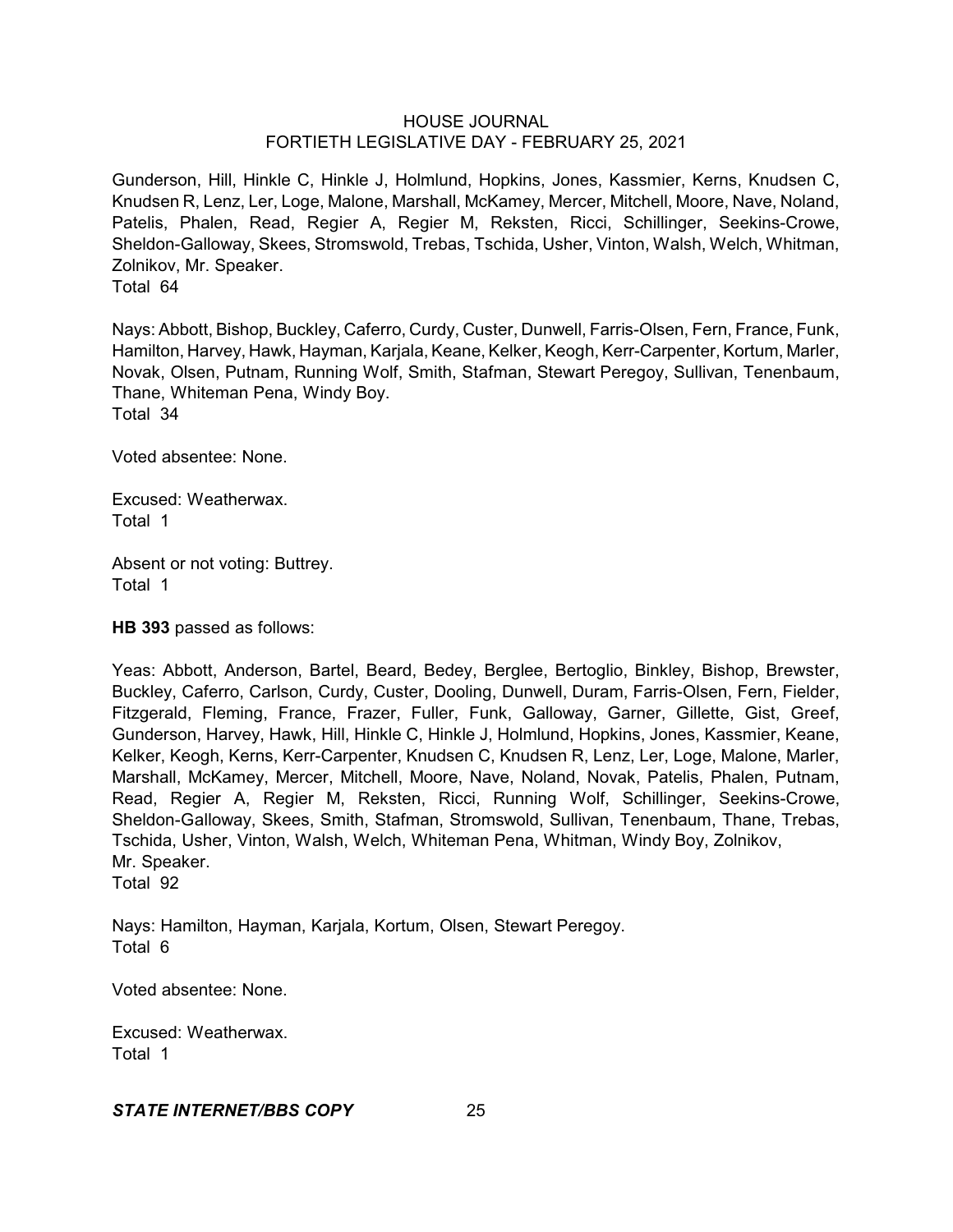Gunderson, Hill, Hinkle C, Hinkle J, Holmlund, Hopkins, Jones, Kassmier, Kerns, Knudsen C, Knudsen R, Lenz, Ler, Loge, Malone, Marshall, McKamey, Mercer, Mitchell, Moore, Nave, Noland, Patelis, Phalen, Read, Regier A, Regier M, Reksten, Ricci, Schillinger, Seekins-Crowe, Sheldon-Galloway, Skees, Stromswold, Trebas, Tschida, Usher, Vinton, Walsh, Welch, Whitman, Zolnikov, Mr. Speaker.
Total 64

Nays: Abbott, Bishop, Buckley, Caferro, Curdy, Custer, Dunwell, Farris-Olsen, Fern, France, Funk, Hamilton, Harvey, Hawk, Hayman, Karjala, Keane, Kelker, Keogh, Kerr-Carpenter, Kortum, Marler, Novak, Olsen, Putnam, Running Wolf, Smith, Stafman, Stewart Peregoy, Sullivan, Tenenbaum, Thane, Whiteman Pena, Windy Boy.
Total 34

Voted absentee: None.

Excused: Weatherwax.
Total 1

Absent or not voting: Buttrey.
Total 1

**HB 393** passed as follows:

Yeas: Abbott, Anderson, Bartel, Beard, Bedey, Berglee, Bertoglio, Binkley, Bishop, Brewster, Buckley, Caferro, Carlson, Curdy, Custer, Dooling, Dunwell, Duram, Farris-Olsen, Fern, Fielder, Fitzgerald, Fleming, France, Frazer, Fuller, Funk, Galloway, Garner, Gillette, Gist, Greef, Gunderson, Harvey, Hawk, Hill, Hinkle C, Hinkle J, Holmlund, Hopkins, Jones, Kassmier, Keane, Kelker, Keogh, Kerns, Kerr-Carpenter, Knudsen C, Knudsen R, Lenz, Ler, Loge, Malone, Marler, Marshall, McKamey, Mercer, Mitchell, Moore, Nave, Noland, Novak, Patelis, Phalen, Putnam, Read, Regier A, Regier M, Reksten, Ricci, Running Wolf, Schillinger, Seekins-Crowe, Sheldon-Galloway, Skees, Smith, Stafman, Stromswold, Sullivan, Tenenbaum, Thane, Trebas, Tschida, Usher, Vinton, Walsh, Welch, Whiteman Pena, Whitman, Windy Boy, Zolnikov, Mr. Speaker.
Total 92

Nays: Hamilton, Hayman, Karjala, Kortum, Olsen, Stewart Peregoy.
Total 6

Voted absentee: None.

Excused: Weatherwax.
Total 1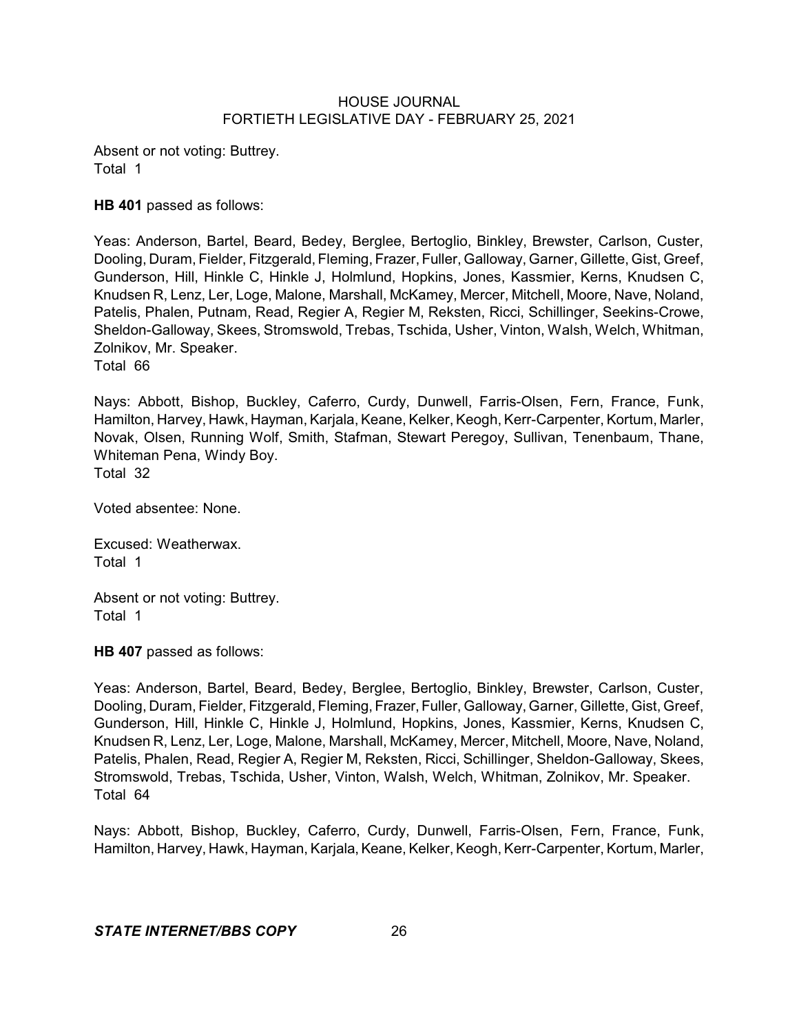Absent or not voting: Buttrey.
Total 1

**HB 401** passed as follows:

Yeas: Anderson, Bartel, Beard, Bedey, Berglee, Bertoglio, Binkley, Brewster, Carlson, Custer, Dooling, Duram, Fielder, Fitzgerald, Fleming, Frazer, Fuller, Galloway, Garner, Gillette, Gist, Greef, Gunderson, Hill, Hinkle C, Hinkle J, Holmlund, Hopkins, Jones, Kassmier, Kerns, Knudsen C, Knudsen R, Lenz, Ler, Loge, Malone, Marshall, McKamey, Mercer, Mitchell, Moore, Nave, Noland, Patelis, Phalen, Putnam, Read, Regier A, Regier M, Reksten, Ricci, Schillinger, Seekins-Crowe, Sheldon-Galloway, Skees, Stromswold, Trebas, Tschida, Usher, Vinton, Walsh, Welch, Whitman, Zolnikov, Mr. Speaker.
Total 66

Nays: Abbott, Bishop, Buckley, Caferro, Curdy, Dunwell, Farris-Olsen, Fern, France, Funk, Hamilton, Harvey, Hawk, Hayman, Karjala, Keane, Kelker, Keogh, Kerr-Carpenter, Kortum, Marler, Novak, Olsen, Running Wolf, Smith, Stafman, Stewart Peregoy, Sullivan, Tenenbaum, Thane, Whiteman Pena, Windy Boy.
Total 32

Voted absentee: None.

Excused: Weatherwax.
Total 1

Absent or not voting: Buttrey.
Total 1

**HB 407** passed as follows:

Yeas: Anderson, Bartel, Beard, Bedey, Berglee, Bertoglio, Binkley, Brewster, Carlson, Custer, Dooling, Duram, Fielder, Fitzgerald, Fleming, Frazer, Fuller, Galloway, Garner, Gillette, Gist, Greef, Gunderson, Hill, Hinkle C, Hinkle J, Holmlund, Hopkins, Jones, Kassmier, Kerns, Knudsen C, Knudsen R, Lenz, Ler, Loge, Malone, Marshall, McKamey, Mercer, Mitchell, Moore, Nave, Noland, Patelis, Phalen, Read, Regier A, Regier M, Reksten, Ricci, Schillinger, Sheldon-Galloway, Skees, Stromswold, Trebas, Tschida, Usher, Vinton, Walsh, Welch, Whitman, Zolnikov, Mr. Speaker.
Total 64

Nays: Abbott, Bishop, Buckley, Caferro, Curdy, Dunwell, Farris-Olsen, Fern, France, Funk, Hamilton, Harvey, Hawk, Hayman, Karjala, Keane, Kelker, Keogh, Kerr-Carpenter, Kortum, Marler,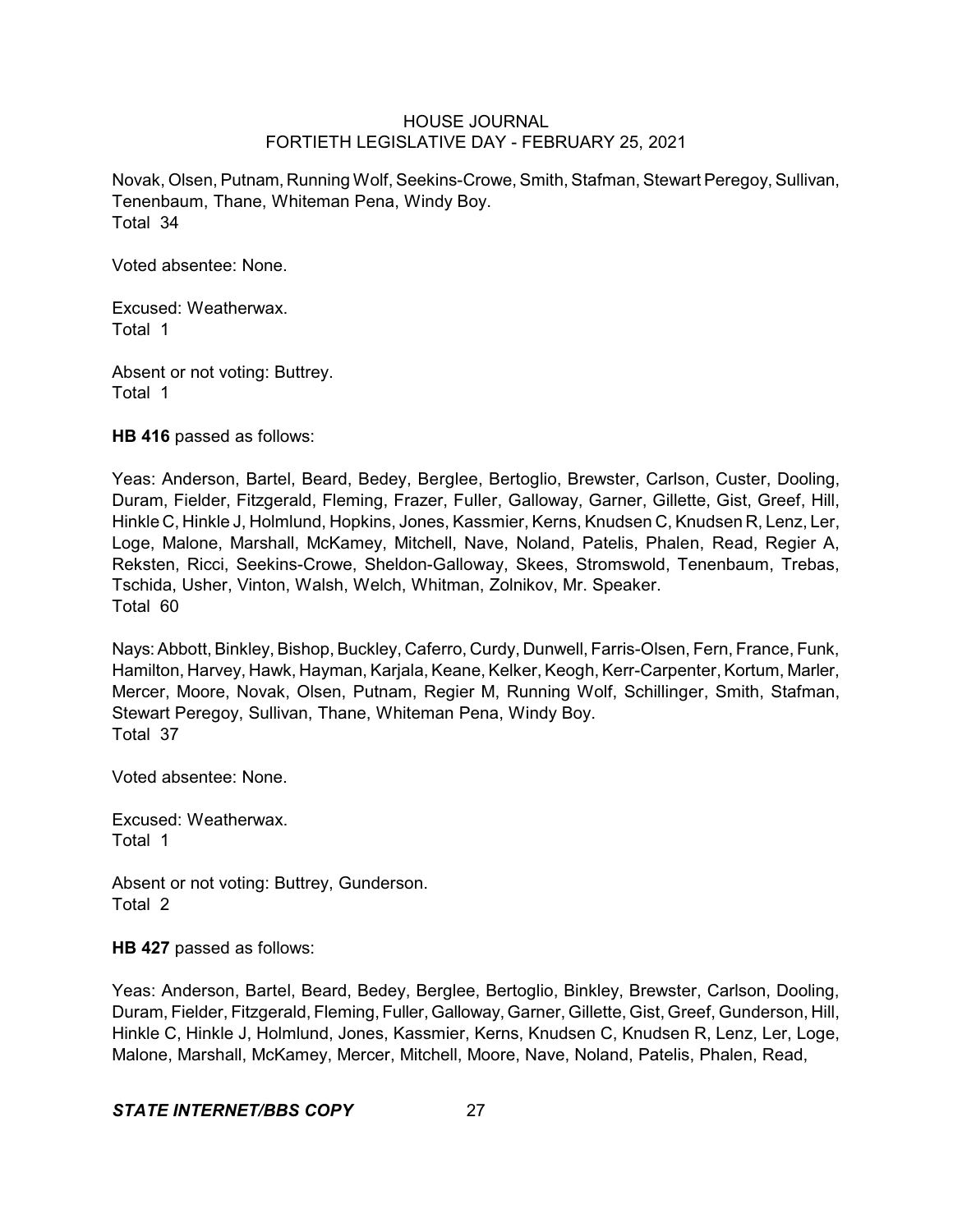Novak, Olsen, Putnam, Running Wolf, Seekins-Crowe, Smith, Stafman, Stewart Peregoy, Sullivan, Tenenbaum, Thane, Whiteman Pena, Windy Boy.
Total 34

Voted absentee: None.

Excused: Weatherwax.
Total 1

Absent or not voting: Buttrey.
Total 1

**HB 416** passed as follows:

Yeas: Anderson, Bartel, Beard, Bedey, Berglee, Bertoglio, Brewster, Carlson, Custer, Dooling, Duram, Fielder, Fitzgerald, Fleming, Frazer, Fuller, Galloway, Garner, Gillette, Gist, Greef, Hill, Hinkle C, Hinkle J, Holmlund, Hopkins, Jones, Kassmier, Kerns, Knudsen C, Knudsen R, Lenz, Ler, Loge, Malone, Marshall, McKamey, Mitchell, Nave, Noland, Patelis, Phalen, Read, Regier A, Reksten, Ricci, Seekins-Crowe, Sheldon-Galloway, Skees, Stromswold, Tenenbaum, Trebas, Tschida, Usher, Vinton, Walsh, Welch, Whitman, Zolnikov, Mr. Speaker.
Total 60

Nays: Abbott, Binkley, Bishop, Buckley, Caferro, Curdy, Dunwell, Farris-Olsen, Fern, France, Funk, Hamilton, Harvey, Hawk, Hayman, Karjala, Keane, Kelker, Keogh, Kerr-Carpenter, Kortum, Marler, Mercer, Moore, Novak, Olsen, Putnam, Regier M, Running Wolf, Schillinger, Smith, Stafman, Stewart Peregoy, Sullivan, Thane, Whiteman Pena, Windy Boy.
Total 37

Voted absentee: None.

Excused: Weatherwax.
Total 1

Absent or not voting: Buttrey, Gunderson.
Total 2

**HB 427** passed as follows:

Yeas: Anderson, Bartel, Beard, Bedey, Berglee, Bertoglio, Binkley, Brewster, Carlson, Dooling, Duram, Fielder, Fitzgerald, Fleming, Fuller, Galloway, Garner, Gillette, Gist, Greef, Gunderson, Hill, Hinkle C, Hinkle J, Holmlund, Jones, Kassmier, Kerns, Knudsen C, Knudsen R, Lenz, Ler, Loge, Malone, Marshall, McKamey, Mercer, Mitchell, Moore, Nave, Noland, Patelis, Phalen, Read,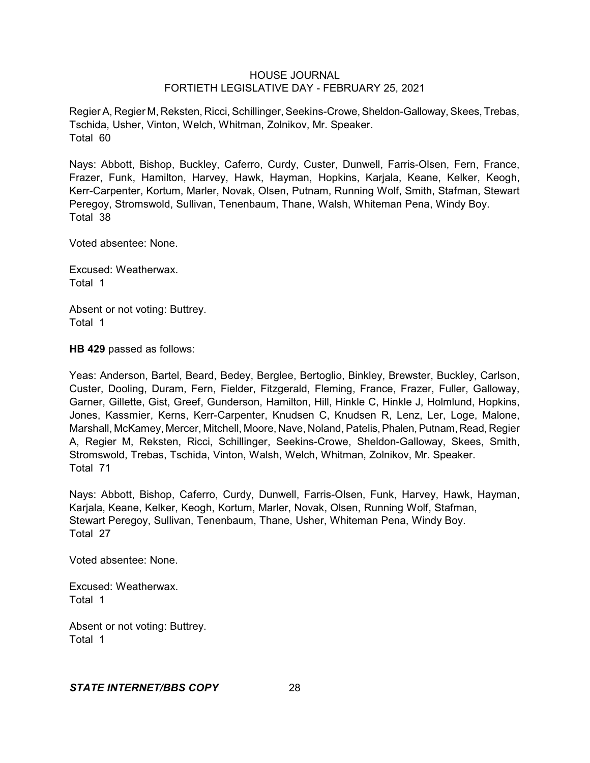Regier A, Regier M, Reksten, Ricci, Schillinger, Seekins-Crowe, Sheldon-Galloway, Skees, Trebas, Tschida, Usher, Vinton, Welch, Whitman, Zolnikov, Mr. Speaker.
Total 60

Nays: Abbott, Bishop, Buckley, Caferro, Curdy, Custer, Dunwell, Farris-Olsen, Fern, France, Frazer, Funk, Hamilton, Harvey, Hawk, Hayman, Hopkins, Karjala, Keane, Kelker, Keogh, Kerr-Carpenter, Kortum, Marler, Novak, Olsen, Putnam, Running Wolf, Smith, Stafman, Stewart Peregoy, Stromswold, Sullivan, Tenenbaum, Thane, Walsh, Whiteman Pena, Windy Boy.
Total 38

Voted absentee: None.

Excused: Weatherwax.
Total 1

Absent or not voting: Buttrey.
Total 1

**HB 429** passed as follows:

Yeas: Anderson, Bartel, Beard, Bedey, Berglee, Bertoglio, Binkley, Brewster, Buckley, Carlson, Custer, Dooling, Duram, Fern, Fielder, Fitzgerald, Fleming, France, Frazer, Fuller, Galloway, Garner, Gillette, Gist, Greef, Gunderson, Hamilton, Hill, Hinkle C, Hinkle J, Holmlund, Hopkins, Jones, Kassmier, Kerns, Kerr-Carpenter, Knudsen C, Knudsen R, Lenz, Ler, Loge, Malone, Marshall, McKamey, Mercer, Mitchell, Moore, Nave, Noland, Patelis, Phalen, Putnam, Read, Regier A, Regier M, Reksten, Ricci, Schillinger, Seekins-Crowe, Sheldon-Galloway, Skees, Smith, Stromswold, Trebas, Tschida, Vinton, Walsh, Welch, Whitman, Zolnikov, Mr. Speaker.
Total 71

Nays: Abbott, Bishop, Caferro, Curdy, Dunwell, Farris-Olsen, Funk, Harvey, Hawk, Hayman, Karjala, Keane, Kelker, Keogh, Kortum, Marler, Novak, Olsen, Running Wolf, Stafman, Stewart Peregoy, Sullivan, Tenenbaum, Thane, Usher, Whiteman Pena, Windy Boy.
Total 27

Voted absentee: None.

Excused: Weatherwax.
Total 1

Absent or not voting: Buttrey.
Total 1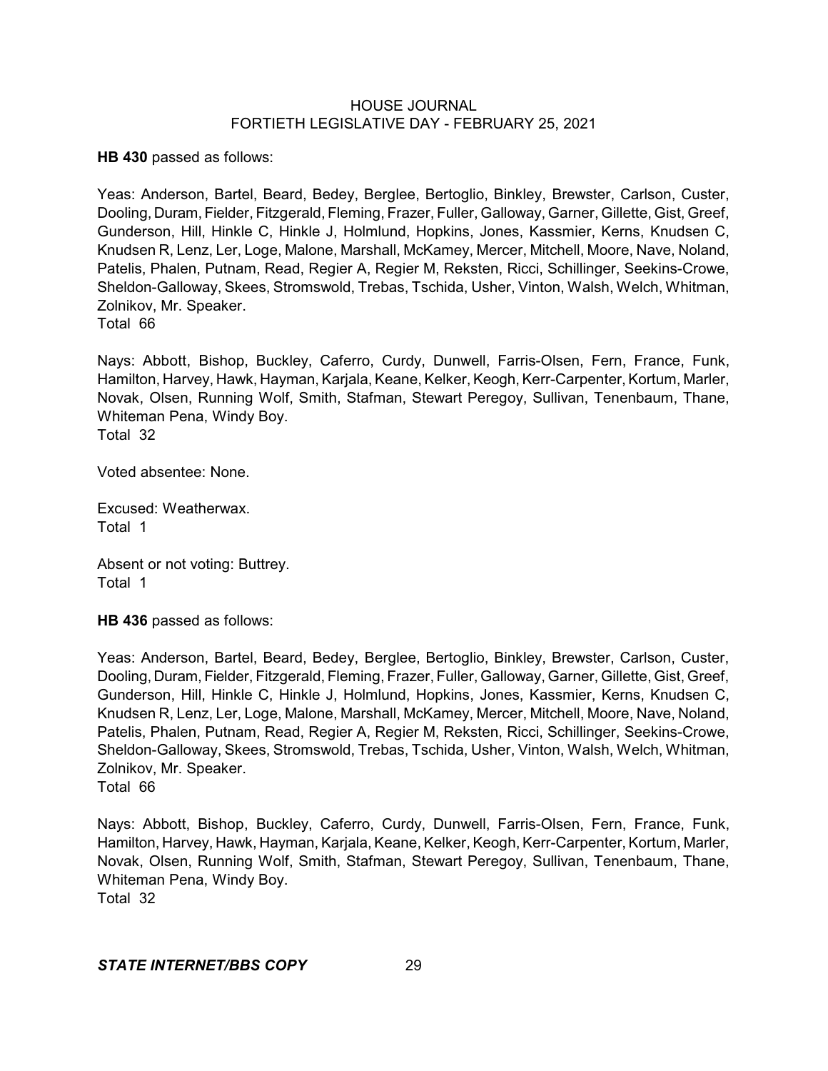**HB 430** passed as follows:

Yeas: Anderson, Bartel, Beard, Bedey, Berglee, Bertoglio, Binkley, Brewster, Carlson, Custer, Dooling, Duram, Fielder, Fitzgerald, Fleming, Frazer, Fuller, Galloway, Garner, Gillette, Gist, Greef, Gunderson, Hill, Hinkle C, Hinkle J, Holmlund, Hopkins, Jones, Kassmier, Kerns, Knudsen C, Knudsen R, Lenz, Ler, Loge, Malone, Marshall, McKamey, Mercer, Mitchell, Moore, Nave, Noland, Patelis, Phalen, Putnam, Read, Regier A, Regier M, Reksten, Ricci, Schillinger, Seekins-Crowe, Sheldon-Galloway, Skees, Stromswold, Trebas, Tschida, Usher, Vinton, Walsh, Welch, Whitman, Zolnikov, Mr. Speaker.
Total 66

Nays: Abbott, Bishop, Buckley, Caferro, Curdy, Dunwell, Farris-Olsen, Fern, France, Funk, Hamilton, Harvey, Hawk, Hayman, Karjala, Keane, Kelker, Keogh, Kerr-Carpenter, Kortum, Marler, Novak, Olsen, Running Wolf, Smith, Stafman, Stewart Peregoy, Sullivan, Tenenbaum, Thane, Whiteman Pena, Windy Boy.
Total 32

Voted absentee: None.

Excused: Weatherwax.
Total 1

Absent or not voting: Buttrey.
Total 1

**HB 436** passed as follows:

Yeas: Anderson, Bartel, Beard, Bedey, Berglee, Bertoglio, Binkley, Brewster, Carlson, Custer, Dooling, Duram, Fielder, Fitzgerald, Fleming, Frazer, Fuller, Galloway, Garner, Gillette, Gist, Greef, Gunderson, Hill, Hinkle C, Hinkle J, Holmlund, Hopkins, Jones, Kassmier, Kerns, Knudsen C, Knudsen R, Lenz, Ler, Loge, Malone, Marshall, McKamey, Mercer, Mitchell, Moore, Nave, Noland, Patelis, Phalen, Putnam, Read, Regier A, Regier M, Reksten, Ricci, Schillinger, Seekins-Crowe, Sheldon-Galloway, Skees, Stromswold, Trebas, Tschida, Usher, Vinton, Walsh, Welch, Whitman, Zolnikov, Mr. Speaker.
Total 66

Nays: Abbott, Bishop, Buckley, Caferro, Curdy, Dunwell, Farris-Olsen, Fern, France, Funk, Hamilton, Harvey, Hawk, Hayman, Karjala, Keane, Kelker, Keogh, Kerr-Carpenter, Kortum, Marler, Novak, Olsen, Running Wolf, Smith, Stafman, Stewart Peregoy, Sullivan, Tenenbaum, Thane, Whiteman Pena, Windy Boy.
Total 32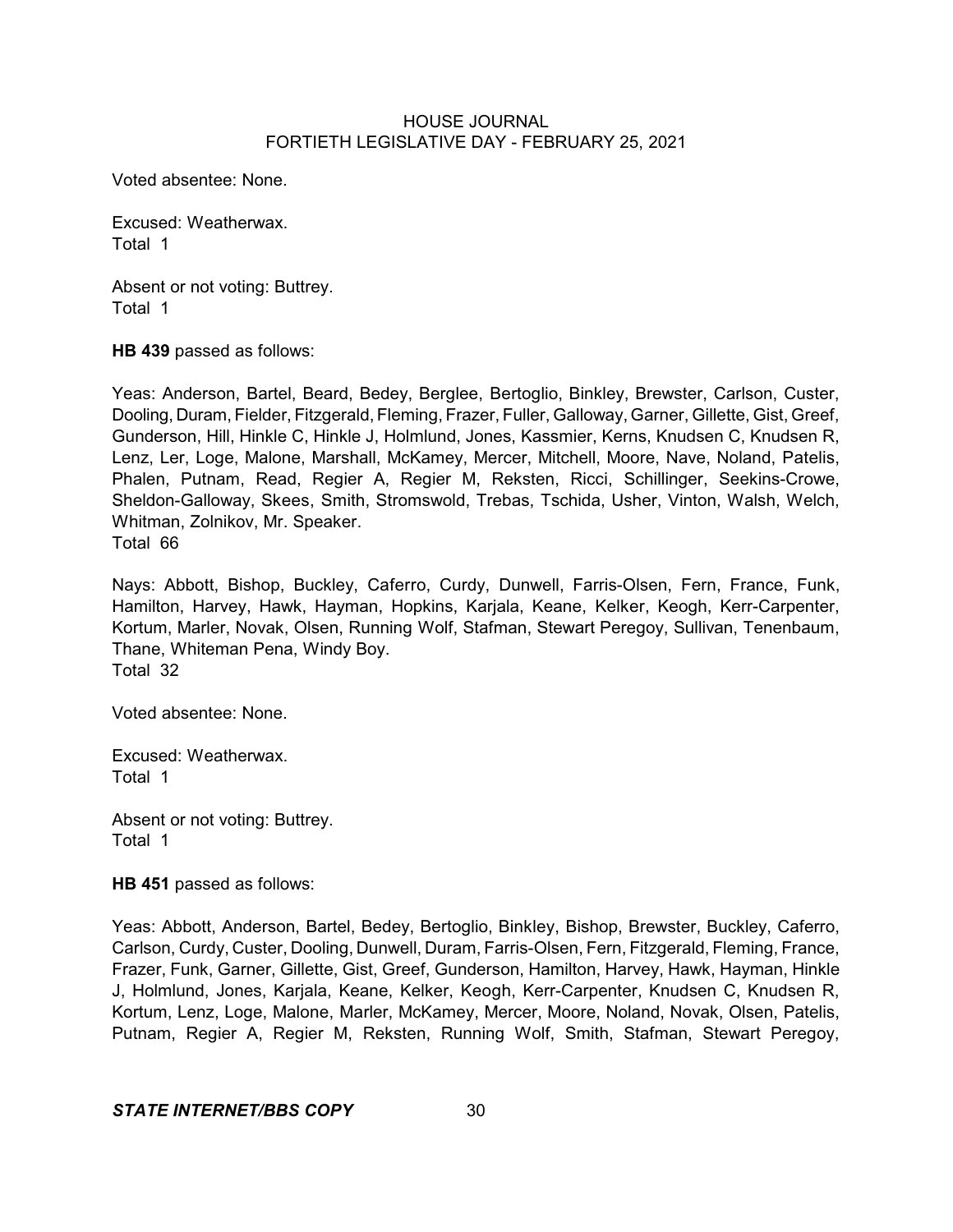Voted absentee: None.

Excused: Weatherwax.
Total 1

Absent or not voting: Buttrey.
Total 1

**HB 439** passed as follows:

Yeas: Anderson, Bartel, Beard, Bedey, Berglee, Bertoglio, Binkley, Brewster, Carlson, Custer, Dooling, Duram, Fielder, Fitzgerald, Fleming, Frazer, Fuller, Galloway, Garner, Gillette, Gist, Greef, Gunderson, Hill, Hinkle C, Hinkle J, Holmlund, Jones, Kassmier, Kerns, Knudsen C, Knudsen R, Lenz, Ler, Loge, Malone, Marshall, McKamey, Mercer, Mitchell, Moore, Nave, Noland, Patelis, Phalen, Putnam, Read, Regier A, Regier M, Reksten, Ricci, Schillinger, Seekins-Crowe, Sheldon-Galloway, Skees, Smith, Stromswold, Trebas, Tschida, Usher, Vinton, Walsh, Welch, Whitman, Zolnikov, Mr. Speaker.
Total 66

Nays: Abbott, Bishop, Buckley, Caferro, Curdy, Dunwell, Farris-Olsen, Fern, France, Funk, Hamilton, Harvey, Hawk, Hayman, Hopkins, Karjala, Keane, Kelker, Keogh, Kerr-Carpenter, Kortum, Marler, Novak, Olsen, Running Wolf, Stafman, Stewart Peregoy, Sullivan, Tenenbaum, Thane, Whiteman Pena, Windy Boy.
Total 32

Voted absentee: None.

Excused: Weatherwax.
Total 1

Absent or not voting: Buttrey.
Total 1

**HB 451** passed as follows:

Yeas: Abbott, Anderson, Bartel, Bedey, Bertoglio, Binkley, Bishop, Brewster, Buckley, Caferro, Carlson, Curdy, Custer, Dooling, Dunwell, Duram, Farris-Olsen, Fern, Fitzgerald, Fleming, France, Frazer, Funk, Garner, Gillette, Gist, Greef, Gunderson, Hamilton, Harvey, Hawk, Hayman, Hinkle J, Holmlund, Jones, Karjala, Keane, Kelker, Keogh, Kerr-Carpenter, Knudsen C, Knudsen R, Kortum, Lenz, Loge, Malone, Marler, McKamey, Mercer, Moore, Noland, Novak, Olsen, Patelis, Putnam, Regier A, Regier M, Reksten, Running Wolf, Smith, Stafman, Stewart Peregoy,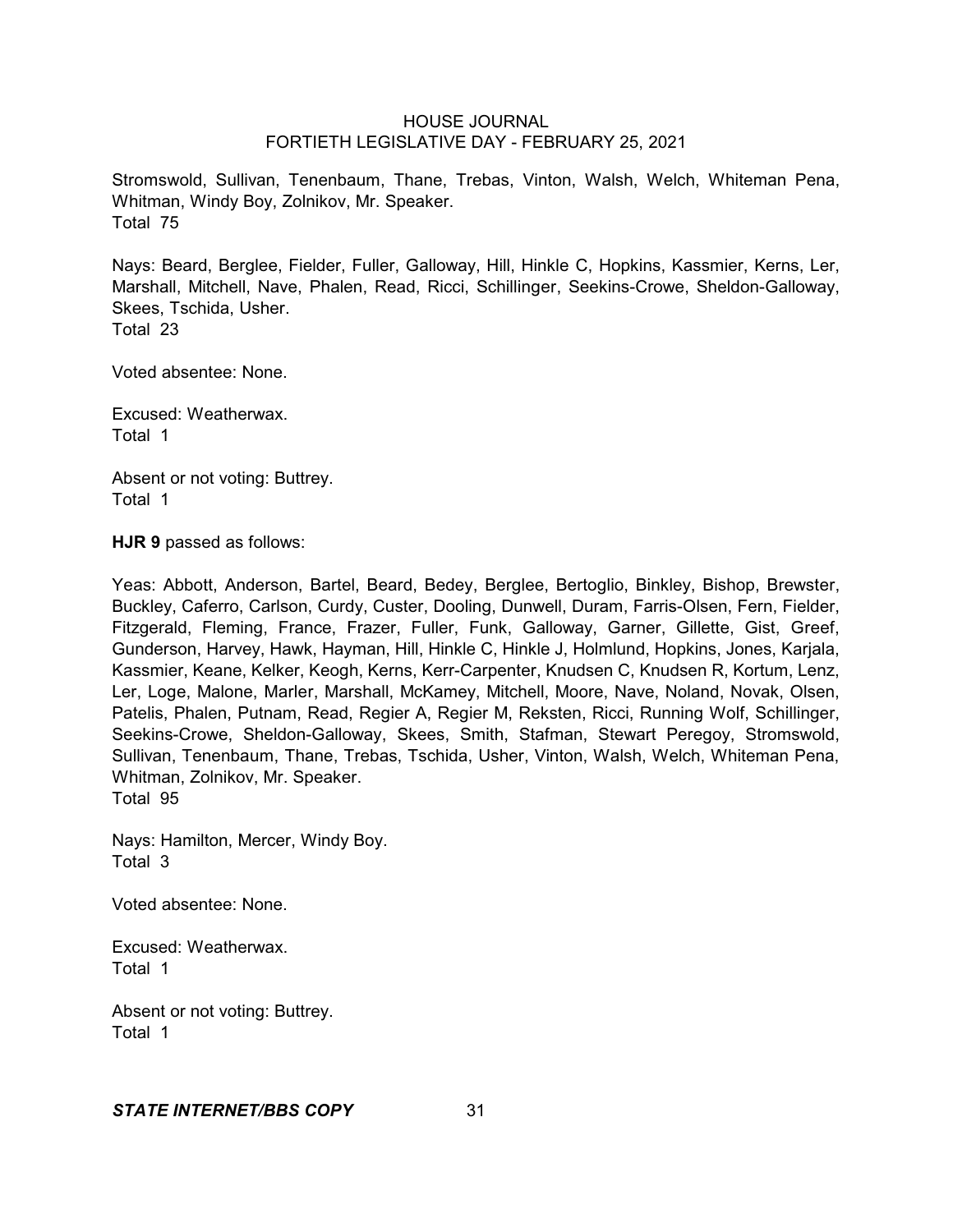Stromswold, Sullivan, Tenenbaum, Thane, Trebas, Vinton, Walsh, Welch, Whiteman Pena, Whitman, Windy Boy, Zolnikov, Mr. Speaker.
Total 75

Nays: Beard, Berglee, Fielder, Fuller, Galloway, Hill, Hinkle C, Hopkins, Kassmier, Kerns, Ler, Marshall, Mitchell, Nave, Phalen, Read, Ricci, Schillinger, Seekins-Crowe, Sheldon-Galloway, Skees, Tschida, Usher.
Total 23

Voted absentee: None.

Excused: Weatherwax.
Total 1

Absent or not voting: Buttrey.
Total 1

**HJR 9** passed as follows:

Yeas: Abbott, Anderson, Bartel, Beard, Bedey, Berglee, Bertoglio, Binkley, Bishop, Brewster, Buckley, Caferro, Carlson, Curdy, Custer, Dooling, Dunwell, Duram, Farris-Olsen, Fern, Fielder, Fitzgerald, Fleming, France, Frazer, Fuller, Funk, Galloway, Garner, Gillette, Gist, Greef, Gunderson, Harvey, Hawk, Hayman, Hill, Hinkle C, Hinkle J, Holmlund, Hopkins, Jones, Karjala, Kassmier, Keane, Kelker, Keogh, Kerns, Kerr-Carpenter, Knudsen C, Knudsen R, Kortum, Lenz, Ler, Loge, Malone, Marler, Marshall, McKamey, Mitchell, Moore, Nave, Noland, Novak, Olsen, Patelis, Phalen, Putnam, Read, Regier A, Regier M, Reksten, Ricci, Running Wolf, Schillinger, Seekins-Crowe, Sheldon-Galloway, Skees, Smith, Stafman, Stewart Peregoy, Stromswold, Sullivan, Tenenbaum, Thane, Trebas, Tschida, Usher, Vinton, Walsh, Welch, Whiteman Pena, Whitman, Zolnikov, Mr. Speaker.
Total 95

Nays: Hamilton, Mercer, Windy Boy.
Total 3

Voted absentee: None.

Excused: Weatherwax.
Total 1

Absent or not voting: Buttrey.
Total 1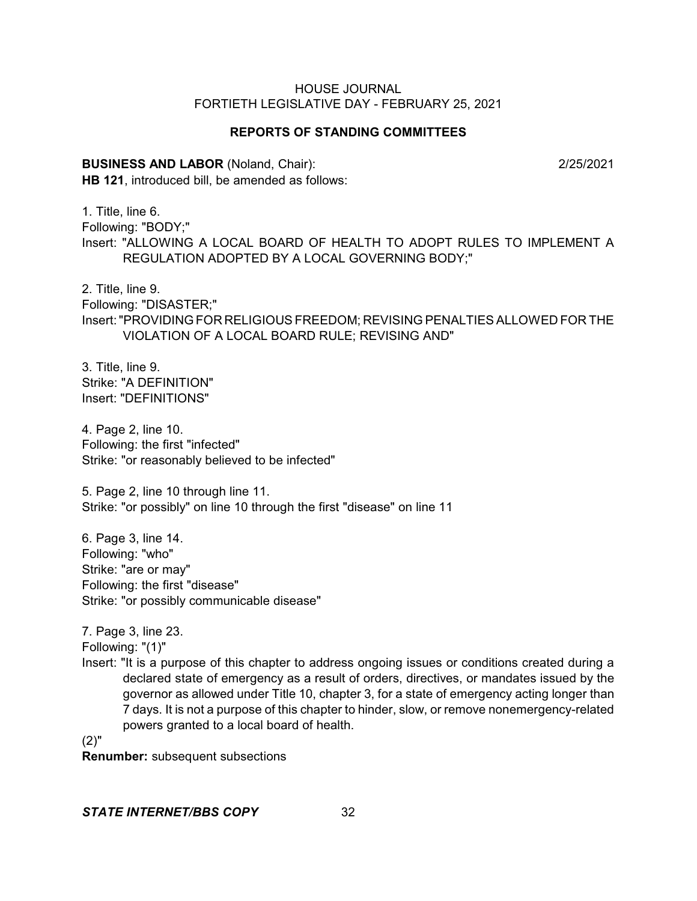## REPORTS OF STANDING COMMITTEES

**BUSINESS AND LABOR** (Noland, Chair): 2/25/2021

**HB 121**, introduced bill, be amended as follows:

1. Title, line 6.
Following: "BODY;"
Insert: "ALLOWING A LOCAL BOARD OF HEALTH TO ADOPT RULES TO IMPLEMENT A REGULATION ADOPTED BY A LOCAL GOVERNING BODY;"

2. Title, line 9.
Following: "DISASTER;"
Insert: "PROVIDING FOR RELIGIOUS FREEDOM; REVISING PENALTIES ALLOWED FOR THE VIOLATION OF A LOCAL BOARD RULE; REVISING AND"

3. Title, line 9.
Strike: "A DEFINITION"
Insert: "DEFINITIONS"

4. Page 2, line 10.
Following: the first "infected"
Strike: "or reasonably believed to be infected"

5. Page 2, line 10 through line 11.
Strike: "or possibly" on line 10 through the first "disease" on line 11

6. Page 3, line 14.
Following: "who"
Strike: "are or may"
Following: the first "disease"
Strike: "or possibly communicable disease"

7. Page 3, line 23.
Following: "(1)"
Insert: "It is a purpose of this chapter to address ongoing issues or conditions created during a declared state of emergency as a result of orders, directives, or mandates issued by the governor as allowed under Title 10, chapter 3, for a state of emergency acting longer than 7 days. It is not a purpose of this chapter to hinder, slow, or remove nonemergency-related powers granted to a local board of health.
(2)"
**Renumber:** subsequent subsections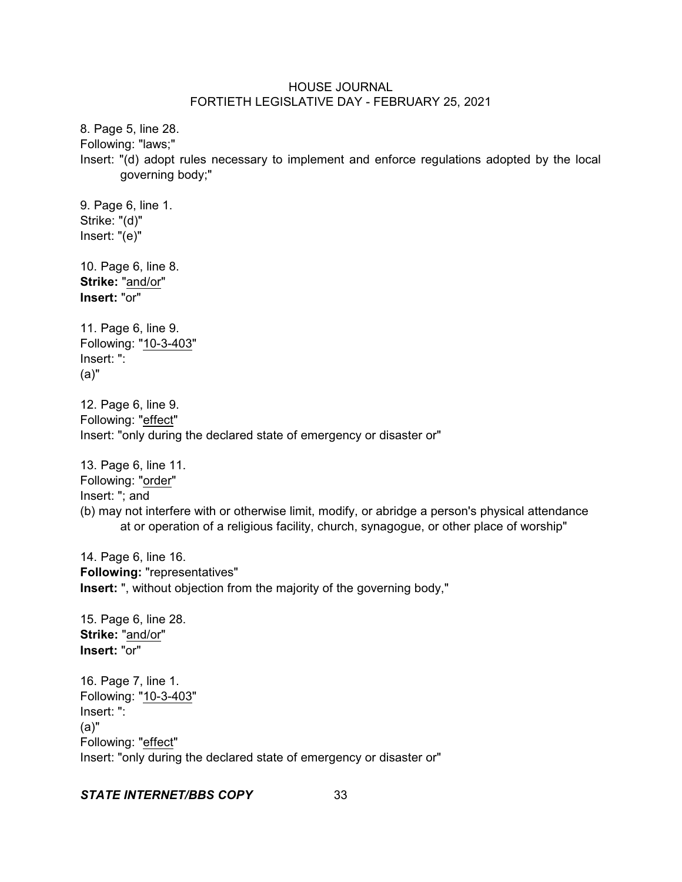8. Page 5, line 28.
Following: "laws;"
Insert: "(d) adopt rules necessary to implement and enforce regulations adopted by the local governing body;"

9. Page 6, line 1.
Strike: "(d)"
Insert: "(e)"

10. Page 6, line 8.
**Strike:** "and/or"
**Insert:** "or"

11. Page 6, line 9.
Following: "10-3-403"
Insert: ":
(a)"

12. Page 6, line 9.
Following: "effect"
Insert: "only during the declared state of emergency or disaster or"

13. Page 6, line 11.
Following: "order"
Insert: "; and
(b) may not interfere with or otherwise limit, modify, or abridge a person's physical attendance at or operation of a religious facility, church, synagogue, or other place of worship"

14. Page 6, line 16.
**Following:** "representatives"
**Insert:** ", without objection from the majority of the governing body,"

15. Page 6, line 28.
**Strike:** "and/or"
**Insert:** "or"

16. Page 7, line 1.
Following: "10-3-403"
Insert: ":
(a)"
Following: "effect"
Insert: "only during the declared state of emergency or disaster or"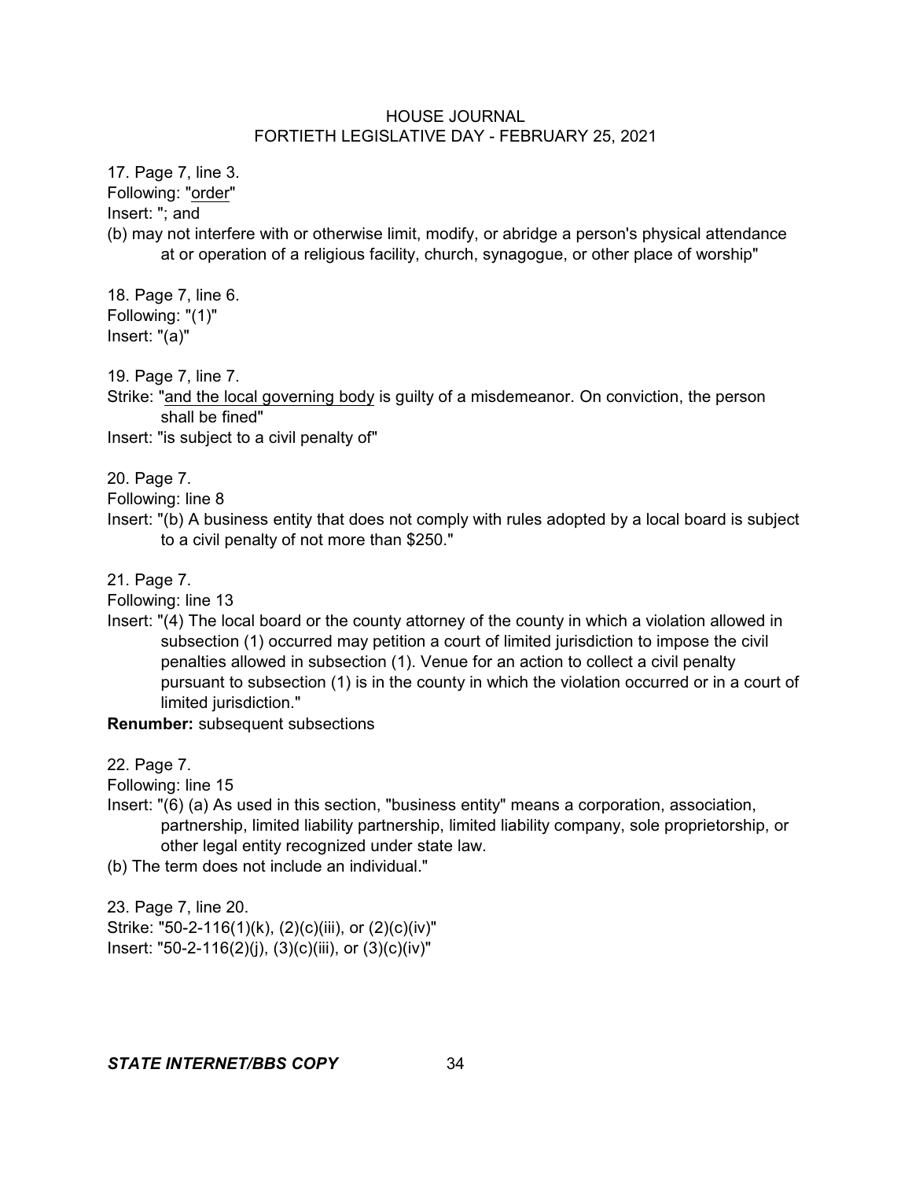17. Page 7, line 3.
Following: "order"
Insert: "; and
(b) may not interfere with or otherwise limit, modify, or abridge a person's physical attendance at or operation of a religious facility, church, synagogue, or other place of worship"

18. Page 7, line 6.
Following: "(1)"
Insert: "(a)"

19. Page 7, line 7.
Strike: "and the local governing body is guilty of a misdemeanor. On conviction, the person shall be fined"
Insert: "is subject to a civil penalty of"

20. Page 7.
Following: line 8
Insert: "(b) A business entity that does not comply with rules adopted by a local board is subject to a civil penalty of not more than $250."

21. Page 7.
Following: line 13
Insert: "(4) The local board or the county attorney of the county in which a violation allowed in subsection (1) occurred may petition a court of limited jurisdiction to impose the civil penalties allowed in subsection (1). Venue for an action to collect a civil penalty pursuant to subsection (1) is in the county in which the violation occurred or in a court of limited jurisdiction."
**Renumber:** subsequent subsections

22. Page 7.
Following: line 15
Insert: "(6) (a) As used in this section, "business entity" means a corporation, association, partnership, limited liability partnership, limited liability company, sole proprietorship, or other legal entity recognized under state law.
(b) The term does not include an individual."

23. Page 7, line 20.
Strike: "50-2-116(1)(k), (2)(c)(iii), or (2)(c)(iv)"
Insert: "50-2-116(2)(j), (3)(c)(iii), or (3)(c)(iv)"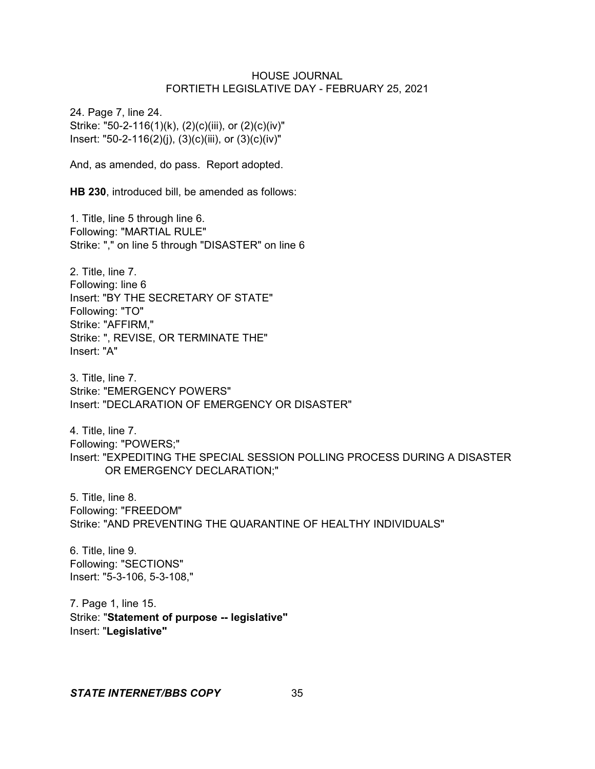24. Page 7, line 24.
Strike: "50-2-116(1)(k), (2)(c)(iii), or (2)(c)(iv)"
Insert: "50-2-116(2)(j), (3)(c)(iii), or (3)(c)(iv)"

And, as amended, do pass. Report adopted.

**HB 230**, introduced bill, be amended as follows:

1. Title, line 5 through line 6.
Following: "MARTIAL RULE"
Strike: "," on line 5 through "DISASTER" on line 6

2. Title, line 7.
Following: line 6
Insert: "BY THE SECRETARY OF STATE"
Following: "TO"
Strike: "AFFIRM,"
Strike: ", REVISE, OR TERMINATE THE"
Insert: "A"

3. Title, line 7.
Strike: "EMERGENCY POWERS"
Insert: "DECLARATION OF EMERGENCY OR DISASTER"

4. Title, line 7.
Following: "POWERS;"
Insert: "EXPEDITING THE SPECIAL SESSION POLLING PROCESS DURING A DISASTER OR EMERGENCY DECLARATION;"

5. Title, line 8.
Following: "FREEDOM"
Strike: "AND PREVENTING THE QUARANTINE OF HEALTHY INDIVIDUALS"

6. Title, line 9.
Following: "SECTIONS"
Insert: "5-3-106, 5-3-108,"

7. Page 1, line 15.
Strike: "**Statement of purpose -- legislative"**
Insert: "**Legislative"**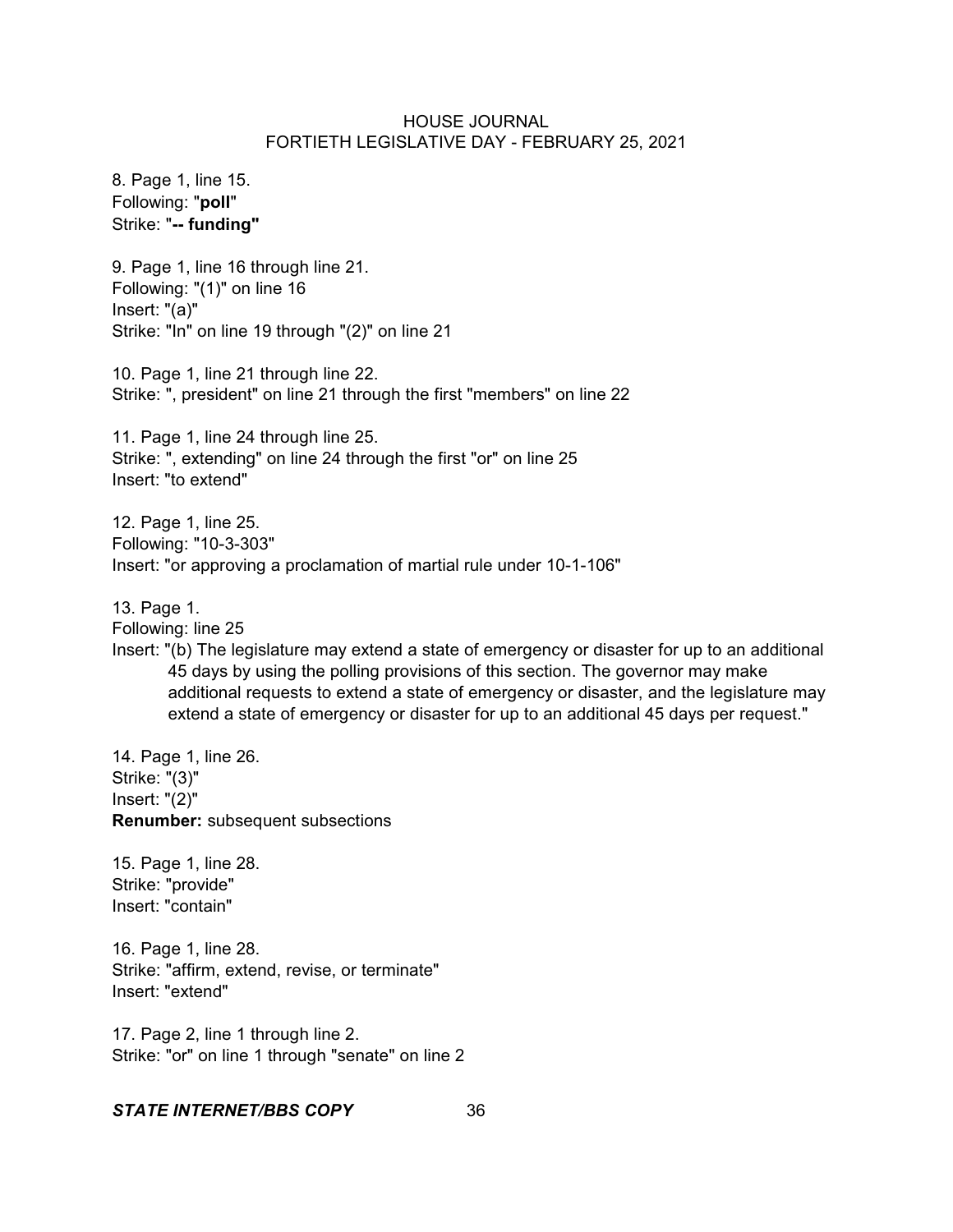8. Page 1, line 15.
Following: "**poll**"
Strike: "**-- funding"**

9. Page 1, line 16 through line 21.
Following: "(1)" on line 16
Insert: "(a)"
Strike: "In" on line 19 through "(2)" on line 21

10. Page 1, line 21 through line 22.
Strike: ", president" on line 21 through the first "members" on line 22

11. Page 1, line 24 through line 25.
Strike: ", extending" on line 24 through the first "or" on line 25
Insert: "to extend"

12. Page 1, line 25.
Following: "10-3-303"
Insert: "or approving a proclamation of martial rule under 10-1-106"

13. Page 1.
Following: line 25
Insert: "(b) The legislature may extend a state of emergency or disaster for up to an additional 45 days by using the polling provisions of this section. The governor may make additional requests to extend a state of emergency or disaster, and the legislature may extend a state of emergency or disaster for up to an additional 45 days per request."

14. Page 1, line 26.
Strike: "(3)"
Insert: "(2)"
**Renumber:** subsequent subsections

15. Page 1, line 28.
Strike: "provide"
Insert: "contain"

16. Page 1, line 28.
Strike: "affirm, extend, revise, or terminate"
Insert: "extend"

17. Page 2, line 1 through line 2.
Strike: "or" on line 1 through "senate" on line 2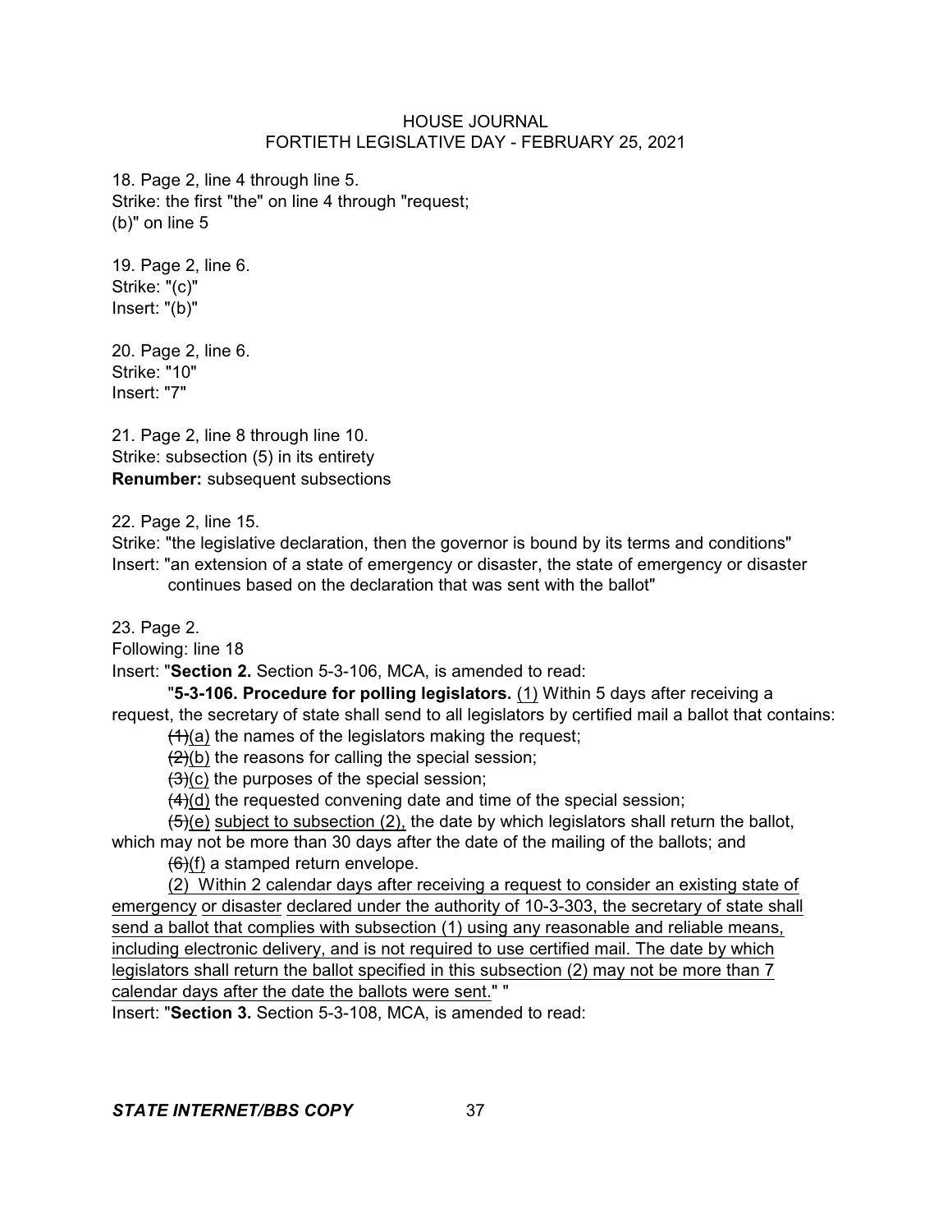18. Page 2, line 4 through line 5.
Strike: the first "the" on line 4 through "request;
(b)" on line 5

19. Page 2, line 6.
Strike: "(c)"
Insert: "(b)"

20. Page 2, line 6.
Strike: "10"
Insert: "7"

21. Page 2, line 8 through line 10.
Strike: subsection (5) in its entirety
**Renumber:** subsequent subsections

22. Page 2, line 15.
Strike: "the legislative declaration, then the governor is bound by its terms and conditions"
Insert: "an extension of a state of emergency or disaster, the state of emergency or disaster continues based on the declaration that was sent with the ballot"

23. Page 2.
Following: line 18
Insert: "**Section 2.** Section 5-3-106, MCA, is amended to read:

"**5-3-106. Procedure for polling legislators.** <u>(1)</u> Within 5 days after receiving a request, the secretary of state shall send to all legislators by certified mail a ballot that contains:

~~(1)~~<u>(a)</u> the names of the legislators making the request;

~~(2)~~<u>(b)</u> the reasons for calling the special session;

~~(3)~~<u>(c)</u> the purposes of the special session;

~~(4)~~<u>(d)</u> the requested convening date and time of the special session;

~~(5)~~<u>(e)</u> <u>subject to subsection (2),</u> the date by which legislators shall return the ballot, which may not be more than 30 days after the date of the mailing of the ballots; and

~~(6)~~<u>(f)</u> a stamped return envelope.

<u>(2) Within 2 calendar days after receiving a request to consider an existing state of emergency or disaster declared under the authority of 10-3-303, the secretary of state shall send a ballot that complies with subsection (1) using any reasonable and reliable means, including electronic delivery, and is not required to use certified mail. The date by which legislators shall return the ballot specified in this subsection (2) may not be more than 7 calendar days after the date the ballots were sent.</u>" "

Insert: "**Section 3.** Section 5-3-108, MCA, is amended to read: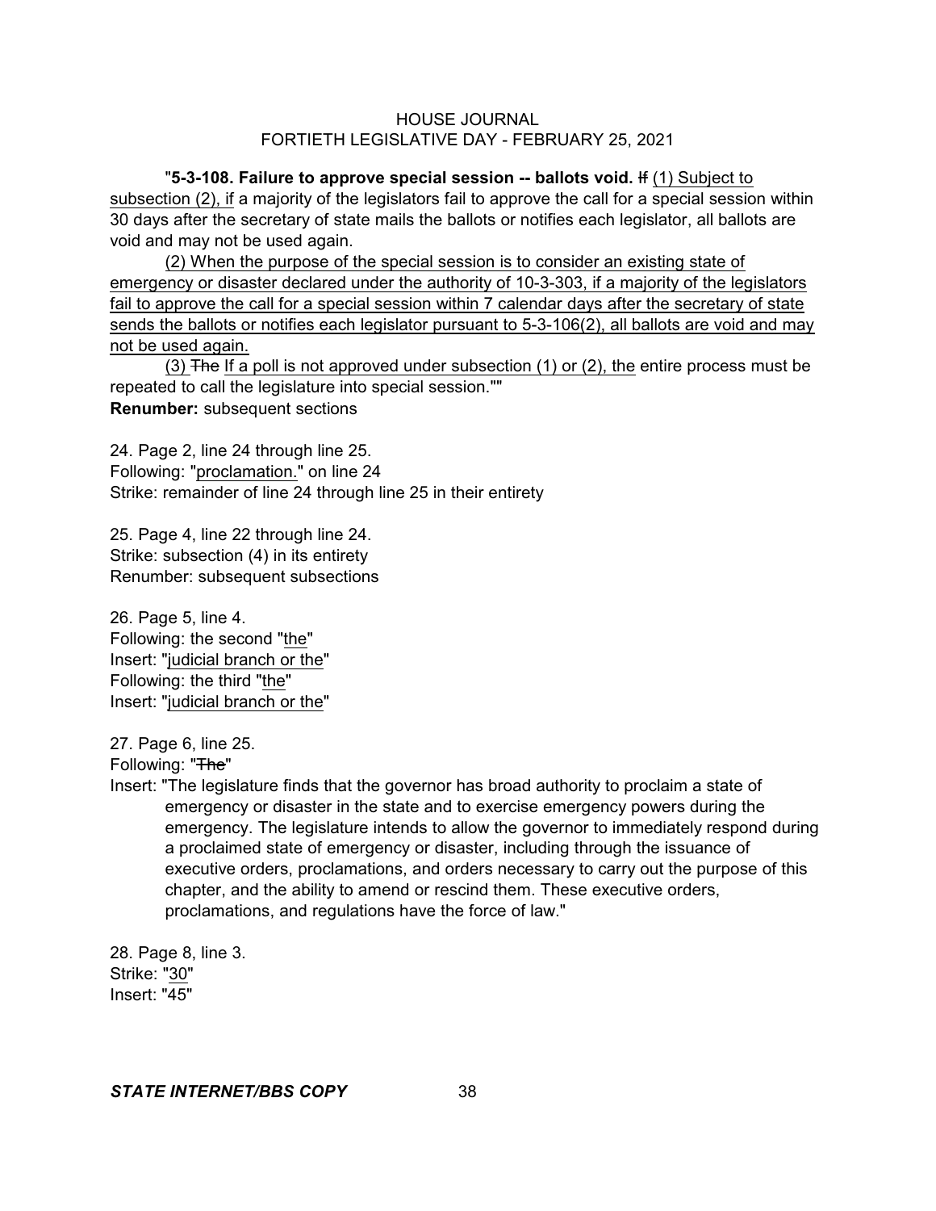"**5-3-108. Failure to approve special session -- ballots void.** ~~If~~ (1) Subject to subsection (2), if a majority of the legislators fail to approve the call for a special session within 30 days after the secretary of state mails the ballots or notifies each legislator, all ballots are void and may not be used again.

(2) When the purpose of the special session is to consider an existing state of emergency or disaster declared under the authority of 10-3-303, if a majority of the legislators fail to approve the call for a special session within 7 calendar days after the secretary of state sends the ballots or notifies each legislator pursuant to 5-3-106(2), all ballots are void and may not be used again.

(3) ~~The~~ If a poll is not approved under subsection (1) or (2), the entire process must be repeated to call the legislature into special session.""
**Renumber:** subsequent sections

24. Page 2, line 24 through line 25.
Following: "proclamation." on line 24
Strike: remainder of line 24 through line 25 in their entirety

25. Page 4, line 22 through line 24.
Strike: subsection (4) in its entirety
Renumber: subsequent subsections

26. Page 5, line 4.
Following: the second "the"
Insert: "judicial branch or the"
Following: the third "the"
Insert: "judicial branch or the"

27. Page 6, line 25.
Following: "~~The~~"
Insert: "The legislature finds that the governor has broad authority to proclaim a state of emergency or disaster in the state and to exercise emergency powers during the emergency. The legislature intends to allow the governor to immediately respond during a proclaimed state of emergency or disaster, including through the issuance of executive orders, proclamations, and orders necessary to carry out the purpose of this chapter, and the ability to amend or rescind them. These executive orders, proclamations, and regulations have the force of law."

28. Page 8, line 3.
Strike: "30"
Insert: "45"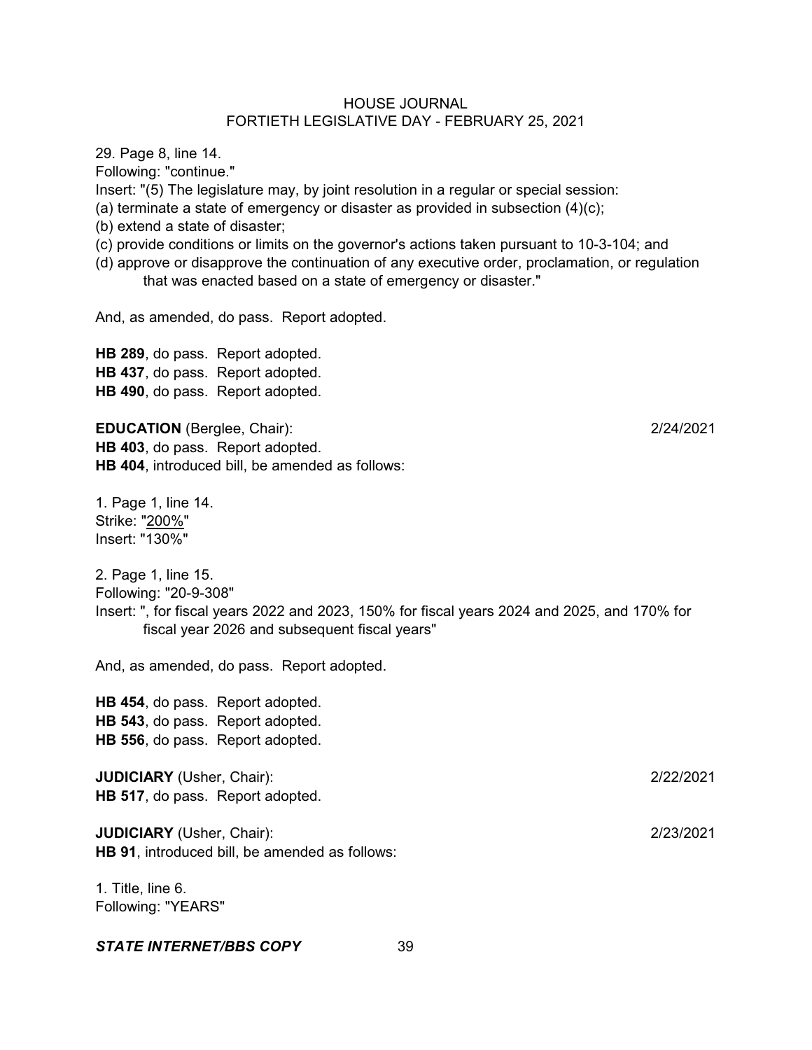29. Page 8, line 14.
Following: "continue."
Insert: "(5) The legislature may, by joint resolution in a regular or special session:
(a) terminate a state of emergency or disaster as provided in subsection (4)(c);
(b) extend a state of disaster;
(c) provide conditions or limits on the governor's actions taken pursuant to 10-3-104; and
(d) approve or disapprove the continuation of any executive order, proclamation, or regulation that was enacted based on a state of emergency or disaster."

And, as amended, do pass. Report adopted.

**HB 289**, do pass. Report adopted.
**HB 437**, do pass. Report adopted.
**HB 490**, do pass. Report adopted.

**EDUCATION** (Berglee, Chair): 2/24/2021
**HB 403**, do pass. Report adopted.
**HB 404**, introduced bill, be amended as follows:

1. Page 1, line 14.
Strike: "200%"
Insert: "130%"

2. Page 1, line 15.
Following: "20-9-308"
Insert: ", for fiscal years 2022 and 2023, 150% for fiscal years 2024 and 2025, and 170% for fiscal year 2026 and subsequent fiscal years"

And, as amended, do pass. Report adopted.

**HB 454**, do pass. Report adopted.
**HB 543**, do pass. Report adopted.
**HB 556**, do pass. Report adopted.

**JUDICIARY** (Usher, Chair): 2/22/2021
**HB 517**, do pass. Report adopted.

**JUDICIARY** (Usher, Chair): 2/23/2021
**HB 91**, introduced bill, be amended as follows:

1. Title, line 6.
Following: "YEARS"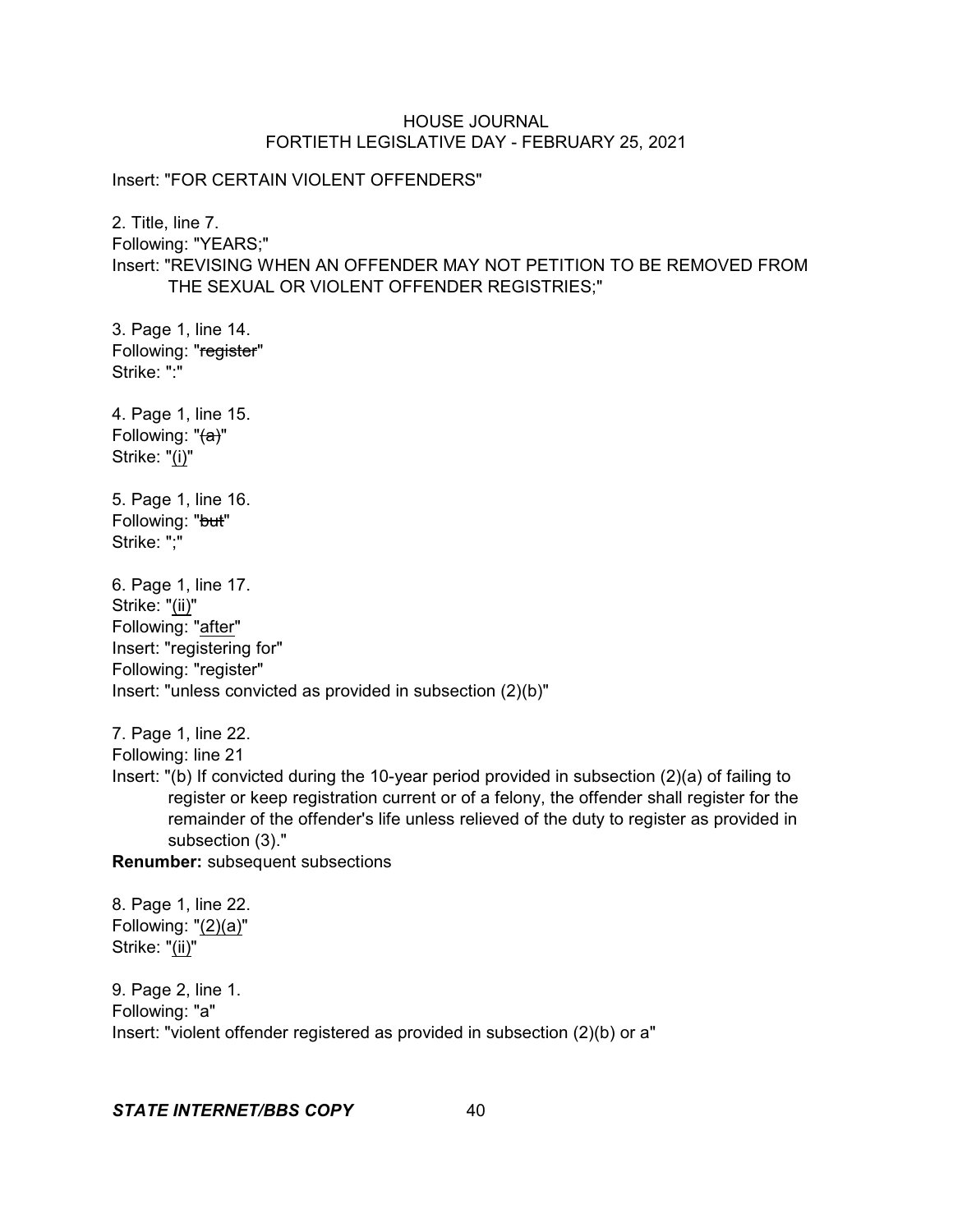Insert: "FOR CERTAIN VIOLENT OFFENDERS"

2. Title, line 7.
Following: "YEARS;"
Insert: "REVISING WHEN AN OFFENDER MAY NOT PETITION TO BE REMOVED FROM THE SEXUAL OR VIOLENT OFFENDER REGISTRIES;"

3. Page 1, line 14.
Following: "~~register~~"
Strike: ":"

4. Page 1, line 15.
Following: "~~(a)~~"
Strike: "(i)"

5. Page 1, line 16.
Following: "~~but~~"
Strike: ";"

6. Page 1, line 17.
Strike: "(ii)"
Following: "after"
Insert: "registering for"
Following: "register"
Insert: "unless convicted as provided in subsection (2)(b)"

7. Page 1, line 22.
Following: line 21
Insert: "(b) If convicted during the 10-year period provided in subsection (2)(a) of failing to register or keep registration current or of a felony, the offender shall register for the remainder of the offender's life unless relieved of the duty to register as provided in subsection (3)."
**Renumber:** subsequent subsections

8. Page 1, line 22.
Following: "(2)(a)"
Strike: "(ii)"

9. Page 2, line 1.
Following: "a"
Insert: "violent offender registered as provided in subsection (2)(b) or a"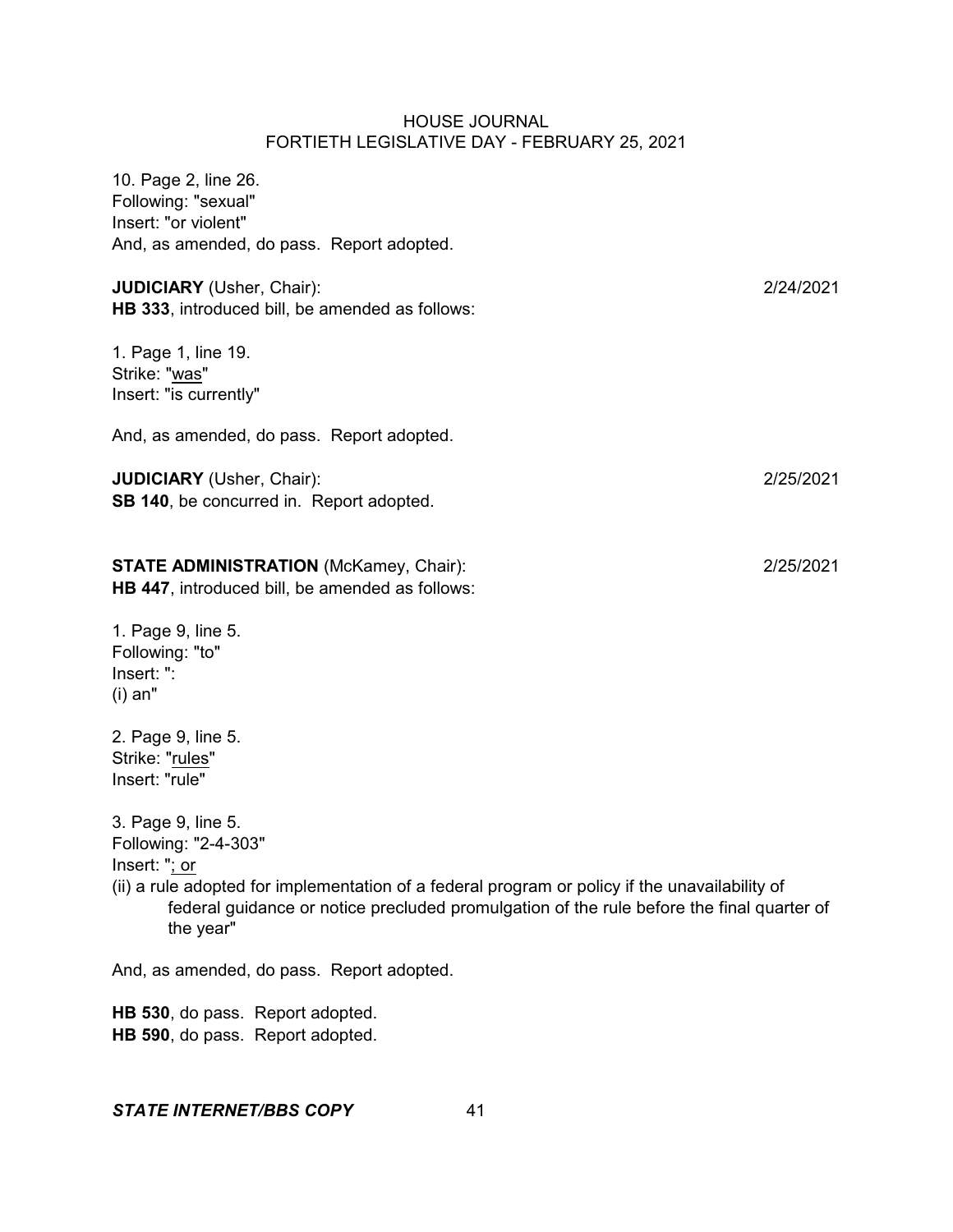10. Page 2, line 26.
Following: "sexual"
Insert: "or violent"
And, as amended, do pass. Report adopted.

**JUDICIARY** (Usher, Chair): 2/24/2021
**HB 333**, introduced bill, be amended as follows:

1. Page 1, line 19.
Strike: "was"
Insert: "is currently"

And, as amended, do pass. Report adopted.

**JUDICIARY** (Usher, Chair): 2/25/2021
**SB 140**, be concurred in. Report adopted.

**STATE ADMINISTRATION** (McKamey, Chair): 2/25/2021
**HB 447**, introduced bill, be amended as follows:

1. Page 9, line 5.
Following: "to"
Insert: ":
(i) an"

2. Page 9, line 5.
Strike: "rules"
Insert: "rule"

3. Page 9, line 5.
Following: "2-4-303"
Insert: "; or
(ii) a rule adopted for implementation of a federal program or policy if the unavailability of federal guidance or notice precluded promulgation of the rule before the final quarter of the year"

And, as amended, do pass. Report adopted.

**HB 530**, do pass. Report adopted.
**HB 590**, do pass. Report adopted.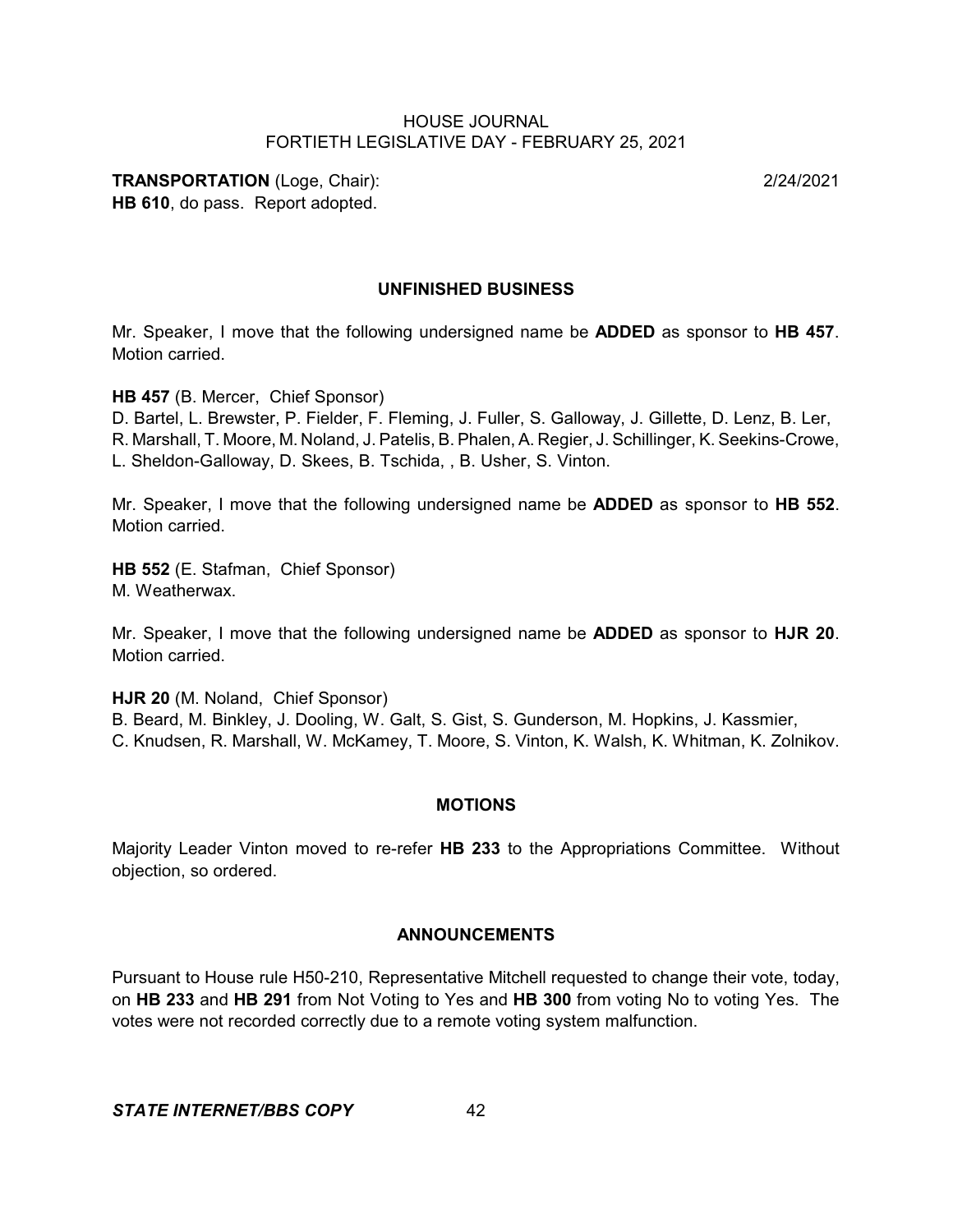**TRANSPORTATION** (Loge, Chair): 2/24/2021
**HB 610**, do pass. Report adopted.

## UNFINISHED BUSINESS

Mr. Speaker, I move that the following undersigned name be **ADDED** as sponsor to **HB 457**. Motion carried.

**HB 457** (B. Mercer, Chief Sponsor)
D. Bartel, L. Brewster, P. Fielder, F. Fleming, J. Fuller, S. Galloway, J. Gillette, D. Lenz, B. Ler, R. Marshall, T. Moore, M. Noland, J. Patelis, B. Phalen, A. Regier, J. Schillinger, K. Seekins-Crowe, L. Sheldon-Galloway, D. Skees, B. Tschida, , B. Usher, S. Vinton.

Mr. Speaker, I move that the following undersigned name be **ADDED** as sponsor to **HB 552**. Motion carried.

**HB 552** (E. Stafman, Chief Sponsor)
M. Weatherwax.

Mr. Speaker, I move that the following undersigned name be **ADDED** as sponsor to **HJR 20**. Motion carried.

**HJR 20** (M. Noland, Chief Sponsor)
B. Beard, M. Binkley, J. Dooling, W. Galt, S. Gist, S. Gunderson, M. Hopkins, J. Kassmier, C. Knudsen, R. Marshall, W. McKamey, T. Moore, S. Vinton, K. Walsh, K. Whitman, K. Zolnikov.

## MOTIONS

Majority Leader Vinton moved to re-refer **HB 233** to the Appropriations Committee. Without objection, so ordered.

## ANNOUNCEMENTS

Pursuant to House rule H50-210, Representative Mitchell requested to change their vote, today, on **HB 233** and **HB 291** from Not Voting to Yes and **HB 300** from voting No to voting Yes. The votes were not recorded correctly due to a remote voting system malfunction.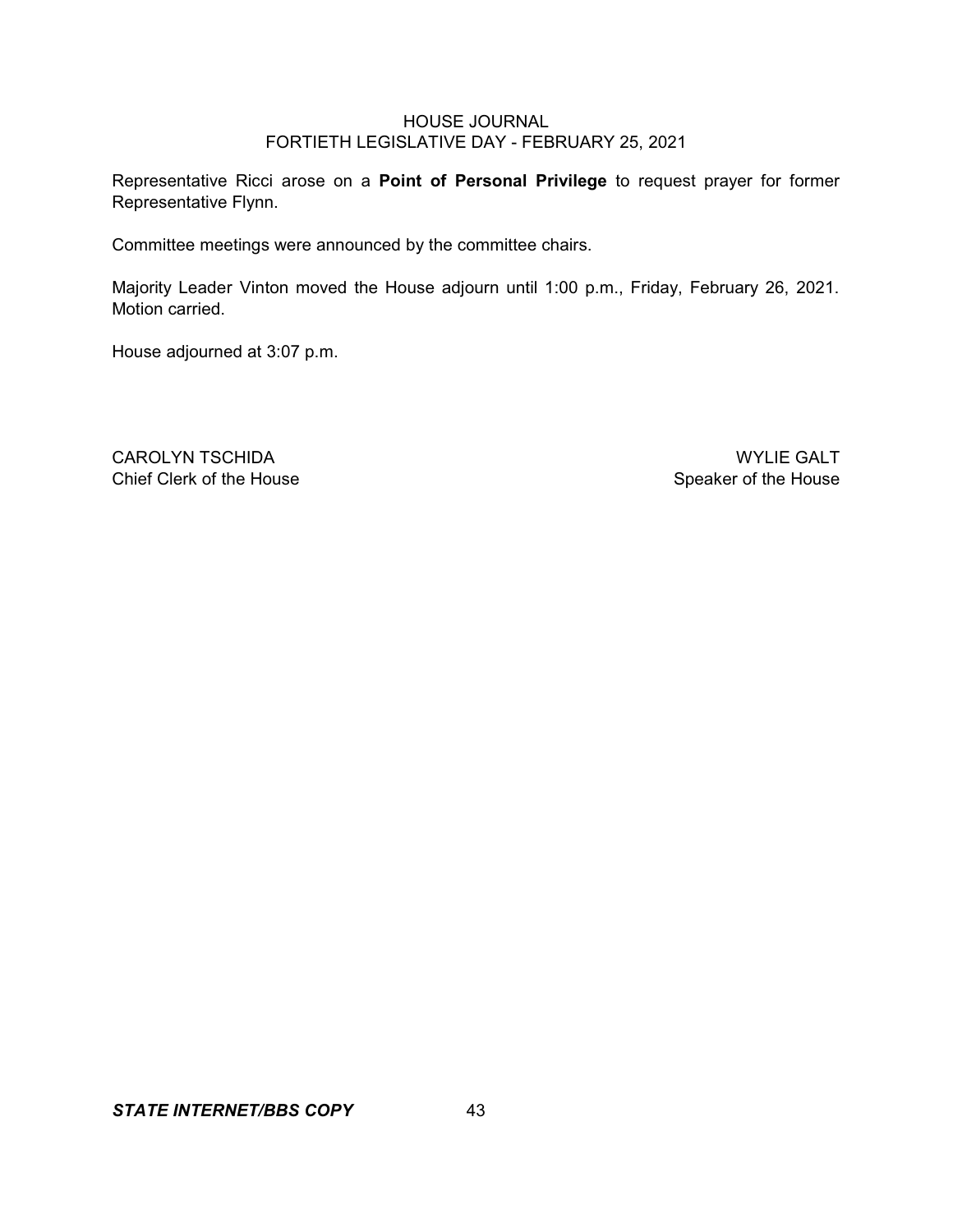Representative Ricci arose on a **Point of Personal Privilege** to request prayer for former Representative Flynn.

Committee meetings were announced by the committee chairs.

Majority Leader Vinton moved the House adjourn until 1:00 p.m., Friday, February 26, 2021. Motion carried.

House adjourned at 3:07 p.m.

| | |
|---|---|
| CAROLYN TSCHIDA | WYLIE GALT |
| Chief Clerk of the House | Speaker of the House |